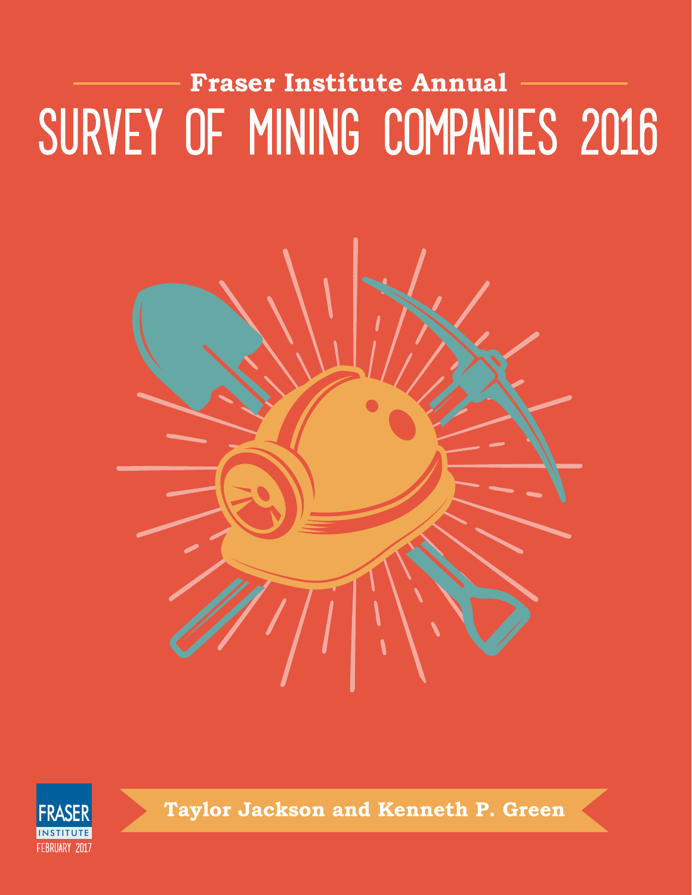Fraser Institute Annual

# SURVEY OF MINING COMPANIES 2016

Taylor Jackson and Kenneth P. Green

FRASER INSTITUTE

FEBRUARY 2017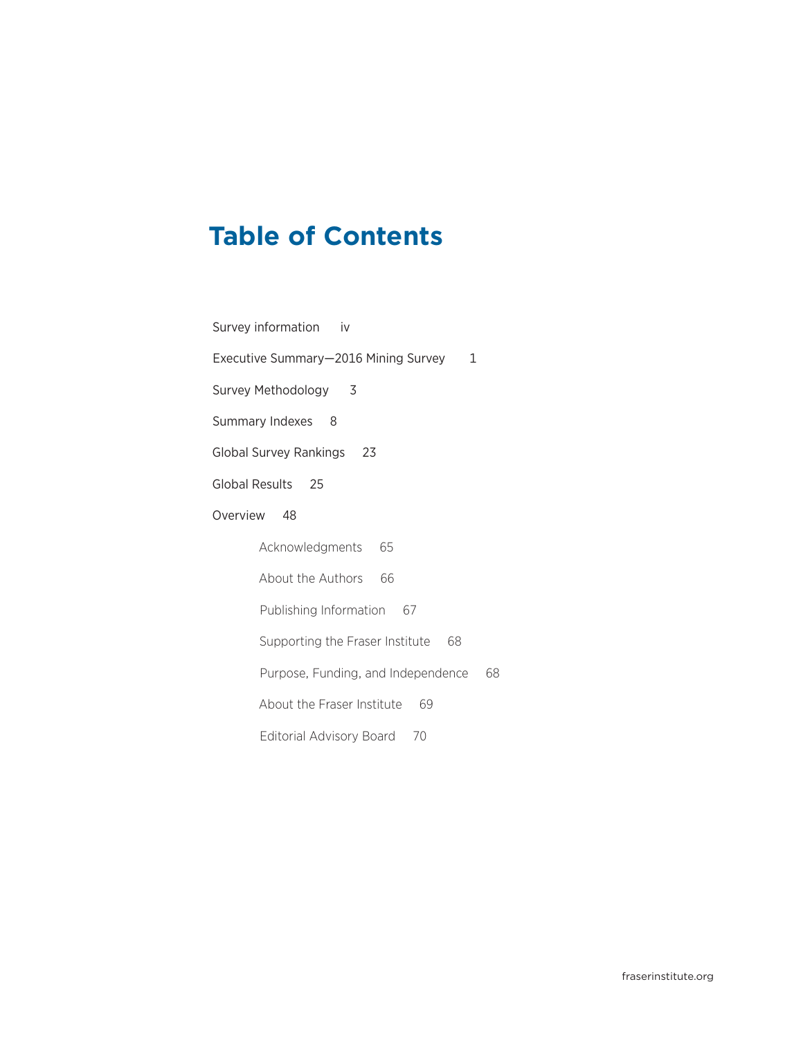# Table of Contents

Survey information iv

Executive Summary—2016 Mining Survey 1

Survey Methodology 3

Summary Indexes 8

Global Survey Rankings 23

Global Results 25

Overview 48

- Acknowledgments 65
- About the Authors 66
- Publishing Information 67
- Supporting the Fraser Institute 68
- Purpose, Funding, and Independence 68
- About the Fraser Institute 69
- Editorial Advisory Board 70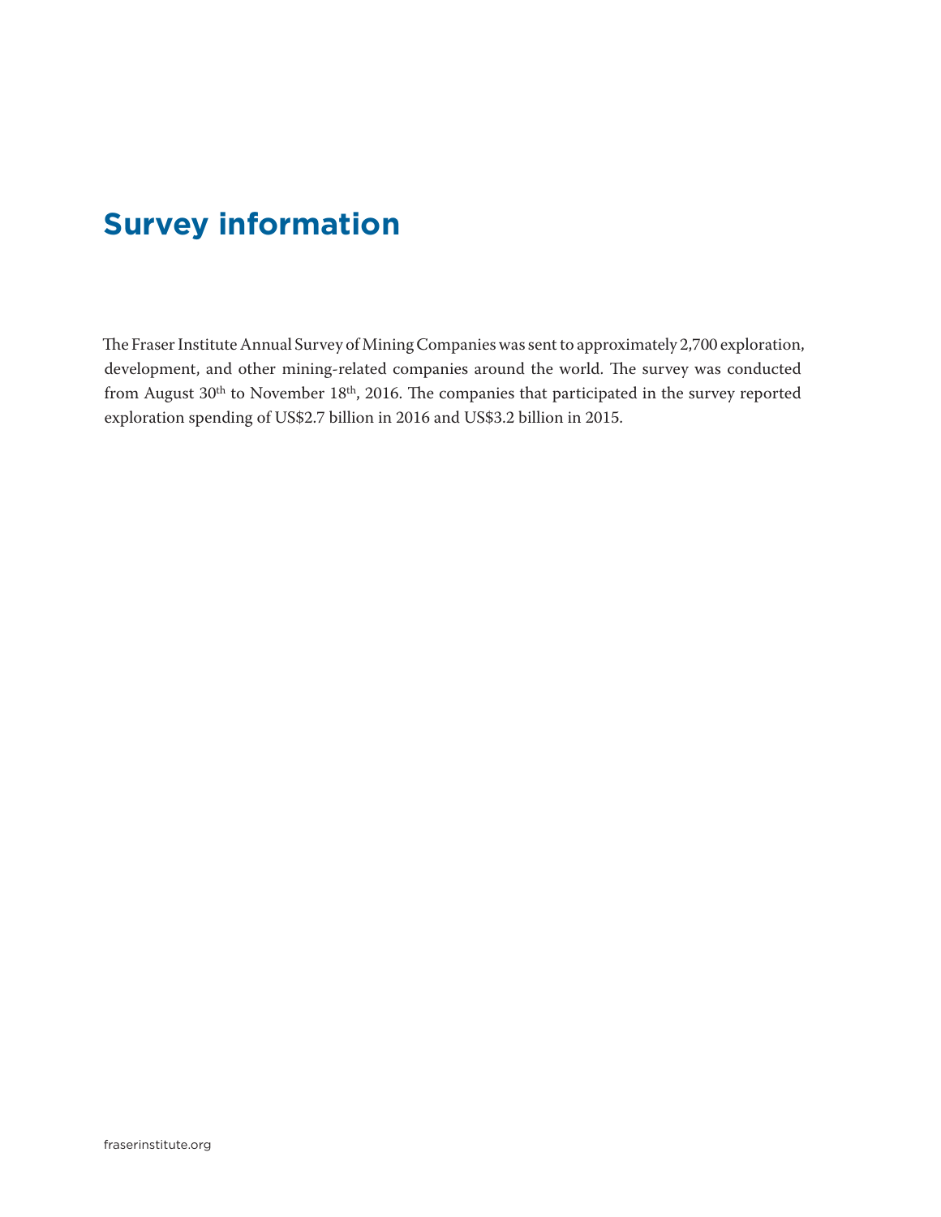# Survey information

The Fraser Institute Annual Survey of Mining Companies was sent to approximately 2,700 exploration, development, and other mining-related companies around the world. The survey was conducted from August 30th to November 18th, 2016. The companies that participated in the survey reported exploration spending of US$2.7 billion in 2016 and US$3.2 billion in 2015.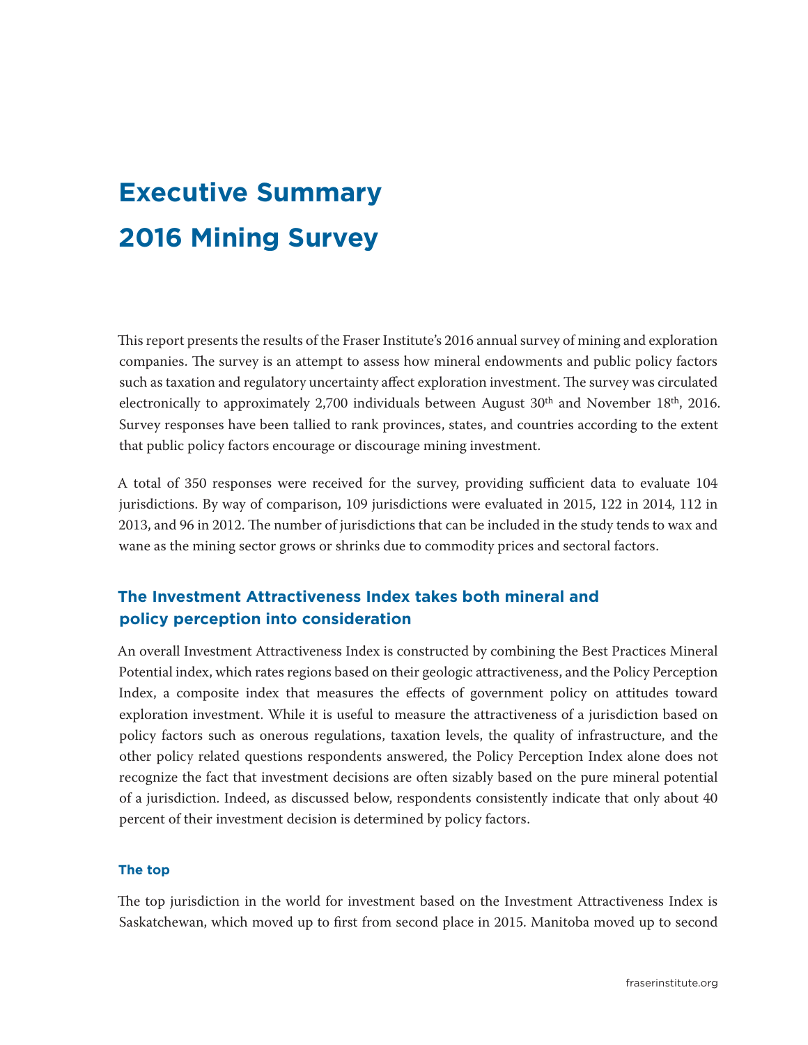# Executive Summary 2016 Mining Survey

This report presents the results of the Fraser Institute's 2016 annual survey of mining and exploration companies. The survey is an attempt to assess how mineral endowments and public policy factors such as taxation and regulatory uncertainty affect exploration investment. The survey was circulated electronically to approximately 2,700 individuals between August 30th and November 18th, 2016. Survey responses have been tallied to rank provinces, states, and countries according to the extent that public policy factors encourage or discourage mining investment.

A total of 350 responses were received for the survey, providing sufficient data to evaluate 104 jurisdictions. By way of comparison, 109 jurisdictions were evaluated in 2015, 122 in 2014, 112 in 2013, and 96 in 2012. The number of jurisdictions that can be included in the study tends to wax and wane as the mining sector grows or shrinks due to commodity prices and sectoral factors.

## The Investment Attractiveness Index takes both mineral and policy perception into consideration

An overall Investment Attractiveness Index is constructed by combining the Best Practices Mineral Potential index, which rates regions based on their geologic attractiveness, and the Policy Perception Index, a composite index that measures the effects of government policy on attitudes toward exploration investment. While it is useful to measure the attractiveness of a jurisdiction based on policy factors such as onerous regulations, taxation levels, the quality of infrastructure, and the other policy related questions respondents answered, the Policy Perception Index alone does not recognize the fact that investment decisions are often sizably based on the pure mineral potential of a jurisdiction. Indeed, as discussed below, respondents consistently indicate that only about 40 percent of their investment decision is determined by policy factors.

### The top

The top jurisdiction in the world for investment based on the Investment Attractiveness Index is Saskatchewan, which moved up to first from second place in 2015. Manitoba moved up to second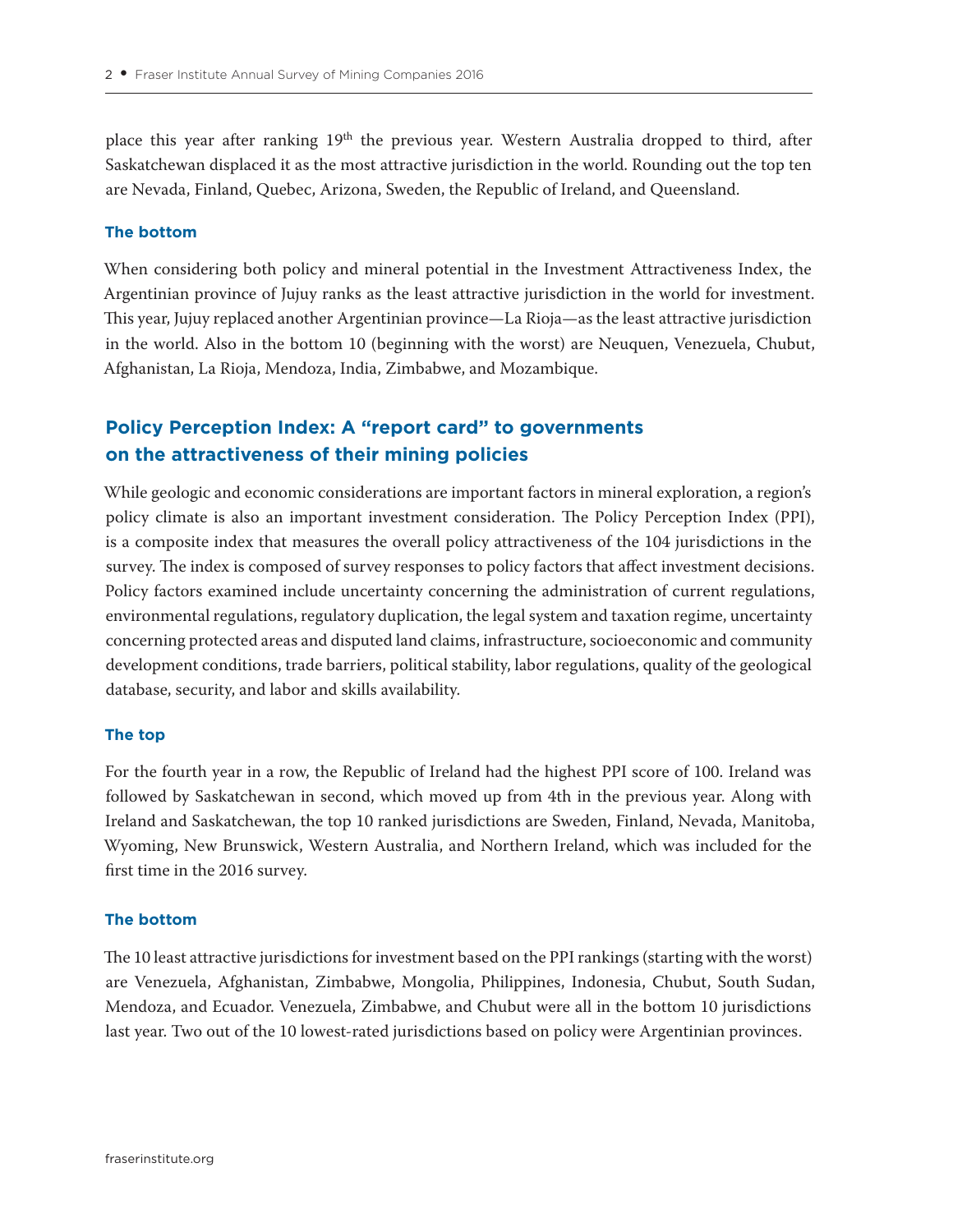place this year after ranking 19th the previous year. Western Australia dropped to third, after Saskatchewan displaced it as the most attractive jurisdiction in the world. Rounding out the top ten are Nevada, Finland, Quebec, Arizona, Sweden, the Republic of Ireland, and Queensland.

### The bottom

When considering both policy and mineral potential in the Investment Attractiveness Index, the Argentinian province of Jujuy ranks as the least attractive jurisdiction in the world for investment. This year, Jujuy replaced another Argentinian province—La Rioja—as the least attractive jurisdiction in the world. Also in the bottom 10 (beginning with the worst) are Neuquen, Venezuela, Chubut, Afghanistan, La Rioja, Mendoza, India, Zimbabwe, and Mozambique.

## Policy Perception Index: A "report card" to governments on the attractiveness of their mining policies

While geologic and economic considerations are important factors in mineral exploration, a region's policy climate is also an important investment consideration. The Policy Perception Index (PPI), is a composite index that measures the overall policy attractiveness of the 104 jurisdictions in the survey. The index is composed of survey responses to policy factors that affect investment decisions. Policy factors examined include uncertainty concerning the administration of current regulations, environmental regulations, regulatory duplication, the legal system and taxation regime, uncertainty concerning protected areas and disputed land claims, infrastructure, socioeconomic and community development conditions, trade barriers, political stability, labor regulations, quality of the geological database, security, and labor and skills availability.

### The top

For the fourth year in a row, the Republic of Ireland had the highest PPI score of 100. Ireland was followed by Saskatchewan in second, which moved up from 4th in the previous year. Along with Ireland and Saskatchewan, the top 10 ranked jurisdictions are Sweden, Finland, Nevada, Manitoba, Wyoming, New Brunswick, Western Australia, and Northern Ireland, which was included for the first time in the 2016 survey.

### The bottom

The 10 least attractive jurisdictions for investment based on the PPI rankings (starting with the worst) are Venezuela, Afghanistan, Zimbabwe, Mongolia, Philippines, Indonesia, Chubut, South Sudan, Mendoza, and Ecuador. Venezuela, Zimbabwe, and Chubut were all in the bottom 10 jurisdictions last year. Two out of the 10 lowest-rated jurisdictions based on policy were Argentinian provinces.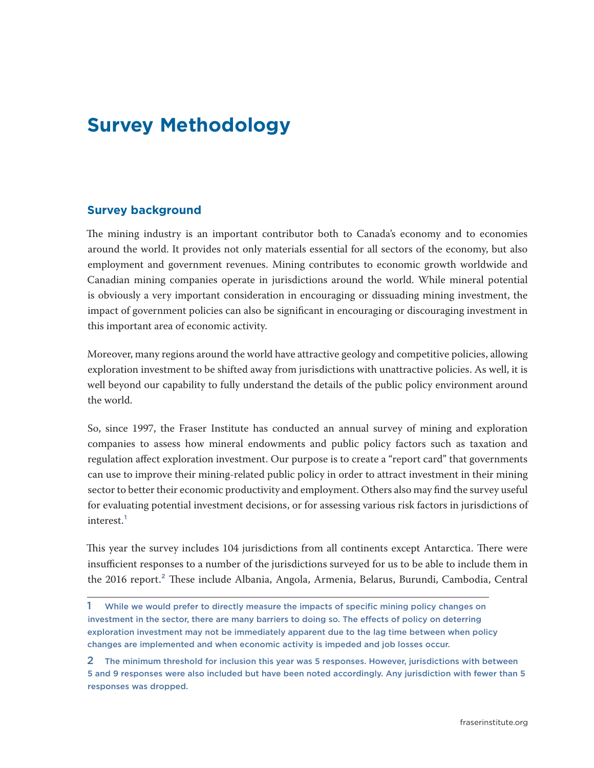# Survey Methodology

## Survey background

The mining industry is an important contributor both to Canada's economy and to economies around the world. It provides not only materials essential for all sectors of the economy, but also employment and government revenues. Mining contributes to economic growth worldwide and Canadian mining companies operate in jurisdictions around the world. While mineral potential is obviously a very important consideration in encouraging or dissuading mining investment, the impact of government policies can also be significant in encouraging or discouraging investment in this important area of economic activity.

Moreover, many regions around the world have attractive geology and competitive policies, allowing exploration investment to be shifted away from jurisdictions with unattractive policies. As well, it is well beyond our capability to fully understand the details of the public policy environment around the world.

So, since 1997, the Fraser Institute has conducted an annual survey of mining and exploration companies to assess how mineral endowments and public policy factors such as taxation and regulation affect exploration investment. Our purpose is to create a "report card" that governments can use to improve their mining-related public policy in order to attract investment in their mining sector to better their economic productivity and employment. Others also may find the survey useful for evaluating potential investment decisions, or for assessing various risk factors in jurisdictions of interest.[1]

This year the survey includes 104 jurisdictions from all continents except Antarctica. There were insufficient responses to a number of the jurisdictions surveyed for us to be able to include them in the 2016 report.[2] These include Albania, Angola, Armenia, Belarus, Burundi, Cambodia, Central

---

1 While we would prefer to directly measure the impacts of specific mining policy changes on investment in the sector, there are many barriers to doing so. The effects of policy on deterring exploration investment may not be immediately apparent due to the lag time between when policy changes are implemented and when economic activity is impeded and job losses occur.

2 The minimum threshold for inclusion this year was 5 responses. However, jurisdictions with between 5 and 9 responses were also included but have been noted accordingly. Any jurisdiction with fewer than 5 responses was dropped.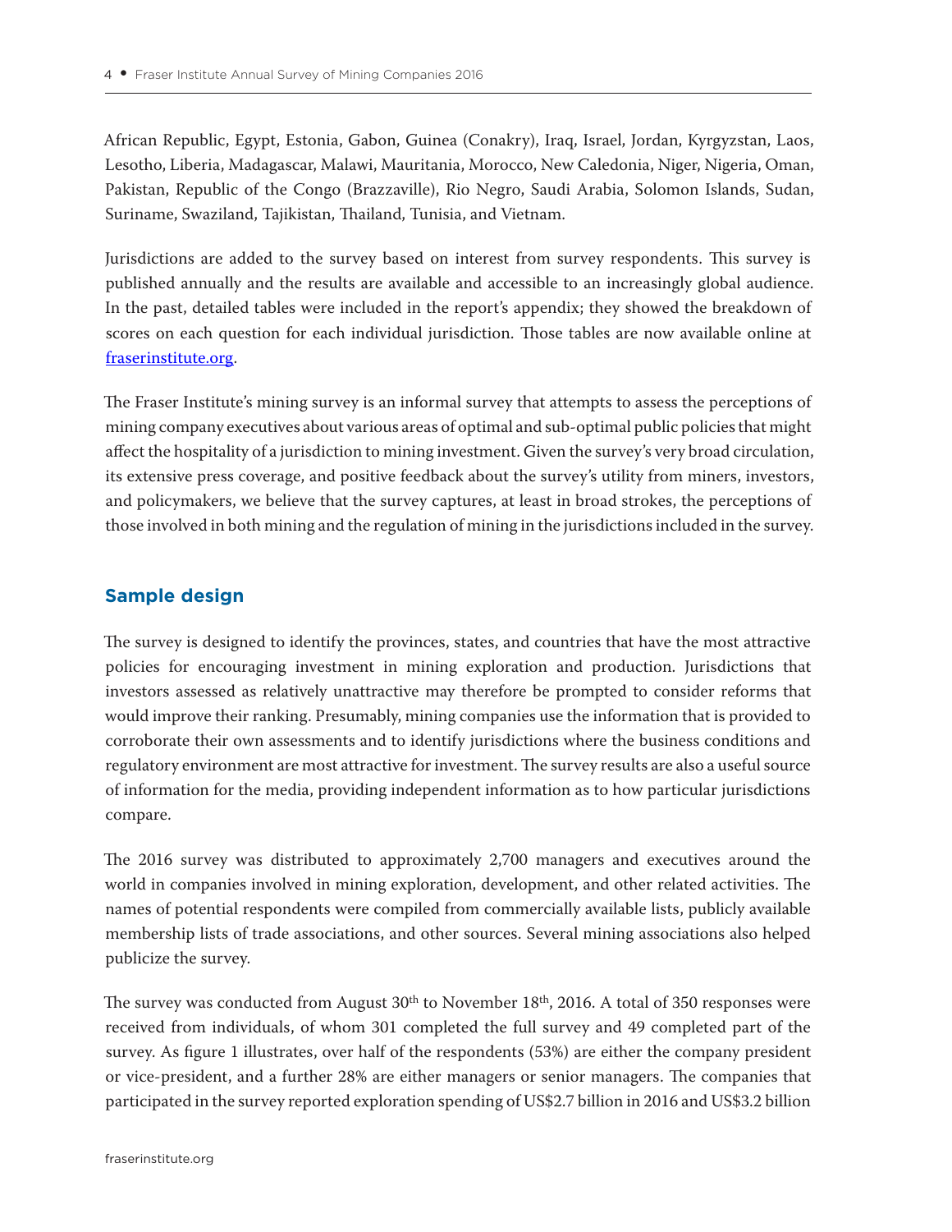African Republic, Egypt, Estonia, Gabon, Guinea (Conakry), Iraq, Israel, Jordan, Kyrgyzstan, Laos, Lesotho, Liberia, Madagascar, Malawi, Mauritania, Morocco, New Caledonia, Niger, Nigeria, Oman, Pakistan, Republic of the Congo (Brazzaville), Rio Negro, Saudi Arabia, Solomon Islands, Sudan, Suriname, Swaziland, Tajikistan, Thailand, Tunisia, and Vietnam.

Jurisdictions are added to the survey based on interest from survey respondents. This survey is published annually and the results are available and accessible to an increasingly global audience. In the past, detailed tables were included in the report's appendix; they showed the breakdown of scores on each question for each individual jurisdiction. Those tables are now available online at fraserinstitute.org.

The Fraser Institute's mining survey is an informal survey that attempts to assess the perceptions of mining company executives about various areas of optimal and sub-optimal public policies that might affect the hospitality of a jurisdiction to mining investment. Given the survey's very broad circulation, its extensive press coverage, and positive feedback about the survey's utility from miners, investors, and policymakers, we believe that the survey captures, at least in broad strokes, the perceptions of those involved in both mining and the regulation of mining in the jurisdictions included in the survey.

## Sample design

The survey is designed to identify the provinces, states, and countries that have the most attractive policies for encouraging investment in mining exploration and production. Jurisdictions that investors assessed as relatively unattractive may therefore be prompted to consider reforms that would improve their ranking. Presumably, mining companies use the information that is provided to corroborate their own assessments and to identify jurisdictions where the business conditions and regulatory environment are most attractive for investment. The survey results are also a useful source of information for the media, providing independent information as to how particular jurisdictions compare.

The 2016 survey was distributed to approximately 2,700 managers and executives around the world in companies involved in mining exploration, development, and other related activities. The names of potential respondents were compiled from commercially available lists, publicly available membership lists of trade associations, and other sources. Several mining associations also helped publicize the survey.

The survey was conducted from August 30th to November 18th, 2016. A total of 350 responses were received from individuals, of whom 301 completed the full survey and 49 completed part of the survey. As figure 1 illustrates, over half of the respondents (53%) are either the company president or vice-president, and a further 28% are either managers or senior managers. The companies that participated in the survey reported exploration spending of US$2.7 billion in 2016 and US$3.2 billion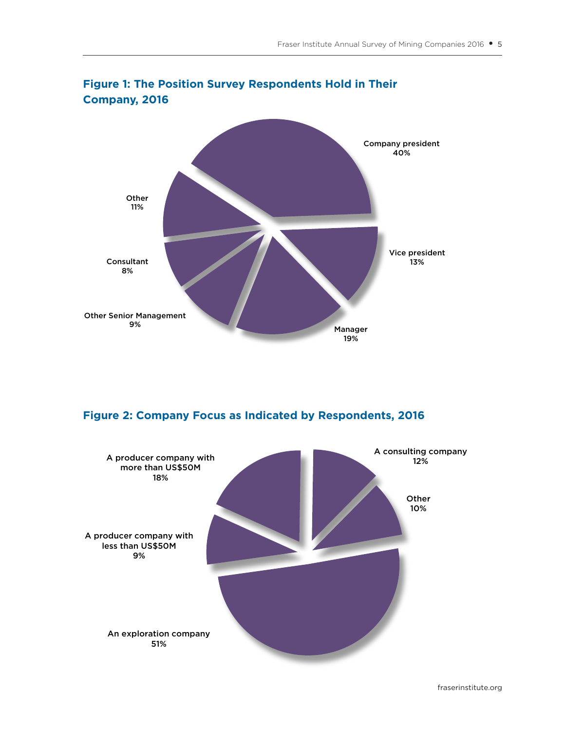## Figure 1: The Position Survey Respondents Hold in Their Company, 2016

Company president
40%

Vice president
13%

Manager
19%

Other Senior Management
9%

Consultant
8%

Other
11%

## Figure 2: Company Focus as Indicated by Respondents, 2016

A consulting company
12%

Other
10%

An exploration company
51%

A producer company with less than US$50M
9%

A producer company with more than US$50M
18%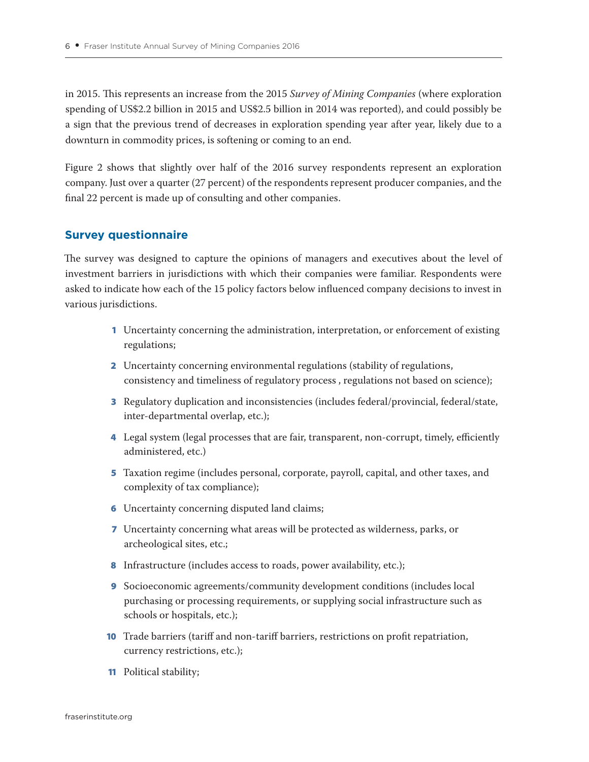in 2015. This represents an increase from the 2015 *Survey of Mining Companies* (where exploration spending of US$2.2 billion in 2015 and US$2.5 billion in 2014 was reported), and could possibly be a sign that the previous trend of decreases in exploration spending year after year, likely due to a downturn in commodity prices, is softening or coming to an end.

Figure 2 shows that slightly over half of the 2016 survey respondents represent an exploration company. Just over a quarter (27 percent) of the respondents represent producer companies, and the final 22 percent is made up of consulting and other companies.

## Survey questionnaire

The survey was designed to capture the opinions of managers and executives about the level of investment barriers in jurisdictions with which their companies were familiar. Respondents were asked to indicate how each of the 15 policy factors below influenced company decisions to invest in various jurisdictions.

1. Uncertainty concerning the administration, interpretation, or enforcement of existing regulations;
2. Uncertainty concerning environmental regulations (stability of regulations, consistency and timeliness of regulatory process , regulations not based on science);
3. Regulatory duplication and inconsistencies (includes federal/provincial, federal/state, inter-departmental overlap, etc.);
4. Legal system (legal processes that are fair, transparent, non-corrupt, timely, efficiently administered, etc.)
5. Taxation regime (includes personal, corporate, payroll, capital, and other taxes, and complexity of tax compliance);
6. Uncertainty concerning disputed land claims;
7. Uncertainty concerning what areas will be protected as wilderness, parks, or archeological sites, etc.;
8. Infrastructure (includes access to roads, power availability, etc.);
9. Socioeconomic agreements/community development conditions (includes local purchasing or processing requirements, or supplying social infrastructure such as schools or hospitals, etc.);
10. Trade barriers (tariff and non-tariff barriers, restrictions on profit repatriation, currency restrictions, etc.);
11. Political stability;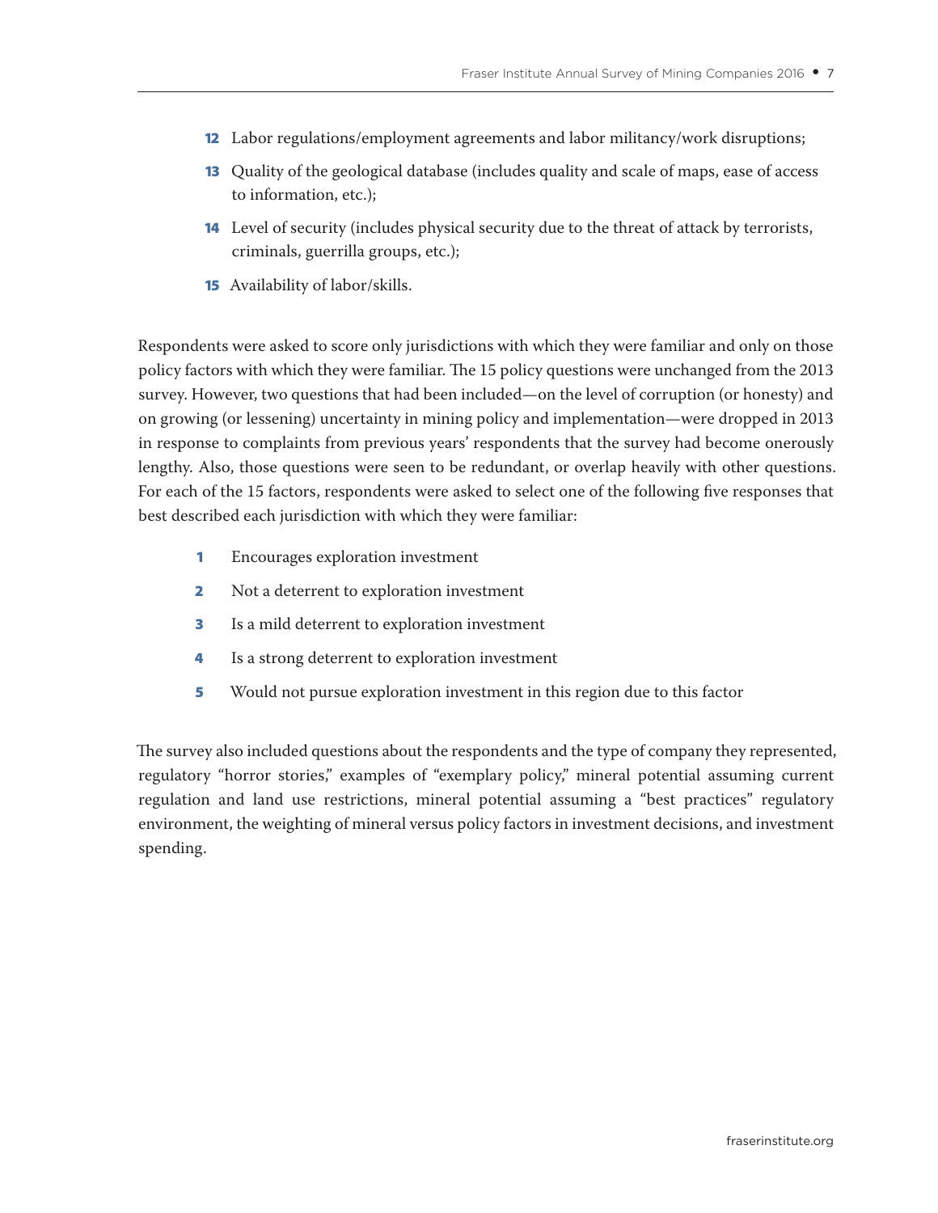12. Labor regulations/employment agreements and labor militancy/work disruptions;
13. Quality of the geological database (includes quality and scale of maps, ease of access to information, etc.);
14. Level of security (includes physical security due to the threat of attack by terrorists, criminals, guerrilla groups, etc.);
15. Availability of labor/skills.

Respondents were asked to score only jurisdictions with which they were familiar and only on those policy factors with which they were familiar. The 15 policy questions were unchanged from the 2013 survey. However, two questions that had been included—on the level of corruption (or honesty) and on growing (or lessening) uncertainty in mining policy and implementation—were dropped in 2013 in response to complaints from previous years' respondents that the survey had become onerously lengthy. Also, those questions were seen to be redundant, or overlap heavily with other questions. For each of the 15 factors, respondents were asked to select one of the following five responses that best described each jurisdiction with which they were familiar:

1. Encourages exploration investment
2. Not a deterrent to exploration investment
3. Is a mild deterrent to exploration investment
4. Is a strong deterrent to exploration investment
5. Would not pursue exploration investment in this region due to this factor

The survey also included questions about the respondents and the type of company they represented, regulatory "horror stories," examples of "exemplary policy," mineral potential assuming current regulation and land use restrictions, mineral potential assuming a "best practices" regulatory environment, the weighting of mineral versus policy factors in investment decisions, and investment spending.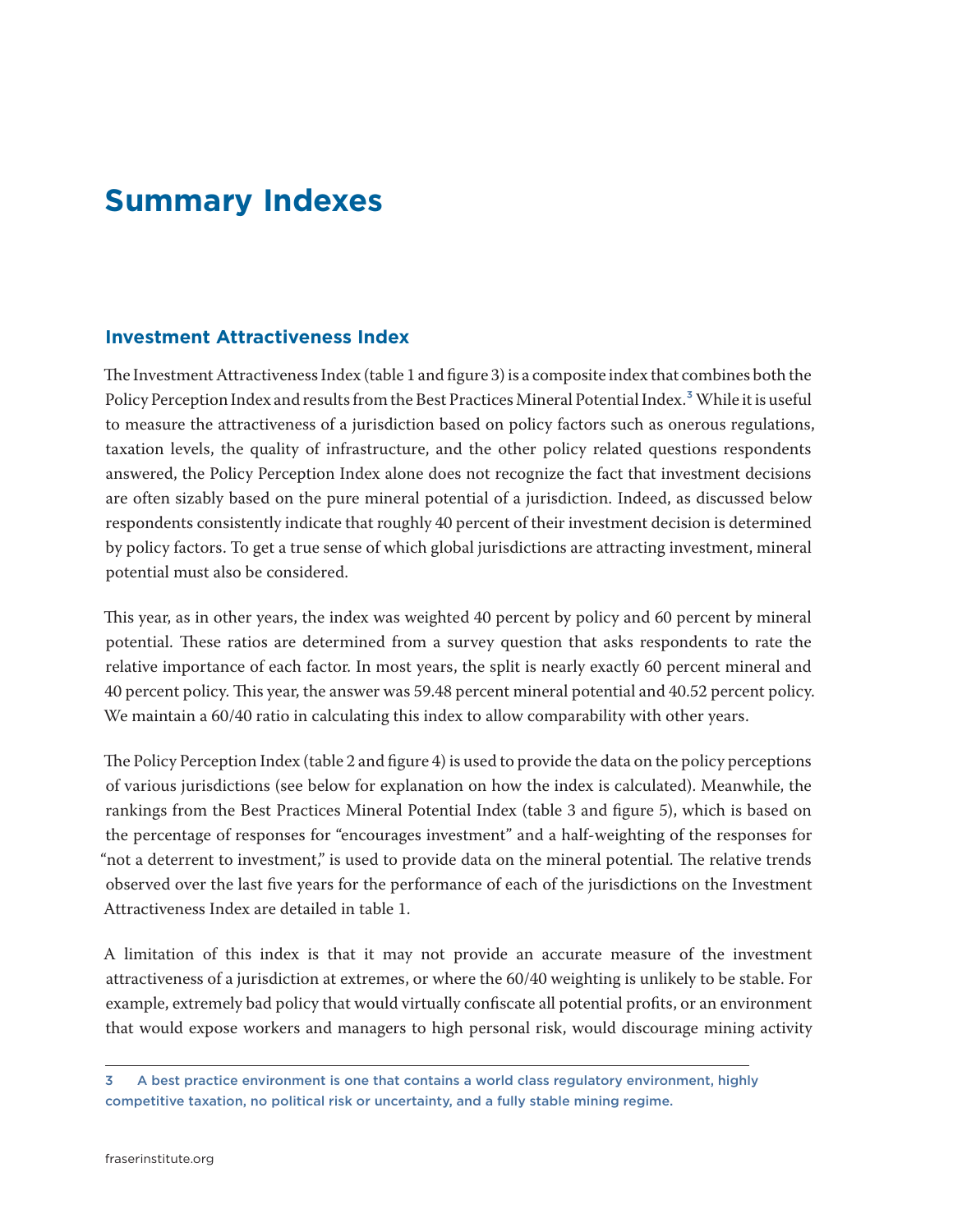# Summary Indexes

## Investment Attractiveness Index

The Investment Attractiveness Index (table 1 and figure 3) is a composite index that combines both the Policy Perception Index and results from the Best Practices Mineral Potential Index.[3] While it is useful to measure the attractiveness of a jurisdiction based on policy factors such as onerous regulations, taxation levels, the quality of infrastructure, and the other policy related questions respondents answered, the Policy Perception Index alone does not recognize the fact that investment decisions are often sizably based on the pure mineral potential of a jurisdiction. Indeed, as discussed below respondents consistently indicate that roughly 40 percent of their investment decision is determined by policy factors. To get a true sense of which global jurisdictions are attracting investment, mineral potential must also be considered.

This year, as in other years, the index was weighted 40 percent by policy and 60 percent by mineral potential. These ratios are determined from a survey question that asks respondents to rate the relative importance of each factor. In most years, the split is nearly exactly 60 percent mineral and 40 percent policy. This year, the answer was 59.48 percent mineral potential and 40.52 percent policy. We maintain a 60/40 ratio in calculating this index to allow comparability with other years.

The Policy Perception Index (table 2 and figure 4) is used to provide the data on the policy perceptions of various jurisdictions (see below for explanation on how the index is calculated). Meanwhile, the rankings from the Best Practices Mineral Potential Index (table 3 and figure 5), which is based on the percentage of responses for "encourages investment" and a half-weighting of the responses for "not a deterrent to investment," is used to provide data on the mineral potential. The relative trends observed over the last five years for the performance of each of the jurisdictions on the Investment Attractiveness Index are detailed in table 1.

A limitation of this index is that it may not provide an accurate measure of the investment attractiveness of a jurisdiction at extremes, or where the 60/40 weighting is unlikely to be stable. For example, extremely bad policy that would virtually confiscate all potential profits, or an environment that would expose workers and managers to high personal risk, would discourage mining activity

3 A best practice environment is one that contains a world class regulatory environment, highly competitive taxation, no political risk or uncertainty, and a fully stable mining regime.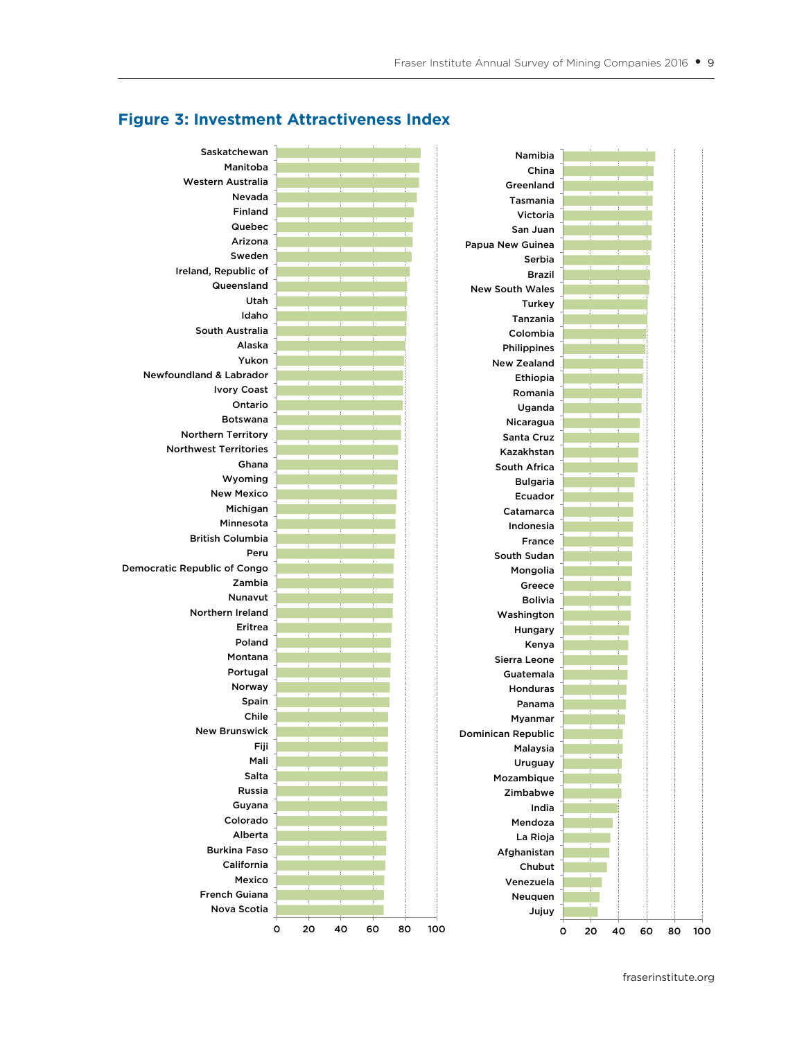## Figure 3: Investment Attractiveness Index

| Jurisdiction |
|---|
| Saskatchewan |
| Manitoba |
| Western Australia |
| Nevada |
| Finland |
| Quebec |
| Arizona |
| Sweden |
| Ireland, Republic of |
| Queensland |
| Utah |
| Idaho |
| South Australia |
| Alaska |
| Yukon |
| Newfoundland & Labrador |
| Ivory Coast |
| Ontario |
| Botswana |
| Northern Territory |
| Northwest Territories |
| Ghana |
| Wyoming |
| New Mexico |
| Michigan |
| Minnesota |
| British Columbia |
| Peru |
| Democratic Republic of Congo |
| Zambia |
| Nunavut |
| Northern Ireland |
| Eritrea |
| Poland |
| Montana |
| Portugal |
| Norway |
| Spain |
| Chile |
| New Brunswick |
| Fiji |
| Mali |
| Salta |
| Russia |
| Guyana |
| Colorado |
| Alberta |
| Burkina Faso |
| California |
| Mexico |
| French Guiana |
| Nova Scotia |
| Namibia |
| China |
| Greenland |
| Tasmania |
| Victoria |
| San Juan |
| Papua New Guinea |
| Serbia |
| Brazil |
| New South Wales |
| Turkey |
| Tanzania |
| Colombia |
| Philippines |
| New Zealand |
| Ethiopia |
| Romania |
| Uganda |
| Nicaragua |
| Santa Cruz |
| Kazakhstan |
| South Africa |
| Bulgaria |
| Ecuador |
| Catamarca |
| Indonesia |
| France |
| South Sudan |
| Mongolia |
| Greece |
| Bolivia |
| Washington |
| Hungary |
| Kenya |
| Sierra Leone |
| Guatemala |
| Honduras |
| Panama |
| Myanmar |
| Dominican Republic |
| Malaysia |
| Uruguay |
| Mozambique |
| Zimbabwe |
| India |
| Mendoza |
| La Rioja |
| Afghanistan |
| Chubut |
| Venezuela |
| Neuquen |
| Jujuy |

Axis: 0, 20, 40, 60, 80, 100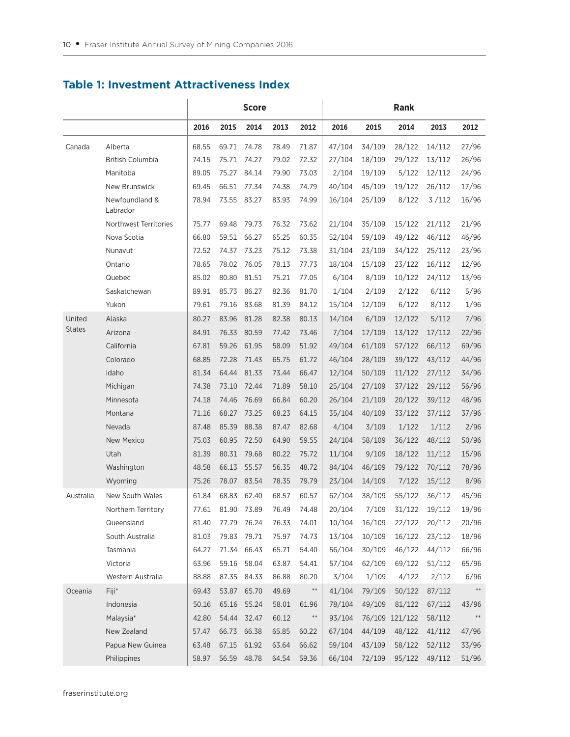## Table 1: Investment Attractiveness Index

| | | Score | | | | | Rank | | | | |
|---|---|---|---|---|---|---|---|---|---|---|---|
| | | 2016 | 2015 | 2014 | 2013 | 2012 | 2016 | 2015 | 2014 | 2013 | 2012 |
| Canada | Alberta | 68.55 | 69.71 | 74.78 | 78.49 | 71.87 | 47/104 | 34/109 | 28/122 | 14/112 | 27/96 |
| | British Columbia | 74.15 | 75.71 | 74.27 | 79.02 | 72.32 | 27/104 | 18/109 | 29/122 | 13/112 | 26/96 |
| | Manitoba | 89.05 | 75.27 | 84.14 | 79.90 | 73.03 | 2/104 | 19/109 | 5/122 | 12/112 | 24/96 |
| | New Brunswick | 69.45 | 66.51 | 77.34 | 74.38 | 74.79 | 40/104 | 45/109 | 19/122 | 26/112 | 17/96 |
| | Newfoundland & Labrador | 78.94 | 73.55 | 83.27 | 83.93 | 74.99 | 16/104 | 25/109 | 8/122 | 3 /112 | 16/96 |
| | Northwest Territories | 75.77 | 69.48 | 79.73 | 76.32 | 73.62 | 21/104 | 35/109 | 15/122 | 21/112 | 21/96 |
| | Nova Scotia | 66.80 | 59.51 | 66.27 | 65.25 | 60.35 | 52/104 | 59/109 | 49/122 | 46/112 | 46/96 |
| | Nunavut | 72.52 | 74.37 | 73.23 | 75.12 | 73.38 | 31/104 | 23/109 | 34/122 | 25/112 | 23/96 |
| | Ontario | 78.65 | 78.02 | 76.05 | 78.13 | 77.73 | 18/104 | 15/109 | 23/122 | 16/112 | 12/96 |
| | Quebec | 85.02 | 80.80 | 81.51 | 75.21 | 77.05 | 6/104 | 8/109 | 10/122 | 24/112 | 13/96 |
| | Saskatchewan | 89.91 | 85.73 | 86.27 | 82.36 | 81.70 | 1/104 | 2/109 | 2/122 | 6/112 | 5/96 |
| | Yukon | 79.61 | 79.16 | 83.68 | 81.39 | 84.12 | 15/104 | 12/109 | 6/122 | 8/112 | 1/96 |
| United States | Alaska | 80.27 | 83.96 | 81.28 | 82.38 | 80.13 | 14/104 | 6/109 | 12/122 | 5/112 | 7/96 |
| | Arizona | 84.91 | 76.33 | 80.59 | 77.42 | 73.46 | 7/104 | 17/109 | 13/122 | 17/112 | 22/96 |
| | California | 67.81 | 59.26 | 61.95 | 58.09 | 51.92 | 49/104 | 61/109 | 57/122 | 66/112 | 69/96 |
| | Colorado | 68.85 | 72.28 | 71.43 | 65.75 | 61.72 | 46/104 | 28/109 | 39/122 | 43/112 | 44/96 |
| | Idaho | 81.34 | 64.44 | 81.33 | 73.44 | 66.47 | 12/104 | 50/109 | 11/122 | 27/112 | 34/96 |
| | Michigan | 74.38 | 73.10 | 72.44 | 71.89 | 58.10 | 25/104 | 27/109 | 37/122 | 29/112 | 56/96 |
| | Minnesota | 74.18 | 74.46 | 76.69 | 66.84 | 60.20 | 26/104 | 21/109 | 20/122 | 39/112 | 48/96 |
| | Montana | 71.16 | 68.27 | 73.25 | 68.23 | 64.15 | 35/104 | 40/109 | 33/122 | 37/112 | 37/96 |
| | Nevada | 87.48 | 85.39 | 88.38 | 87.47 | 82.68 | 4/104 | 3/109 | 1/122 | 1/112 | 2/96 |
| | New Mexico | 75.03 | 60.95 | 72.50 | 64.90 | 59.55 | 24/104 | 58/109 | 36/122 | 48/112 | 50/96 |
| | Utah | 81.39 | 80.31 | 79.68 | 80.22 | 75.72 | 11/104 | 9/109 | 18/122 | 11/112 | 15/96 |
| | Washington | 48.58 | 66.13 | 55.57 | 56.35 | 48.72 | 84/104 | 46/109 | 79/122 | 70/112 | 78/96 |
| | Wyoming | 75.26 | 78.07 | 83.54 | 78.35 | 79.79 | 23/104 | 14/109 | 7/122 | 15/112 | 8/96 |
| Australia | New South Wales | 61.84 | 68.83 | 62.40 | 68.57 | 60.57 | 62/104 | 38/109 | 55/122 | 36/112 | 45/96 |
| | Northern Territory | 77.61 | 81.90 | 73.89 | 76.49 | 74.48 | 20/104 | 7/109 | 31/122 | 19/112 | 19/96 |
| | Queensland | 81.40 | 77.79 | 76.24 | 76.33 | 74.01 | 10/104 | 16/109 | 22/122 | 20/112 | 20/96 |
| | South Australia | 81.03 | 79.83 | 79.71 | 75.97 | 74.73 | 13/104 | 10/109 | 16/122 | 23/112 | 18/96 |
| | Tasmania | 64.27 | 71.34 | 66.43 | 65.71 | 54.40 | 56/104 | 30/109 | 46/122 | 44/112 | 66/96 |
| | Victoria | 63.96 | 59.16 | 58.04 | 63.87 | 54.41 | 57/104 | 62/109 | 69/122 | 51/112 | 65/96 |
| | Western Australia | 88.88 | 87.35 | 84.33 | 86.88 | 80.20 | 3/104 | 1/109 | 4/122 | 2/112 | 6/96 |
| Oceania | Fiji* | 69.43 | 53.87 | 65.70 | 49.69 | ** | 41/104 | 79/109 | 50/122 | 87/112 | ** |
| | Indonesia | 50.16 | 65.16 | 55.24 | 58.01 | 61.96 | 78/104 | 49/109 | 81/122 | 67/112 | 43/96 |
| | Malaysia* | 42.80 | 54.44 | 32.47 | 60.12 | ** | 93/104 | 76/109 | 121/122 | 58/112 | ** |
| | New Zealand | 57.47 | 66.73 | 66.38 | 65.85 | 60.22 | 67/104 | 44/109 | 48/122 | 41/112 | 47/96 |
| | Papua New Guinea | 63.48 | 67.15 | 61.92 | 63.64 | 66.62 | 59/104 | 43/109 | 58/122 | 52/112 | 33/96 |
| | Philippines | 58.97 | 56.59 | 48.78 | 64.54 | 59.36 | 66/104 | 72/109 | 95/122 | 49/112 | 51/96 |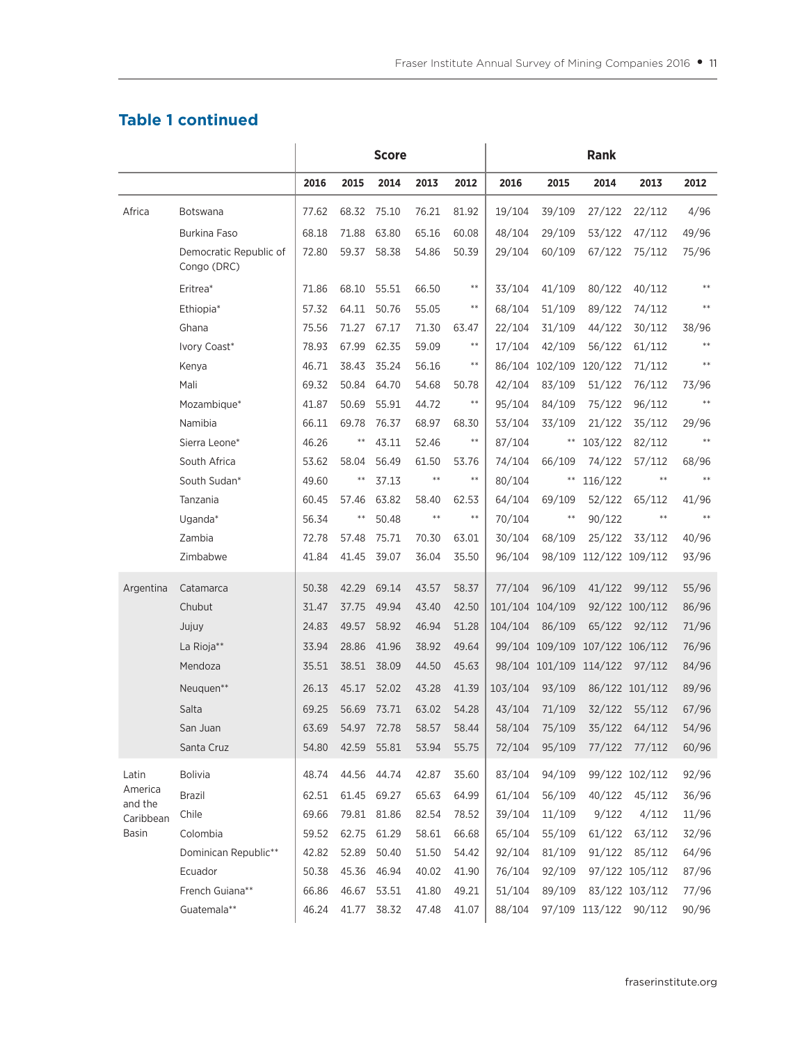## Table 1 continued

| | | Score | | | | | Rank | | | | |
|---|---|---|---|---|---|---|---|---|---|---|---|
| | | 2016 | 2015 | 2014 | 2013 | 2012 | 2016 | 2015 | 2014 | 2013 | 2012 |
| Africa | Botswana | 77.62 | 68.32 | 75.10 | 76.21 | 81.92 | 19/104 | 39/109 | 27/122 | 22/112 | 4/96 |
| | Burkina Faso | 68.18 | 71.88 | 63.80 | 65.16 | 60.08 | 48/104 | 29/109 | 53/122 | 47/112 | 49/96 |
| | Democratic Republic of Congo (DRC) | 72.80 | 59.37 | 58.38 | 54.86 | 50.39 | 29/104 | 60/109 | 67/122 | 75/112 | 75/96 |
| | Eritrea* | 71.86 | 68.10 | 55.51 | 66.50 | ** | 33/104 | 41/109 | 80/122 | 40/112 | ** |
| | Ethiopia* | 57.32 | 64.11 | 50.76 | 55.05 | ** | 68/104 | 51/109 | 89/122 | 74/112 | ** |
| | Ghana | 75.56 | 71.27 | 67.17 | 71.30 | 63.47 | 22/104 | 31/109 | 44/122 | 30/112 | 38/96 |
| | Ivory Coast* | 78.93 | 67.99 | 62.35 | 59.09 | ** | 17/104 | 42/109 | 56/122 | 61/112 | ** |
| | Kenya | 46.71 | 38.43 | 35.24 | 56.16 | ** | 86/104 | 102/109 | 120/122 | 71/112 | ** |
| | Mali | 69.32 | 50.84 | 64.70 | 54.68 | 50.78 | 42/104 | 83/109 | 51/122 | 76/112 | 73/96 |
| | Mozambique* | 41.87 | 50.69 | 55.91 | 44.72 | ** | 95/104 | 84/109 | 75/122 | 96/112 | ** |
| | Namibia | 66.11 | 69.78 | 76.37 | 68.97 | 68.30 | 53/104 | 33/109 | 21/122 | 35/112 | 29/96 |
| | Sierra Leone* | 46.26 | ** | 43.11 | 52.46 | ** | 87/104 | ** | 103/122 | 82/112 | ** |
| | South Africa | 53.62 | 58.04 | 56.49 | 61.50 | 53.76 | 74/104 | 66/109 | 74/122 | 57/112 | 68/96 |
| | South Sudan* | 49.60 | ** | 37.13 | ** | ** | 80/104 | ** | 116/122 | ** | ** |
| | Tanzania | 60.45 | 57.46 | 63.82 | 58.40 | 62.53 | 64/104 | 69/109 | 52/122 | 65/112 | 41/96 |
| | Uganda* | 56.34 | ** | 50.48 | ** | ** | 70/104 | ** | 90/122 | ** | ** |
| | Zambia | 72.78 | 57.48 | 75.71 | 70.30 | 63.01 | 30/104 | 68/109 | 25/122 | 33/112 | 40/96 |
| | Zimbabwe | 41.84 | 41.45 | 39.07 | 36.04 | 35.50 | 96/104 | 98/109 | 112/122 | 109/112 | 93/96 |
| Argentina | Catamarca | 50.38 | 42.29 | 69.14 | 43.57 | 58.37 | 77/104 | 96/109 | 41/122 | 99/112 | 55/96 |
| | Chubut | 31.47 | 37.75 | 49.94 | 43.40 | 42.50 | 101/104 | 104/109 | 92/122 | 100/112 | 86/96 |
| | Jujuy | 24.83 | 49.57 | 58.92 | 46.94 | 51.28 | 104/104 | 86/109 | 65/122 | 92/112 | 71/96 |
| | La Rioja** | 33.94 | 28.86 | 41.96 | 38.92 | 49.64 | 99/104 | 109/109 | 107/122 | 106/112 | 76/96 |
| | Mendoza | 35.51 | 38.51 | 38.09 | 44.50 | 45.63 | 98/104 | 101/109 | 114/122 | 97/112 | 84/96 |
| | Neuquen** | 26.13 | 45.17 | 52.02 | 43.28 | 41.39 | 103/104 | 93/109 | 86/122 | 101/112 | 89/96 |
| | Salta | 69.25 | 56.69 | 73.71 | 63.02 | 54.28 | 43/104 | 71/109 | 32/122 | 55/112 | 67/96 |
| | San Juan | 63.69 | 54.97 | 72.78 | 58.57 | 58.44 | 58/104 | 75/109 | 35/122 | 64/112 | 54/96 |
| | Santa Cruz | 54.80 | 42.59 | 55.81 | 53.94 | 55.75 | 72/104 | 95/109 | 77/122 | 77/112 | 60/96 |
| Latin America and the Caribbean Basin | Bolivia | 48.74 | 44.56 | 44.74 | 42.87 | 35.60 | 83/104 | 94/109 | 99/122 | 102/112 | 92/96 |
| | Brazil | 62.51 | 61.45 | 69.27 | 65.63 | 64.99 | 61/104 | 56/109 | 40/122 | 45/112 | 36/96 |
| | Chile | 69.66 | 79.81 | 81.86 | 82.54 | 78.52 | 39/104 | 11/109 | 9/122 | 4/112 | 11/96 |
| | Colombia | 59.52 | 62.75 | 61.29 | 58.61 | 66.68 | 65/104 | 55/109 | 61/122 | 63/112 | 32/96 |
| | Dominican Republic** | 42.82 | 52.89 | 50.40 | 51.50 | 54.42 | 92/104 | 81/109 | 91/122 | 85/112 | 64/96 |
| | Ecuador | 50.38 | 45.36 | 46.94 | 40.02 | 41.90 | 76/104 | 92/109 | 97/122 | 105/112 | 87/96 |
| | French Guiana** | 66.86 | 46.67 | 53.51 | 41.80 | 49.21 | 51/104 | 89/109 | 83/122 | 103/112 | 77/96 |
| | Guatemala** | 46.24 | 41.77 | 38.32 | 47.48 | 41.07 | 88/104 | 97/109 | 113/122 | 90/112 | 90/96 |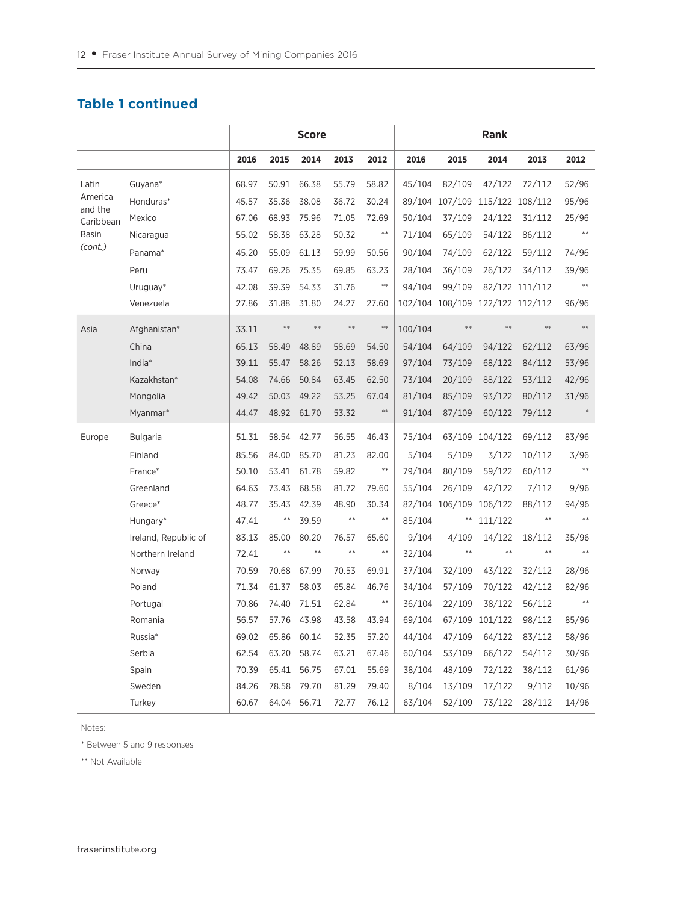## Table 1 continued

| | | Score | | | | | Rank | | | | |
|---|---|---|---|---|---|---|---|---|---|---|---|
| | | 2016 | 2015 | 2014 | 2013 | 2012 | 2016 | 2015 | 2014 | 2013 | 2012 |
| Latin America and the Caribbean Basin *(cont.)* | Guyana* | 68.97 | 50.91 | 66.38 | 55.79 | 58.82 | 45/104 | 82/109 | 47/122 | 72/112 | 52/96 |
| | Honduras* | 45.57 | 35.36 | 38.08 | 36.72 | 30.24 | 89/104 | 107/109 | 115/122 | 108/112 | 95/96 |
| | Mexico | 67.06 | 68.93 | 75.96 | 71.05 | 72.69 | 50/104 | 37/109 | 24/122 | 31/112 | 25/96 |
| | Nicaragua | 55.02 | 58.38 | 63.28 | 50.32 | ** | 71/104 | 65/109 | 54/122 | 86/112 | ** |
| | Panama* | 45.20 | 55.09 | 61.13 | 59.99 | 50.56 | 90/104 | 74/109 | 62/122 | 59/112 | 74/96 |
| | Peru | 73.47 | 69.26 | 75.35 | 69.85 | 63.23 | 28/104 | 36/109 | 26/122 | 34/112 | 39/96 |
| | Uruguay* | 42.08 | 39.39 | 54.33 | 31.76 | ** | 94/104 | 99/109 | 82/122 | 111/112 | ** |
| | Venezuela | 27.86 | 31.88 | 31.80 | 24.27 | 27.60 | 102/104 | 108/109 | 122/122 | 112/112 | 96/96 |
| Asia | Afghanistan* | 33.11 | ** | ** | ** | ** | 100/104 | ** | ** | ** | ** |
| | China | 65.13 | 58.49 | 48.89 | 58.69 | 54.50 | 54/104 | 64/109 | 94/122 | 62/112 | 63/96 |
| | India* | 39.11 | 55.47 | 58.26 | 52.13 | 58.69 | 97/104 | 73/109 | 68/122 | 84/112 | 53/96 |
| | Kazakhstan* | 54.08 | 74.66 | 50.84 | 63.45 | 62.50 | 73/104 | 20/109 | 88/122 | 53/112 | 42/96 |
| | Mongolia | 49.42 | 50.03 | 49.22 | 53.25 | 67.04 | 81/104 | 85/109 | 93/122 | 80/112 | 31/96 |
| | Myanmar* | 44.47 | 48.92 | 61.70 | 53.32 | ** | 91/104 | 87/109 | 60/122 | 79/112 | * |
| Europe | Bulgaria | 51.31 | 58.54 | 42.77 | 56.55 | 46.43 | 75/104 | 63/109 | 104/122 | 69/112 | 83/96 |
| | Finland | 85.56 | 84.00 | 85.70 | 81.23 | 82.00 | 5/104 | 5/109 | 3/122 | 10/112 | 3/96 |
| | France* | 50.10 | 53.41 | 61.78 | 59.82 | ** | 79/104 | 80/109 | 59/122 | 60/112 | ** |
| | Greenland | 64.63 | 73.43 | 68.58 | 81.72 | 79.60 | 55/104 | 26/109 | 42/122 | 7/112 | 9/96 |
| | Greece* | 48.77 | 35.43 | 42.39 | 48.90 | 30.34 | 82/104 | 106/109 | 106/122 | 88/112 | 94/96 |
| | Hungary* | 47.41 | ** | 39.59 | ** | ** | 85/104 | ** | 111/122 | ** | ** |
| | Ireland, Republic of | 83.13 | 85.00 | 80.20 | 76.57 | 65.60 | 9/104 | 4/109 | 14/122 | 18/112 | 35/96 |
| | Northern Ireland | 72.41 | ** | ** | ** | ** | 32/104 | ** | ** | ** | ** |
| | Norway | 70.59 | 70.68 | 67.99 | 70.53 | 69.91 | 37/104 | 32/109 | 43/122 | 32/112 | 28/96 |
| | Poland | 71.34 | 61.37 | 58.03 | 65.84 | 46.76 | 34/104 | 57/109 | 70/122 | 42/112 | 82/96 |
| | Portugal | 70.86 | 74.40 | 71.51 | 62.84 | ** | 36/104 | 22/109 | 38/122 | 56/112 | ** |
| | Romania | 56.57 | 57.76 | 43.98 | 43.58 | 43.94 | 69/104 | 67/109 | 101/122 | 98/112 | 85/96 |
| | Russia* | 69.02 | 65.86 | 60.14 | 52.35 | 57.20 | 44/104 | 47/109 | 64/122 | 83/112 | 58/96 |
| | Serbia | 62.54 | 63.20 | 58.74 | 63.21 | 67.46 | 60/104 | 53/109 | 66/122 | 54/112 | 30/96 |
| | Spain | 70.39 | 65.41 | 56.75 | 67.01 | 55.69 | 38/104 | 48/109 | 72/122 | 38/112 | 61/96 |
| | Sweden | 84.26 | 78.58 | 79.70 | 81.29 | 79.40 | 8/104 | 13/109 | 17/122 | 9/112 | 10/96 |
| | Turkey | 60.67 | 64.04 | 56.71 | 72.77 | 76.12 | 63/104 | 52/109 | 73/122 | 28/112 | 14/96 |

Notes:

* Between 5 and 9 responses

** Not Available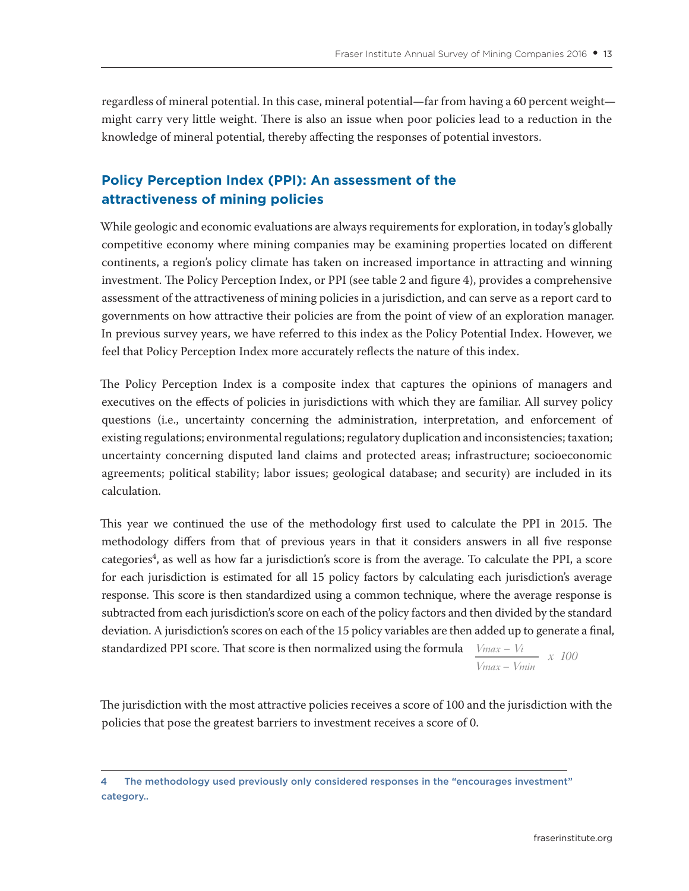regardless of mineral potential. In this case, mineral potential—far from having a 60 percent weight—might carry very little weight. There is also an issue when poor policies lead to a reduction in the knowledge of mineral potential, thereby affecting the responses of potential investors.

## Policy Perception Index (PPI): An assessment of the attractiveness of mining policies

While geologic and economic evaluations are always requirements for exploration, in today's globally competitive economy where mining companies may be examining properties located on different continents, a region's policy climate has taken on increased importance in attracting and winning investment. The Policy Perception Index, or PPI (see table 2 and figure 4), provides a comprehensive assessment of the attractiveness of mining policies in a jurisdiction, and can serve as a report card to governments on how attractive their policies are from the point of view of an exploration manager. In previous survey years, we have referred to this index as the Policy Potential Index. However, we feel that Policy Perception Index more accurately reflects the nature of this index.

The Policy Perception Index is a composite index that captures the opinions of managers and executives on the effects of policies in jurisdictions with which they are familiar. All survey policy questions (i.e., uncertainty concerning the administration, interpretation, and enforcement of existing regulations; environmental regulations; regulatory duplication and inconsistencies; taxation; uncertainty concerning disputed land claims and protected areas; infrastructure; socioeconomic agreements; political stability; labor issues; geological database; and security) are included in its calculation.

This year we continued the use of the methodology first used to calculate the PPI in 2015. The methodology differs from that of previous years in that it considers answers in all five response categories[4], as well as how far a jurisdiction's score is from the average. To calculate the PPI, a score for each jurisdiction is estimated for all 15 policy factors by calculating each jurisdiction's average response. This score is then standardized using a common technique, where the average response is subtracted from each jurisdiction's score on each of the policy factors and then divided by the standard deviation. A jurisdiction's scores on each of the 15 policy variables are then added up to generate a final, standardized PPI score. That score is then normalized using the formula $\frac{V_{max} - V_i}{V_{max} - V_{min}} \times 100$

The jurisdiction with the most attractive policies receives a score of 100 and the jurisdiction with the policies that pose the greatest barriers to investment receives a score of 0.

4 The methodology used previously only considered responses in the "encourages investment" category..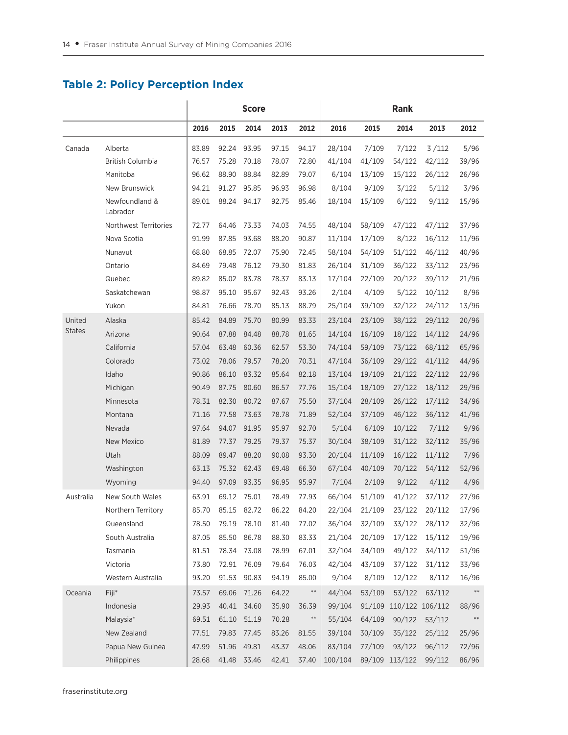## Table 2: Policy Perception Index

| | | Score | | | | | Rank | | | | |
|---|---|---|---|---|---|---|---|---|---|---|---|
| | | 2016 | 2015 | 2014 | 2013 | 2012 | 2016 | 2015 | 2014 | 2013 | 2012 |
| Canada | Alberta | 83.89 | 92.24 | 93.95 | 97.15 | 94.17 | 28/104 | 7/109 | 7/122 | 3 /112 | 5/96 |
| | British Columbia | 76.57 | 75.28 | 70.18 | 78.07 | 72.80 | 41/104 | 41/109 | 54/122 | 42/112 | 39/96 |
| | Manitoba | 96.62 | 88.90 | 88.84 | 82.89 | 79.07 | 6/104 | 13/109 | 15/122 | 26/112 | 26/96 |
| | New Brunswick | 94.21 | 91.27 | 95.85 | 96.93 | 96.98 | 8/104 | 9/109 | 3/122 | 5/112 | 3/96 |
| | Newfoundland & Labrador | 89.01 | 88.24 | 94.17 | 92.75 | 85.46 | 18/104 | 15/109 | 6/122 | 9/112 | 15/96 |
| | Northwest Territories | 72.77 | 64.46 | 73.33 | 74.03 | 74.55 | 48/104 | 58/109 | 47/122 | 47/112 | 37/96 |
| | Nova Scotia | 91.99 | 87.85 | 93.68 | 88.20 | 90.87 | 11/104 | 17/109 | 8/122 | 16/112 | 11/96 |
| | Nunavut | 68.80 | 68.85 | 72.07 | 75.90 | 72.45 | 58/104 | 54/109 | 51/122 | 46/112 | 40/96 |
| | Ontario | 84.69 | 79.48 | 76.12 | 79.30 | 81.83 | 26/104 | 31/109 | 36/122 | 33/112 | 23/96 |
| | Quebec | 89.82 | 85.02 | 83.78 | 78.37 | 83.13 | 17/104 | 22/109 | 20/122 | 39/112 | 21/96 |
| | Saskatchewan | 98.87 | 95.10 | 95.67 | 92.43 | 93.26 | 2/104 | 4/109 | 5/122 | 10/112 | 8/96 |
| | Yukon | 84.81 | 76.66 | 78.70 | 85.13 | 88.79 | 25/104 | 39/109 | 32/122 | 24/112 | 13/96 |
| United States | Alaska | 85.42 | 84.89 | 75.70 | 80.99 | 83.33 | 23/104 | 23/109 | 38/122 | 29/112 | 20/96 |
| | Arizona | 90.64 | 87.88 | 84.48 | 88.78 | 81.65 | 14/104 | 16/109 | 18/122 | 14/112 | 24/96 |
| | California | 57.04 | 63.48 | 60.36 | 62.57 | 53.30 | 74/104 | 59/109 | 73/122 | 68/112 | 65/96 |
| | Colorado | 73.02 | 78.06 | 79.57 | 78.20 | 70.31 | 47/104 | 36/109 | 29/122 | 41/112 | 44/96 |
| | Idaho | 90.86 | 86.10 | 83.32 | 85.64 | 82.18 | 13/104 | 19/109 | 21/122 | 22/112 | 22/96 |
| | Michigan | 90.49 | 87.75 | 80.60 | 86.57 | 77.76 | 15/104 | 18/109 | 27/122 | 18/112 | 29/96 |
| | Minnesota | 78.31 | 82.30 | 80.72 | 87.67 | 75.50 | 37/104 | 28/109 | 26/122 | 17/112 | 34/96 |
| | Montana | 71.16 | 77.58 | 73.63 | 78.78 | 71.89 | 52/104 | 37/109 | 46/122 | 36/112 | 41/96 |
| | Nevada | 97.64 | 94.07 | 91.95 | 95.97 | 92.70 | 5/104 | 6/109 | 10/122 | 7/112 | 9/96 |
| | New Mexico | 81.89 | 77.37 | 79.25 | 79.37 | 75.37 | 30/104 | 38/109 | 31/122 | 32/112 | 35/96 |
| | Utah | 88.09 | 89.47 | 88.20 | 90.08 | 93.30 | 20/104 | 11/109 | 16/122 | 11/112 | 7/96 |
| | Washington | 63.13 | 75.32 | 62.43 | 69.48 | 66.30 | 67/104 | 40/109 | 70/122 | 54/112 | 52/96 |
| | Wyoming | 94.40 | 97.09 | 93.35 | 96.95 | 95.97 | 7/104 | 2/109 | 9/122 | 4/112 | 4/96 |
| Australia | New South Wales | 63.91 | 69.12 | 75.01 | 78.49 | 77.93 | 66/104 | 51/109 | 41/122 | 37/112 | 27/96 |
| | Northern Territory | 85.70 | 85.15 | 82.72 | 86.22 | 84.20 | 22/104 | 21/109 | 23/122 | 20/112 | 17/96 |
| | Queensland | 78.50 | 79.19 | 78.10 | 81.40 | 77.02 | 36/104 | 32/109 | 33/122 | 28/112 | 32/96 |
| | South Australia | 87.05 | 85.50 | 86.78 | 88.30 | 83.33 | 21/104 | 20/109 | 17/122 | 15/112 | 19/96 |
| | Tasmania | 81.51 | 78.34 | 73.08 | 78.99 | 67.01 | 32/104 | 34/109 | 49/122 | 34/112 | 51/96 |
| | Victoria | 73.80 | 72.91 | 76.09 | 79.64 | 76.03 | 42/104 | 43/109 | 37/122 | 31/112 | 33/96 |
| | Western Australia | 93.20 | 91.53 | 90.83 | 94.19 | 85.00 | 9/104 | 8/109 | 12/122 | 8/112 | 16/96 |
| Oceania | Fiji* | 73.57 | 69.06 | 71.26 | 64.22 | ** | 44/104 | 53/109 | 53/122 | 63/112 | ** |
| | Indonesia | 29.93 | 40.41 | 34.60 | 35.90 | 36.39 | 99/104 | 91/109 | 110/122 | 106/112 | 88/96 |
| | Malaysia* | 69.51 | 61.10 | 51.19 | 70.28 | ** | 55/104 | 64/109 | 90/122 | 53/112 | ** |
| | New Zealand | 77.51 | 79.83 | 77.45 | 83.26 | 81.55 | 39/104 | 30/109 | 35/122 | 25/112 | 25/96 |
| | Papua New Guinea | 47.99 | 51.96 | 49.81 | 43.37 | 48.06 | 83/104 | 77/109 | 93/122 | 96/112 | 72/96 |
| | Philippines | 28.68 | 41.48 | 33.46 | 42.41 | 37.40 | 100/104 | 89/109 | 113/122 | 99/112 | 86/96 |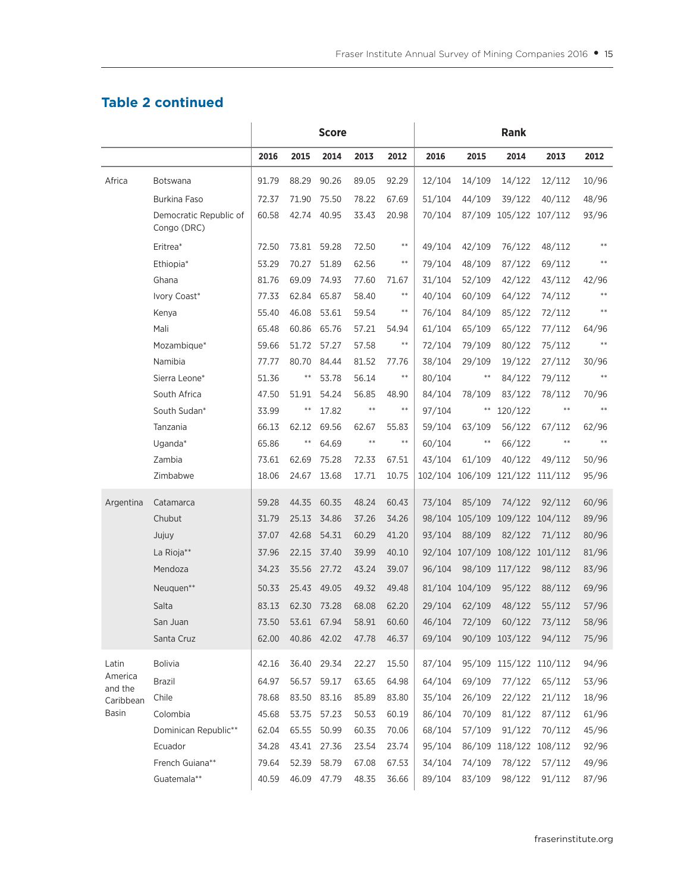## Table 2 continued

| | | Score | | | | | Rank | | | | |
|---|---|---|---|---|---|---|---|---|---|---|---|
| | | 2016 | 2015 | 2014 | 2013 | 2012 | 2016 | 2015 | 2014 | 2013 | 2012 |
| Africa | Botswana | 91.79 | 88.29 | 90.26 | 89.05 | 92.29 | 12/104 | 14/109 | 14/122 | 12/112 | 10/96 |
| | Burkina Faso | 72.37 | 71.90 | 75.50 | 78.22 | 67.69 | 51/104 | 44/109 | 39/122 | 40/112 | 48/96 |
| | Democratic Republic of Congo (DRC) | 60.58 | 42.74 | 40.95 | 33.43 | 20.98 | 70/104 | 87/109 | 105/122 | 107/112 | 93/96 |
| | Eritrea* | 72.50 | 73.81 | 59.28 | 72.50 | ** | 49/104 | 42/109 | 76/122 | 48/112 | ** |
| | Ethiopia* | 53.29 | 70.27 | 51.89 | 62.56 | ** | 79/104 | 48/109 | 87/122 | 69/112 | ** |
| | Ghana | 81.76 | 69.09 | 74.93 | 77.60 | 71.67 | 31/104 | 52/109 | 42/122 | 43/112 | 42/96 |
| | Ivory Coast* | 77.33 | 62.84 | 65.87 | 58.40 | ** | 40/104 | 60/109 | 64/122 | 74/112 | ** |
| | Kenya | 55.40 | 46.08 | 53.61 | 59.54 | ** | 76/104 | 84/109 | 85/122 | 72/112 | ** |
| | Mali | 65.48 | 60.86 | 65.76 | 57.21 | 54.94 | 61/104 | 65/109 | 65/122 | 77/112 | 64/96 |
| | Mozambique* | 59.66 | 51.72 | 57.27 | 57.58 | ** | 72/104 | 79/109 | 80/122 | 75/112 | ** |
| | Namibia | 77.77 | 80.70 | 84.44 | 81.52 | 77.76 | 38/104 | 29/109 | 19/122 | 27/112 | 30/96 |
| | Sierra Leone* | 51.36 | ** | 53.78 | 56.14 | ** | 80/104 | ** | 84/122 | 79/112 | ** |
| | South Africa | 47.50 | 51.91 | 54.24 | 56.85 | 48.90 | 84/104 | 78/109 | 83/122 | 78/112 | 70/96 |
| | South Sudan* | 33.99 | ** | 17.82 | ** | ** | 97/104 | ** | 120/122 | ** | ** |
| | Tanzania | 66.13 | 62.12 | 69.56 | 62.67 | 55.83 | 59/104 | 63/109 | 56/122 | 67/112 | 62/96 |
| | Uganda* | 65.86 | ** | 64.69 | ** | ** | 60/104 | ** | 66/122 | ** | ** |
| | Zambia | 73.61 | 62.69 | 75.28 | 72.33 | 67.51 | 43/104 | 61/109 | 40/122 | 49/112 | 50/96 |
| | Zimbabwe | 18.06 | 24.67 | 13.68 | 17.71 | 10.75 | 102/104 | 106/109 | 121/122 | 111/112 | 95/96 |
| Argentina | Catamarca | 59.28 | 44.35 | 60.35 | 48.24 | 60.43 | 73/104 | 85/109 | 74/122 | 92/112 | 60/96 |
| | Chubut | 31.79 | 25.13 | 34.86 | 37.26 | 34.26 | 98/104 | 105/109 | 109/122 | 104/112 | 89/96 |
| | Jujuy | 37.07 | 42.68 | 54.31 | 60.29 | 41.20 | 93/104 | 88/109 | 82/122 | 71/112 | 80/96 |
| | La Rioja** | 37.96 | 22.15 | 37.40 | 39.99 | 40.10 | 92/104 | 107/109 | 108/122 | 101/112 | 81/96 |
| | Mendoza | 34.23 | 35.56 | 27.72 | 43.24 | 39.07 | 96/104 | 98/109 | 117/122 | 98/112 | 83/96 |
| | Neuquen** | 50.33 | 25.43 | 49.05 | 49.32 | 49.48 | 81/104 | 104/109 | 95/122 | 88/112 | 69/96 |
| | Salta | 83.13 | 62.30 | 73.28 | 68.08 | 62.20 | 29/104 | 62/109 | 48/122 | 55/112 | 57/96 |
| | San Juan | 73.50 | 53.61 | 67.94 | 58.91 | 60.60 | 46/104 | 72/109 | 60/122 | 73/112 | 58/96 |
| | Santa Cruz | 62.00 | 40.86 | 42.02 | 47.78 | 46.37 | 69/104 | 90/109 | 103/122 | 94/112 | 75/96 |
| Latin America and the Caribbean Basin | Bolivia | 42.16 | 36.40 | 29.34 | 22.27 | 15.50 | 87/104 | 95/109 | 115/122 | 110/112 | 94/96 |
| | Brazil | 64.97 | 56.57 | 59.17 | 63.65 | 64.98 | 64/104 | 69/109 | 77/122 | 65/112 | 53/96 |
| | Chile | 78.68 | 83.50 | 83.16 | 85.89 | 83.80 | 35/104 | 26/109 | 22/122 | 21/112 | 18/96 |
| | Colombia | 45.68 | 53.75 | 57.23 | 50.53 | 60.19 | 86/104 | 70/109 | 81/122 | 87/112 | 61/96 |
| | Dominican Republic** | 62.04 | 65.55 | 50.99 | 60.35 | 70.06 | 68/104 | 57/109 | 91/122 | 70/112 | 45/96 |
| | Ecuador | 34.28 | 43.41 | 27.36 | 23.54 | 23.74 | 95/104 | 86/109 | 118/122 | 108/112 | 92/96 |
| | French Guiana** | 79.64 | 52.39 | 58.79 | 67.08 | 67.53 | 34/104 | 74/109 | 78/122 | 57/112 | 49/96 |
| | Guatemala** | 40.59 | 46.09 | 47.79 | 48.35 | 36.66 | 89/104 | 83/109 | 98/122 | 91/112 | 87/96 |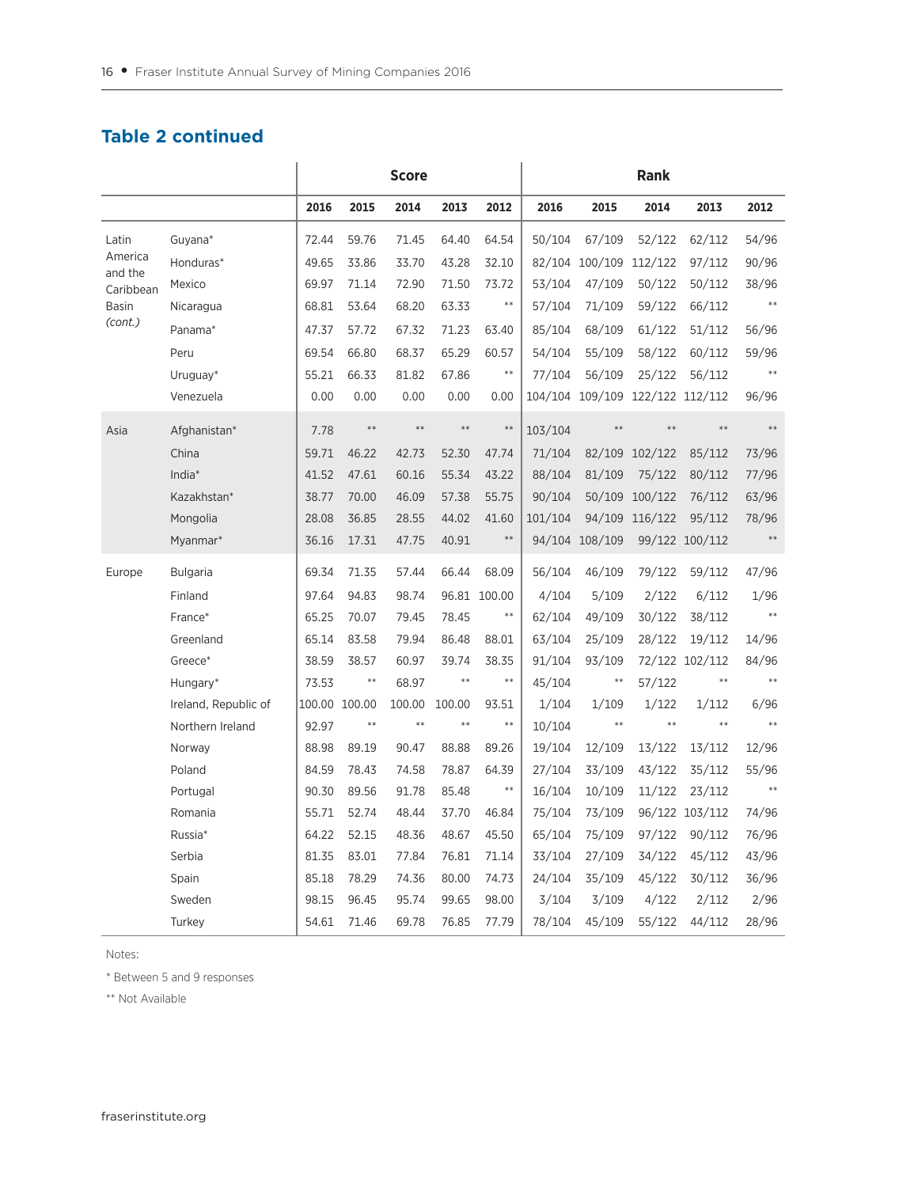## Table 2 continued

| | | Score | | | | | Rank | | | | |
|---|---|---|---|---|---|---|---|---|---|---|---|
| | | 2016 | 2015 | 2014 | 2013 | 2012 | 2016 | 2015 | 2014 | 2013 | 2012 |
| Latin America and the Caribbean Basin *(cont.)* | Guyana* | 72.44 | 59.76 | 71.45 | 64.40 | 64.54 | 50/104 | 67/109 | 52/122 | 62/112 | 54/96 |
| | Honduras* | 49.65 | 33.86 | 33.70 | 43.28 | 32.10 | 82/104 | 100/109 | 112/122 | 97/112 | 90/96 |
| | Mexico | 69.97 | 71.14 | 72.90 | 71.50 | 73.72 | 53/104 | 47/109 | 50/122 | 50/112 | 38/96 |
| | Nicaragua | 68.81 | 53.64 | 68.20 | 63.33 | ** | 57/104 | 71/109 | 59/122 | 66/112 | ** |
| | Panama* | 47.37 | 57.72 | 67.32 | 71.23 | 63.40 | 85/104 | 68/109 | 61/122 | 51/112 | 56/96 |
| | Peru | 69.54 | 66.80 | 68.37 | 65.29 | 60.57 | 54/104 | 55/109 | 58/122 | 60/112 | 59/96 |
| | Uruguay* | 55.21 | 66.33 | 81.82 | 67.86 | ** | 77/104 | 56/109 | 25/122 | 56/112 | ** |
| | Venezuela | 0.00 | 0.00 | 0.00 | 0.00 | 0.00 | 104/104 | 109/109 | 122/122 | 112/112 | 96/96 |
| Asia | Afghanistan* | 7.78 | ** | ** | ** | ** | 103/104 | ** | ** | ** | ** |
| | China | 59.71 | 46.22 | 42.73 | 52.30 | 47.74 | 71/104 | 82/109 | 102/122 | 85/112 | 73/96 |
| | India* | 41.52 | 47.61 | 60.16 | 55.34 | 43.22 | 88/104 | 81/109 | 75/122 | 80/112 | 77/96 |
| | Kazakhstan* | 38.77 | 70.00 | 46.09 | 57.38 | 55.75 | 90/104 | 50/109 | 100/122 | 76/112 | 63/96 |
| | Mongolia | 28.08 | 36.85 | 28.55 | 44.02 | 41.60 | 101/104 | 94/109 | 116/122 | 95/112 | 78/96 |
| | Myanmar* | 36.16 | 17.31 | 47.75 | 40.91 | ** | 94/104 | 108/109 | 99/122 | 100/112 | ** |
| Europe | Bulgaria | 69.34 | 71.35 | 57.44 | 66.44 | 68.09 | 56/104 | 46/109 | 79/122 | 59/112 | 47/96 |
| | Finland | 97.64 | 94.83 | 98.74 | 96.81 | 100.00 | 4/104 | 5/109 | 2/122 | 6/112 | 1/96 |
| | France* | 65.25 | 70.07 | 79.45 | 78.45 | ** | 62/104 | 49/109 | 30/122 | 38/112 | ** |
| | Greenland | 65.14 | 83.58 | 79.94 | 86.48 | 88.01 | 63/104 | 25/109 | 28/122 | 19/112 | 14/96 |
| | Greece* | 38.59 | 38.57 | 60.97 | 39.74 | 38.35 | 91/104 | 93/109 | 72/122 | 102/112 | 84/96 |
| | Hungary* | 73.53 | ** | 68.97 | ** | ** | 45/104 | ** | 57/122 | ** | ** |
| | Ireland, Republic of | 100.00 | 100.00 | 100.00 | 100.00 | 93.51 | 1/104 | 1/109 | 1/122 | 1/112 | 6/96 |
| | Northern Ireland | 92.97 | ** | ** | ** | ** | 10/104 | ** | ** | ** | ** |
| | Norway | 88.98 | 89.19 | 90.47 | 88.88 | 89.26 | 19/104 | 12/109 | 13/122 | 13/112 | 12/96 |
| | Poland | 84.59 | 78.43 | 74.58 | 78.87 | 64.39 | 27/104 | 33/109 | 43/122 | 35/112 | 55/96 |
| | Portugal | 90.30 | 89.56 | 91.78 | 85.48 | ** | 16/104 | 10/109 | 11/122 | 23/112 | ** |
| | Romania | 55.71 | 52.74 | 48.44 | 37.70 | 46.84 | 75/104 | 73/109 | 96/122 | 103/112 | 74/96 |
| | Russia* | 64.22 | 52.15 | 48.36 | 48.67 | 45.50 | 65/104 | 75/109 | 97/122 | 90/112 | 76/96 |
| | Serbia | 81.35 | 83.01 | 77.84 | 76.81 | 71.14 | 33/104 | 27/109 | 34/122 | 45/112 | 43/96 |
| | Spain | 85.18 | 78.29 | 74.36 | 80.00 | 74.73 | 24/104 | 35/109 | 45/122 | 30/112 | 36/96 |
| | Sweden | 98.15 | 96.45 | 95.74 | 99.65 | 98.00 | 3/104 | 3/109 | 4/122 | 2/112 | 2/96 |
| | Turkey | 54.61 | 71.46 | 69.78 | 76.85 | 77.79 | 78/104 | 45/109 | 55/122 | 44/112 | 28/96 |

Notes:

* Between 5 and 9 responses

** Not Available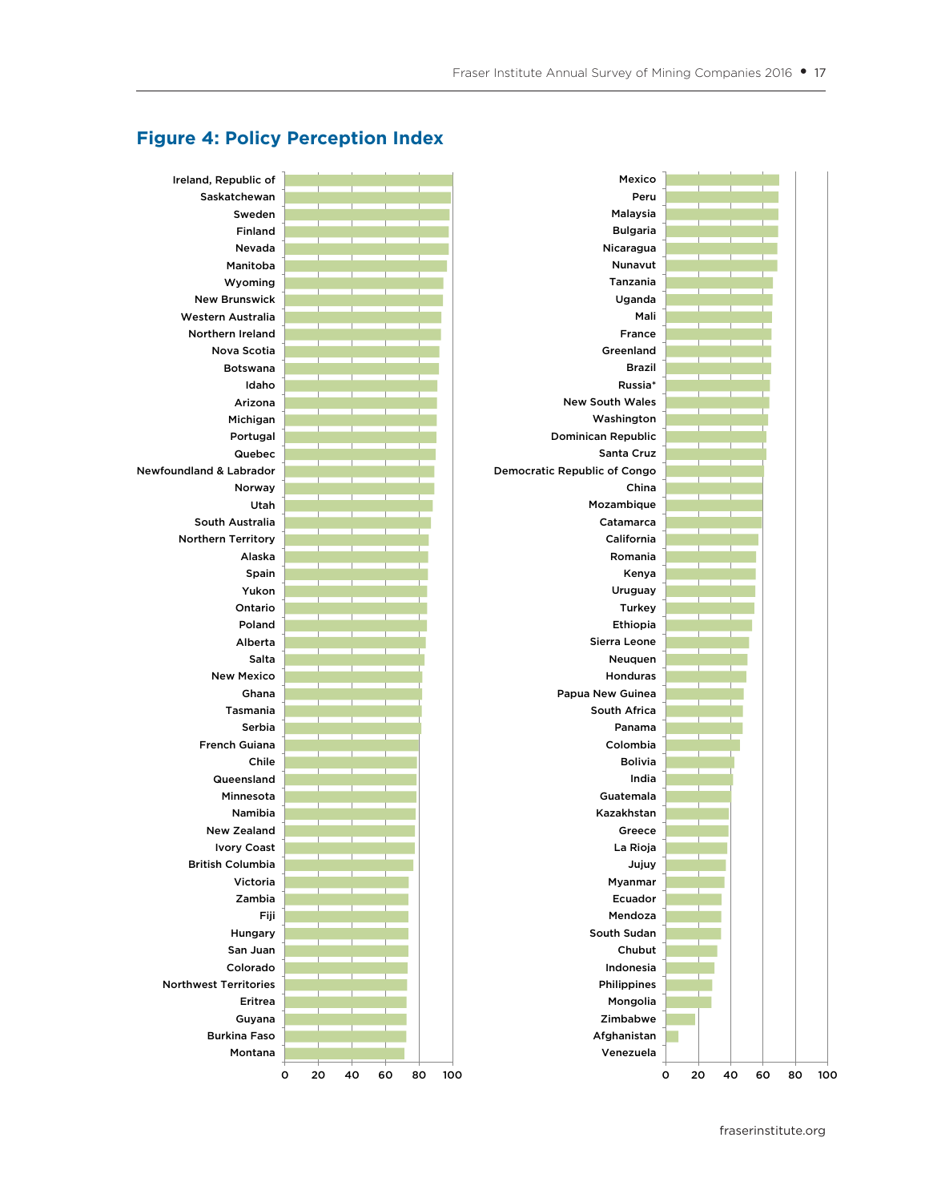## Figure 4: Policy Perception Index

Ireland, Republic of
Saskatchewan
Sweden
Finland
Nevada
Manitoba
Wyoming
New Brunswick
Western Australia
Northern Ireland
Nova Scotia
Botswana
Idaho
Arizona
Michigan
Portugal
Quebec
Newfoundland & Labrador
Norway
Utah
South Australia
Northern Territory
Alaska
Spain
Yukon
Ontario
Poland
Alberta
Salta
New Mexico
Ghana
Tasmania
Serbia
French Guiana
Chile
Queensland
Minnesota
Namibia
New Zealand
Ivory Coast
British Columbia
Victoria
Zambia
Fiji
Hungary
San Juan
Colorado
Northwest Territories
Eritrea
Guyana
Burkina Faso
Montana

0 20 40 60 80 100

Mexico
Peru
Malaysia
Bulgaria
Nicaragua
Nunavut
Tanzania
Uganda
Mali
France
Greenland
Brazil
Russia*
New South Wales
Washington
Dominican Republic
Santa Cruz
Democratic Republic of Congo
China
Mozambique
Catamarca
California
Romania
Kenya
Uruguay
Turkey
Ethiopia
Sierra Leone
Neuquen
Honduras
Papua New Guinea
South Africa
Panama
Colombia
Bolivia
India
Guatemala
Kazakhstan
Greece
La Rioja
Jujuy
Myanmar
Ecuador
Mendoza
South Sudan
Chubut
Indonesia
Philippines
Mongolia
Zimbabwe
Afghanistan
Venezuela

0 20 40 60 80 100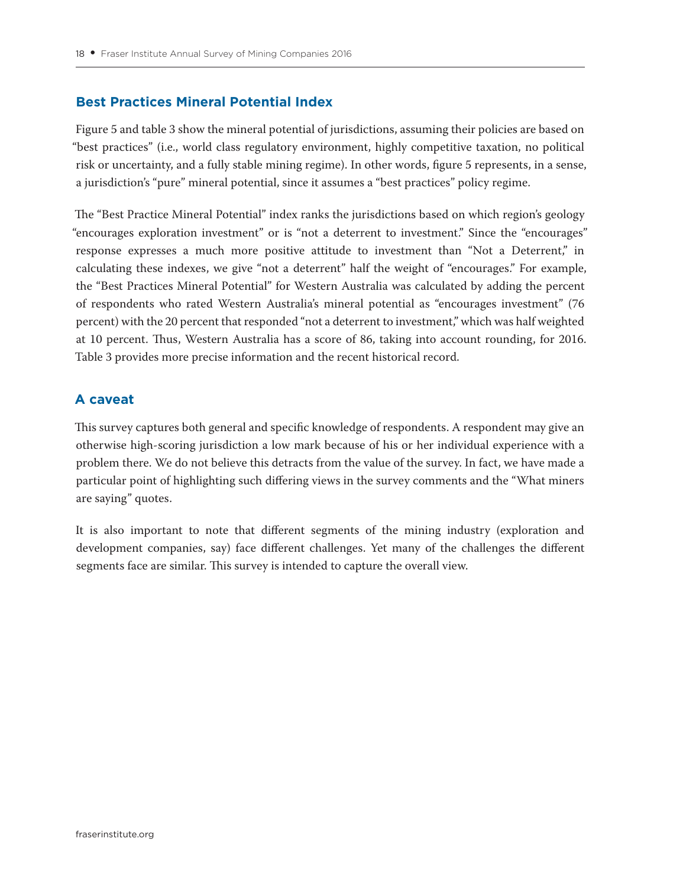## Best Practices Mineral Potential Index

Figure 5 and table 3 show the mineral potential of jurisdictions, assuming their policies are based on "best practices" (i.e., world class regulatory environment, highly competitive taxation, no political risk or uncertainty, and a fully stable mining regime). In other words, figure 5 represents, in a sense, a jurisdiction's "pure" mineral potential, since it assumes a "best practices" policy regime.

The "Best Practice Mineral Potential" index ranks the jurisdictions based on which region's geology "encourages exploration investment" or is "not a deterrent to investment." Since the "encourages" response expresses a much more positive attitude to investment than "Not a Deterrent," in calculating these indexes, we give "not a deterrent" half the weight of "encourages." For example, the "Best Practices Mineral Potential" for Western Australia was calculated by adding the percent of respondents who rated Western Australia's mineral potential as "encourages investment" (76 percent) with the 20 percent that responded "not a deterrent to investment," which was half weighted at 10 percent. Thus, Western Australia has a score of 86, taking into account rounding, for 2016. Table 3 provides more precise information and the recent historical record.

## A caveat

This survey captures both general and specific knowledge of respondents. A respondent may give an otherwise high-scoring jurisdiction a low mark because of his or her individual experience with a problem there. We do not believe this detracts from the value of the survey. In fact, we have made a particular point of highlighting such differing views in the survey comments and the "What miners are saying" quotes.

It is also important to note that different segments of the mining industry (exploration and development companies, say) face different challenges. Yet many of the challenges the different segments face are similar. This survey is intended to capture the overall view.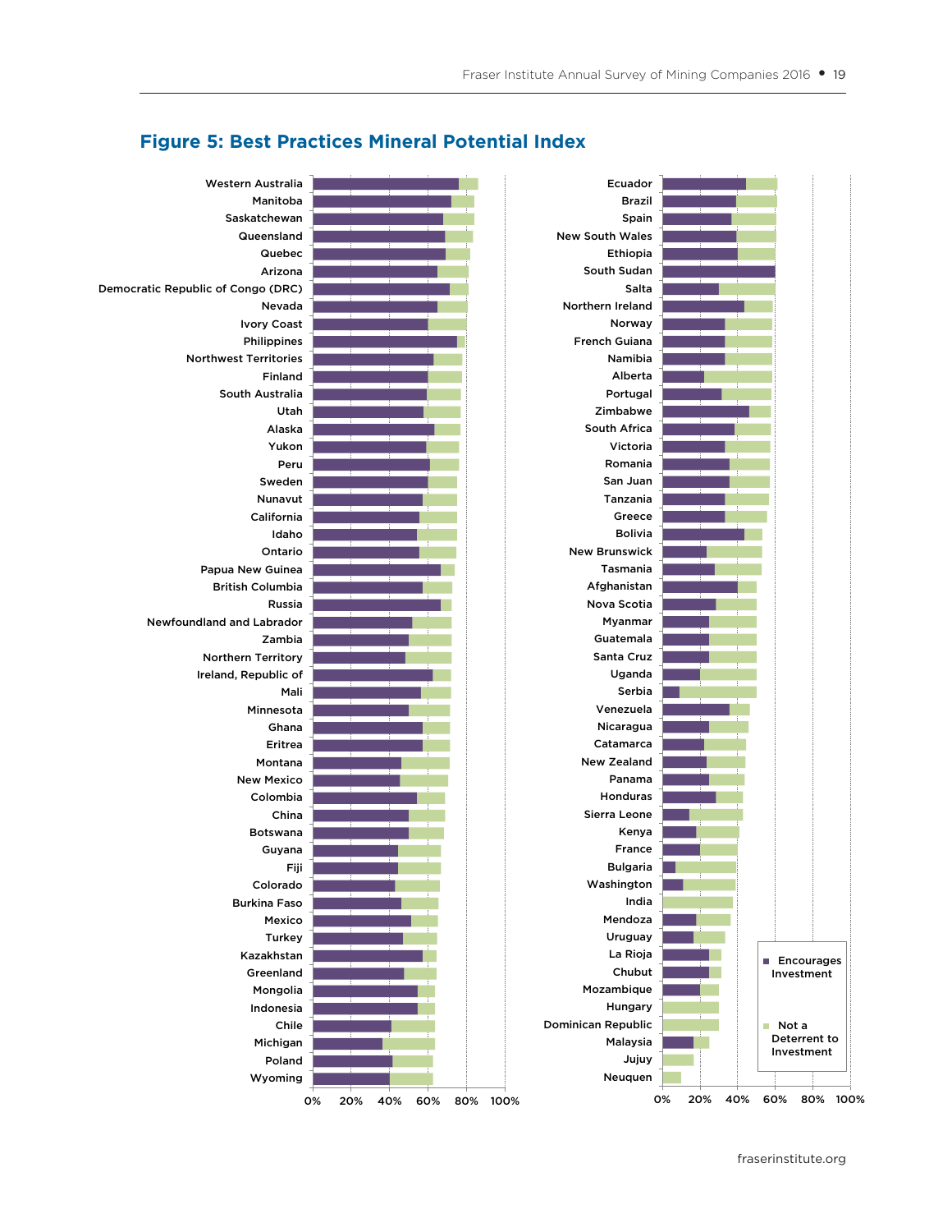## Figure 5: Best Practices Mineral Potential Index

Western Australia
Manitoba
Saskatchewan
Queensland
Quebec
Arizona
Democratic Republic of Congo (DRC)
Nevada
Ivory Coast
Philippines
Northwest Territories
Finland
South Australia
Utah
Alaska
Yukon
Peru
Sweden
Nunavut
California
Idaho
Ontario
Papua New Guinea
British Columbia
Russia
Newfoundland and Labrador
Zambia
Northern Territory
Ireland, Republic of
Mali
Minnesota
Ghana
Eritrea
Montana
New Mexico
Colombia
China
Botswana
Guyana
Fiji
Colorado
Burkina Faso
Mexico
Turkey
Kazakhstan
Greenland
Mongolia
Indonesia
Chile
Michigan
Poland
Wyoming

0% 20% 40% 60% 80% 100%

Ecuador
Brazil
Spain
New South Wales
Ethiopia
South Sudan
Salta
Northern Ireland
Norway
French Guiana
Namibia
Alberta
Portugal
Zimbabwe
South Africa
Victoria
Romania
San Juan
Tanzania
Greece
Bolivia
New Brunswick
Tasmania
Afghanistan
Nova Scotia
Myanmar
Guatemala
Santa Cruz
Uganda
Serbia
Venezuela
Nicaragua
Catamarca
New Zealand
Panama
Honduras
Sierra Leone
Kenya
France
Bulgaria
Washington
India
Mendoza
Uruguay
La Rioja
Chubut
Mozambique
Hungary
Dominican Republic
Malaysia
Jujuy
Neuquen

0% 20% 40% 60% 80% 100%

■ Encourages Investment
■ Not a Deterrent to Investment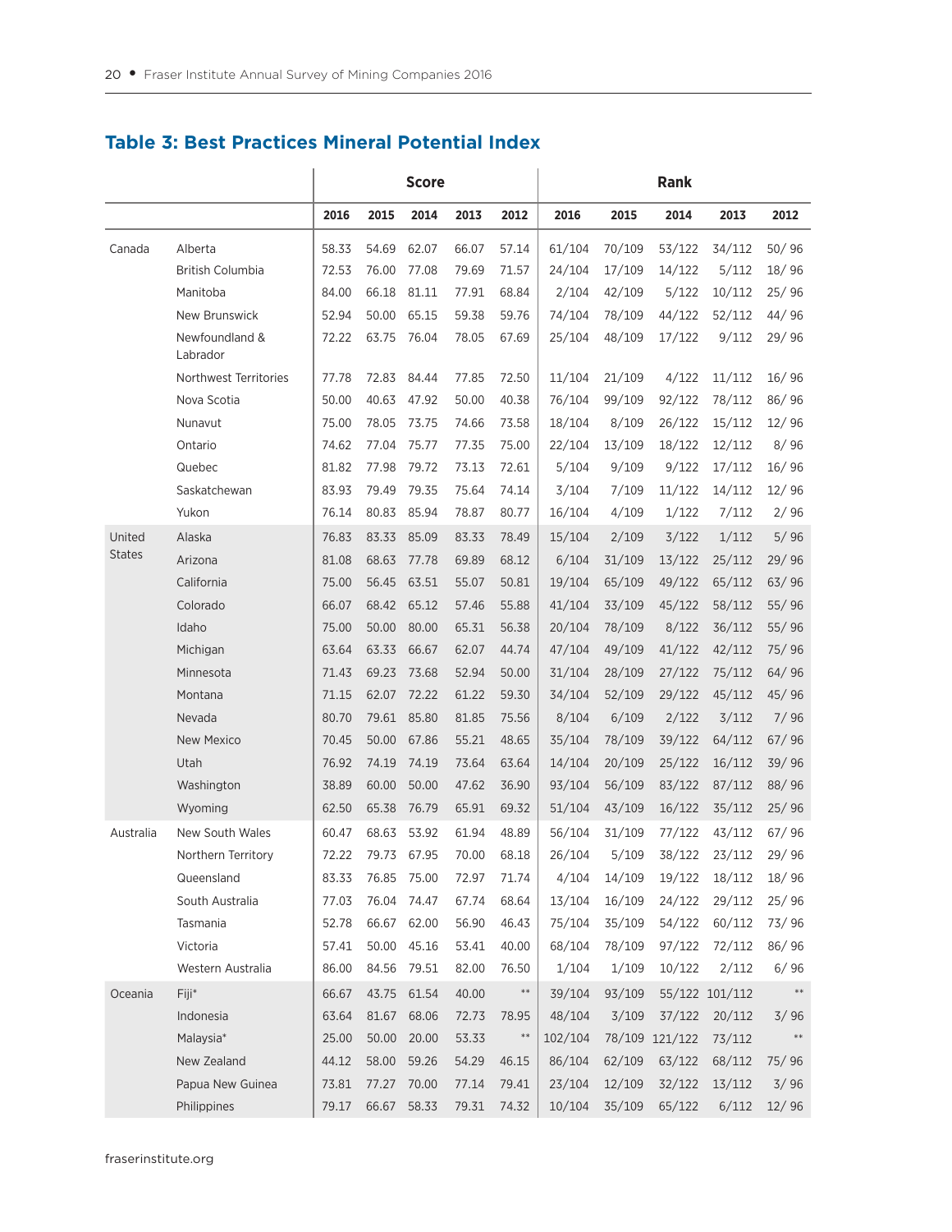## Table 3: Best Practices Mineral Potential Index

| | | Score | | | | | Rank | | | | |
|---|---|---|---|---|---|---|---|---|---|---|---|
| | | 2016 | 2015 | 2014 | 2013 | 2012 | 2016 | 2015 | 2014 | 2013 | 2012 |
| Canada | Alberta | 58.33 | 54.69 | 62.07 | 66.07 | 57.14 | 61/104 | 70/109 | 53/122 | 34/112 | 50/ 96 |
| | British Columbia | 72.53 | 76.00 | 77.08 | 79.69 | 71.57 | 24/104 | 17/109 | 14/122 | 5/112 | 18/ 96 |
| | Manitoba | 84.00 | 66.18 | 81.11 | 77.91 | 68.84 | 2/104 | 42/109 | 5/122 | 10/112 | 25/ 96 |
| | New Brunswick | 52.94 | 50.00 | 65.15 | 59.38 | 59.76 | 74/104 | 78/109 | 44/122 | 52/112 | 44/ 96 |
| | Newfoundland & Labrador | 72.22 | 63.75 | 76.04 | 78.05 | 67.69 | 25/104 | 48/109 | 17/122 | 9/112 | 29/ 96 |
| | Northwest Territories | 77.78 | 72.83 | 84.44 | 77.85 | 72.50 | 11/104 | 21/109 | 4/122 | 11/112 | 16/ 96 |
| | Nova Scotia | 50.00 | 40.63 | 47.92 | 50.00 | 40.38 | 76/104 | 99/109 | 92/122 | 78/112 | 86/ 96 |
| | Nunavut | 75.00 | 78.05 | 73.75 | 74.66 | 73.58 | 18/104 | 8/109 | 26/122 | 15/112 | 12/ 96 |
| | Ontario | 74.62 | 77.04 | 75.77 | 77.35 | 75.00 | 22/104 | 13/109 | 18/122 | 12/112 | 8/ 96 |
| | Quebec | 81.82 | 77.98 | 79.72 | 73.13 | 72.61 | 5/104 | 9/109 | 9/122 | 17/112 | 16/ 96 |
| | Saskatchewan | 83.93 | 79.49 | 79.35 | 75.64 | 74.14 | 3/104 | 7/109 | 11/122 | 14/112 | 12/ 96 |
| | Yukon | 76.14 | 80.83 | 85.94 | 78.87 | 80.77 | 16/104 | 4/109 | 1/122 | 7/112 | 2/ 96 |
| United States | Alaska | 76.83 | 83.33 | 85.09 | 83.33 | 78.49 | 15/104 | 2/109 | 3/122 | 1/112 | 5/ 96 |
| | Arizona | 81.08 | 68.63 | 77.78 | 69.89 | 68.12 | 6/104 | 31/109 | 13/122 | 25/112 | 29/ 96 |
| | California | 75.00 | 56.45 | 63.51 | 55.07 | 50.81 | 19/104 | 65/109 | 49/122 | 65/112 | 63/ 96 |
| | Colorado | 66.07 | 68.42 | 65.12 | 57.46 | 55.88 | 41/104 | 33/109 | 45/122 | 58/112 | 55/ 96 |
| | Idaho | 75.00 | 50.00 | 80.00 | 65.31 | 56.38 | 20/104 | 78/109 | 8/122 | 36/112 | 55/ 96 |
| | Michigan | 63.64 | 63.33 | 66.67 | 62.07 | 44.74 | 47/104 | 49/109 | 41/122 | 42/112 | 75/ 96 |
| | Minnesota | 71.43 | 69.23 | 73.68 | 52.94 | 50.00 | 31/104 | 28/109 | 27/122 | 75/112 | 64/ 96 |
| | Montana | 71.15 | 62.07 | 72.22 | 61.22 | 59.30 | 34/104 | 52/109 | 29/122 | 45/112 | 45/ 96 |
| | Nevada | 80.70 | 79.61 | 85.80 | 81.85 | 75.56 | 8/104 | 6/109 | 2/122 | 3/112 | 7/ 96 |
| | New Mexico | 70.45 | 50.00 | 67.86 | 55.21 | 48.65 | 35/104 | 78/109 | 39/122 | 64/112 | 67/ 96 |
| | Utah | 76.92 | 74.19 | 74.19 | 73.64 | 63.64 | 14/104 | 20/109 | 25/122 | 16/112 | 39/ 96 |
| | Washington | 38.89 | 60.00 | 50.00 | 47.62 | 36.90 | 93/104 | 56/109 | 83/122 | 87/112 | 88/ 96 |
| | Wyoming | 62.50 | 65.38 | 76.79 | 65.91 | 69.32 | 51/104 | 43/109 | 16/122 | 35/112 | 25/ 96 |
| Australia | New South Wales | 60.47 | 68.63 | 53.92 | 61.94 | 48.89 | 56/104 | 31/109 | 77/122 | 43/112 | 67/ 96 |
| | Northern Territory | 72.22 | 79.73 | 67.95 | 70.00 | 68.18 | 26/104 | 5/109 | 38/122 | 23/112 | 29/ 96 |
| | Queensland | 83.33 | 76.85 | 75.00 | 72.97 | 71.74 | 4/104 | 14/109 | 19/122 | 18/112 | 18/ 96 |
| | South Australia | 77.03 | 76.04 | 74.47 | 67.74 | 68.64 | 13/104 | 16/109 | 24/122 | 29/112 | 25/ 96 |
| | Tasmania | 52.78 | 66.67 | 62.00 | 56.90 | 46.43 | 75/104 | 35/109 | 54/122 | 60/112 | 73/ 96 |
| | Victoria | 57.41 | 50.00 | 45.16 | 53.41 | 40.00 | 68/104 | 78/109 | 97/122 | 72/112 | 86/ 96 |
| | Western Australia | 86.00 | 84.56 | 79.51 | 82.00 | 76.50 | 1/104 | 1/109 | 10/122 | 2/112 | 6/ 96 |
| Oceania | Fiji* | 66.67 | 43.75 | 61.54 | 40.00 | ** | 39/104 | 93/109 | 55/122 | 101/112 | ** |
| | Indonesia | 63.64 | 81.67 | 68.06 | 72.73 | 78.95 | 48/104 | 3/109 | 37/122 | 20/112 | 3/ 96 |
| | Malaysia* | 25.00 | 50.00 | 20.00 | 53.33 | ** | 102/104 | 78/109 | 121/122 | 73/112 | ** |
| | New Zealand | 44.12 | 58.00 | 59.26 | 54.29 | 46.15 | 86/104 | 62/109 | 63/122 | 68/112 | 75/ 96 |
| | Papua New Guinea | 73.81 | 77.27 | 70.00 | 77.14 | 79.41 | 23/104 | 12/109 | 32/122 | 13/112 | 3/ 96 |
| | Philippines | 79.17 | 66.67 | 58.33 | 79.31 | 74.32 | 10/104 | 35/109 | 65/122 | 6/112 | 12/ 96 |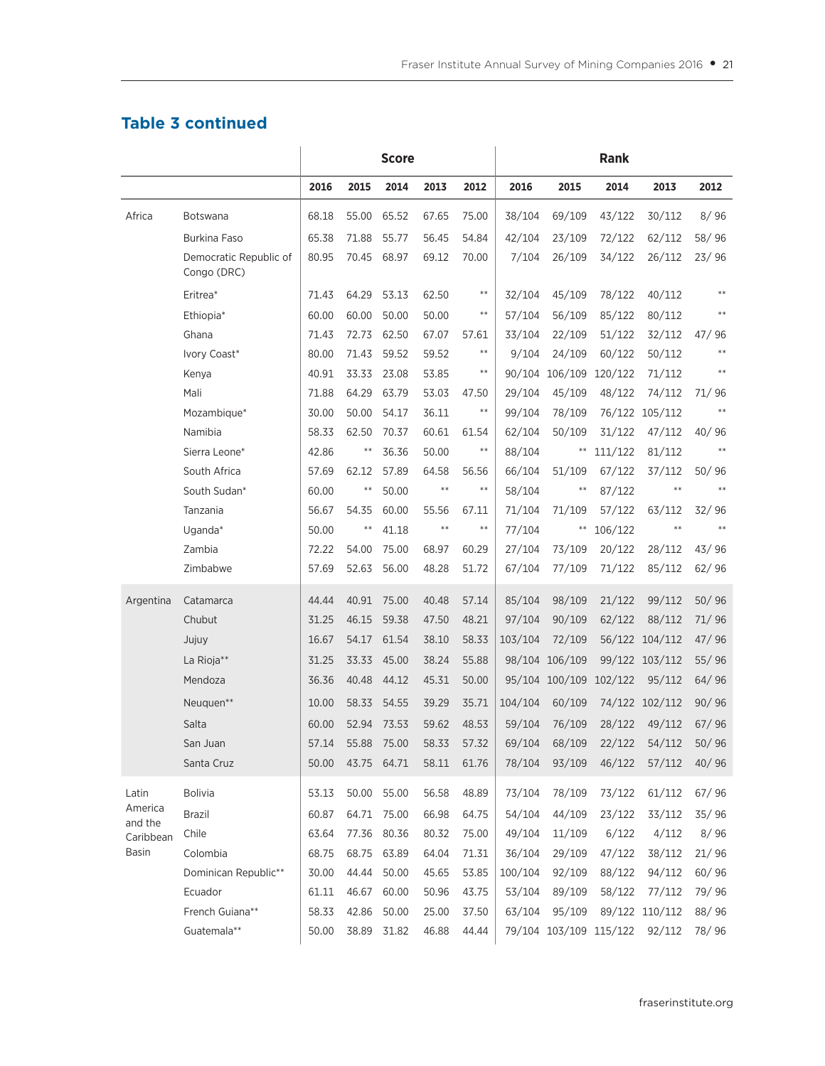## Table 3 continued

| | | Score | | | | | Rank | | | | |
|---|---|---|---|---|---|---|---|---|---|---|---|
| | | 2016 | 2015 | 2014 | 2013 | 2012 | 2016 | 2015 | 2014 | 2013 | 2012 |
| Africa | Botswana | 68.18 | 55.00 | 65.52 | 67.65 | 75.00 | 38/104 | 69/109 | 43/122 | 30/112 | 8/ 96 |
| | Burkina Faso | 65.38 | 71.88 | 55.77 | 56.45 | 54.84 | 42/104 | 23/109 | 72/122 | 62/112 | 58/ 96 |
| | Democratic Republic of Congo (DRC) | 80.95 | 70.45 | 68.97 | 69.12 | 70.00 | 7/104 | 26/109 | 34/122 | 26/112 | 23/ 96 |
| | Eritrea* | 71.43 | 64.29 | 53.13 | 62.50 | ** | 32/104 | 45/109 | 78/122 | 40/112 | ** |
| | Ethiopia* | 60.00 | 60.00 | 50.00 | 50.00 | ** | 57/104 | 56/109 | 85/122 | 80/112 | ** |
| | Ghana | 71.43 | 72.73 | 62.50 | 67.07 | 57.61 | 33/104 | 22/109 | 51/122 | 32/112 | 47/ 96 |
| | Ivory Coast* | 80.00 | 71.43 | 59.52 | 59.52 | ** | 9/104 | 24/109 | 60/122 | 50/112 | ** |
| | Kenya | 40.91 | 33.33 | 23.08 | 53.85 | ** | 90/104 | 106/109 | 120/122 | 71/112 | ** |
| | Mali | 71.88 | 64.29 | 63.79 | 53.03 | 47.50 | 29/104 | 45/109 | 48/122 | 74/112 | 71/ 96 |
| | Mozambique* | 30.00 | 50.00 | 54.17 | 36.11 | ** | 99/104 | 78/109 | 76/122 | 105/112 | ** |
| | Namibia | 58.33 | 62.50 | 70.37 | 60.61 | 61.54 | 62/104 | 50/109 | 31/122 | 47/112 | 40/ 96 |
| | Sierra Leone* | 42.86 | ** | 36.36 | 50.00 | ** | 88/104 | ** | 111/122 | 81/112 | ** |
| | South Africa | 57.69 | 62.12 | 57.89 | 64.58 | 56.56 | 66/104 | 51/109 | 67/122 | 37/112 | 50/ 96 |
| | South Sudan* | 60.00 | ** | 50.00 | ** | ** | 58/104 | ** | 87/122 | ** | ** |
| | Tanzania | 56.67 | 54.35 | 60.00 | 55.56 | 67.11 | 71/104 | 71/109 | 57/122 | 63/112 | 32/ 96 |
| | Uganda* | 50.00 | ** | 41.18 | ** | ** | 77/104 | ** | 106/122 | ** | ** |
| | Zambia | 72.22 | 54.00 | 75.00 | 68.97 | 60.29 | 27/104 | 73/109 | 20/122 | 28/112 | 43/ 96 |
| | Zimbabwe | 57.69 | 52.63 | 56.00 | 48.28 | 51.72 | 67/104 | 77/109 | 71/122 | 85/112 | 62/ 96 |
| Argentina | Catamarca | 44.44 | 40.91 | 75.00 | 40.48 | 57.14 | 85/104 | 98/109 | 21/122 | 99/112 | 50/ 96 |
| | Chubut | 31.25 | 46.15 | 59.38 | 47.50 | 48.21 | 97/104 | 90/109 | 62/122 | 88/112 | 71/ 96 |
| | Jujuy | 16.67 | 54.17 | 61.54 | 38.10 | 58.33 | 103/104 | 72/109 | 56/122 | 104/112 | 47/ 96 |
| | La Rioja** | 31.25 | 33.33 | 45.00 | 38.24 | 55.88 | 98/104 | 106/109 | 99/122 | 103/112 | 55/ 96 |
| | Mendoza | 36.36 | 40.48 | 44.12 | 45.31 | 50.00 | 95/104 | 100/109 | 102/122 | 95/112 | 64/ 96 |
| | Neuquen** | 10.00 | 58.33 | 54.55 | 39.29 | 35.71 | 104/104 | 60/109 | 74/122 | 102/112 | 90/ 96 |
| | Salta | 60.00 | 52.94 | 73.53 | 59.62 | 48.53 | 59/104 | 76/109 | 28/122 | 49/112 | 67/ 96 |
| | San Juan | 57.14 | 55.88 | 75.00 | 58.33 | 57.32 | 69/104 | 68/109 | 22/122 | 54/112 | 50/ 96 |
| | Santa Cruz | 50.00 | 43.75 | 64.71 | 58.11 | 61.76 | 78/104 | 93/109 | 46/122 | 57/112 | 40/ 96 |
| Latin America and the Caribbean Basin | Bolivia | 53.13 | 50.00 | 55.00 | 56.58 | 48.89 | 73/104 | 78/109 | 73/122 | 61/112 | 67/ 96 |
| | Brazil | 60.87 | 64.71 | 75.00 | 66.98 | 64.75 | 54/104 | 44/109 | 23/122 | 33/112 | 35/ 96 |
| | Chile | 63.64 | 77.36 | 80.36 | 80.32 | 75.00 | 49/104 | 11/109 | 6/122 | 4/112 | 8/ 96 |
| | Colombia | 68.75 | 68.75 | 63.89 | 64.04 | 71.31 | 36/104 | 29/109 | 47/122 | 38/112 | 21/ 96 |
| | Dominican Republic** | 30.00 | 44.44 | 50.00 | 45.65 | 53.85 | 100/104 | 92/109 | 88/122 | 94/112 | 60/ 96 |
| | Ecuador | 61.11 | 46.67 | 60.00 | 50.96 | 43.75 | 53/104 | 89/109 | 58/122 | 77/112 | 79/ 96 |
| | French Guiana** | 58.33 | 42.86 | 50.00 | 25.00 | 37.50 | 63/104 | 95/109 | 89/122 | 110/112 | 88/ 96 |
| | Guatemala** | 50.00 | 38.89 | 31.82 | 46.88 | 44.44 | 79/104 | 103/109 | 115/122 | 92/112 | 78/ 96 |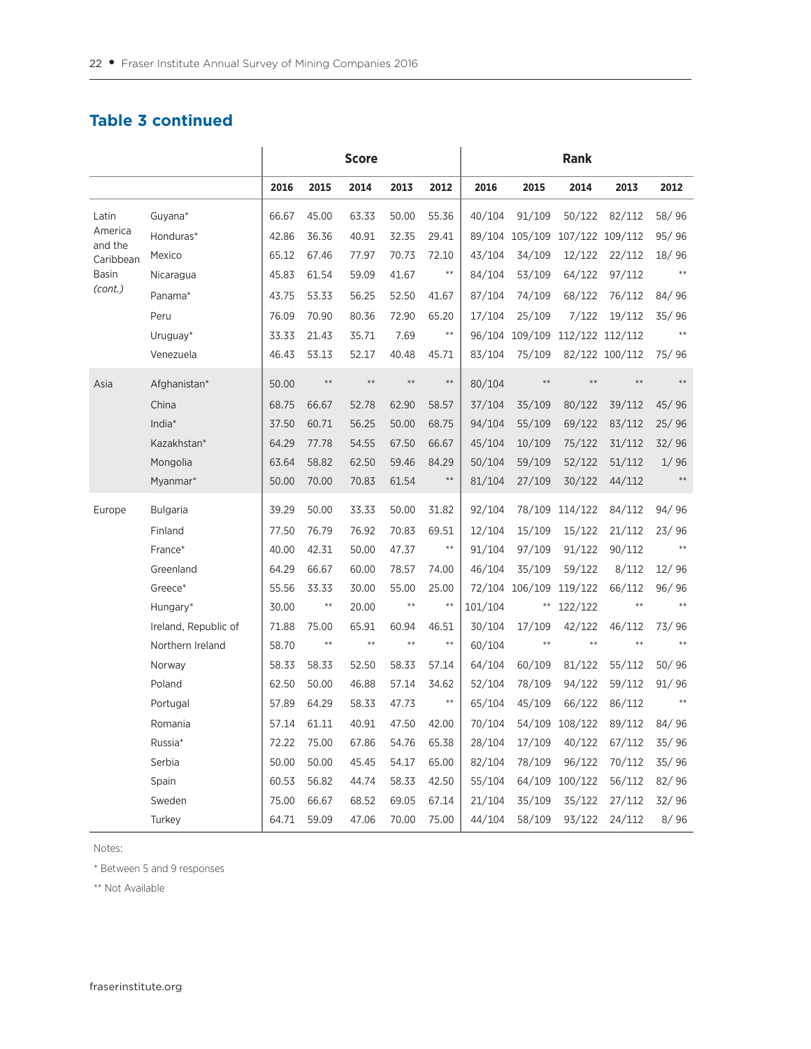## Table 3 continued

| | | Score | | | | | Rank | | | | |
|---|---|---|---|---|---|---|---|---|---|---|---|
| | | 2016 | 2015 | 2014 | 2013 | 2012 | 2016 | 2015 | 2014 | 2013 | 2012 |
| Latin America and the Caribbean Basin *(cont.)* | Guyana* | 66.67 | 45.00 | 63.33 | 50.00 | 55.36 | 40/104 | 91/109 | 50/122 | 82/112 | 58/ 96 |
| | Honduras* | 42.86 | 36.36 | 40.91 | 32.35 | 29.41 | 89/104 | 105/109 | 107/122 | 109/112 | 95/ 96 |
| | Mexico | 65.12 | 67.46 | 77.97 | 70.73 | 72.10 | 43/104 | 34/109 | 12/122 | 22/112 | 18/ 96 |
| | Nicaragua | 45.83 | 61.54 | 59.09 | 41.67 | ** | 84/104 | 53/109 | 64/122 | 97/112 | ** |
| | Panama* | 43.75 | 53.33 | 56.25 | 52.50 | 41.67 | 87/104 | 74/109 | 68/122 | 76/112 | 84/ 96 |
| | Peru | 76.09 | 70.90 | 80.36 | 72.90 | 65.20 | 17/104 | 25/109 | 7/122 | 19/112 | 35/ 96 |
| | Uruguay* | 33.33 | 21.43 | 35.71 | 7.69 | ** | 96/104 | 109/109 | 112/122 | 112/112 | ** |
| | Venezuela | 46.43 | 53.13 | 52.17 | 40.48 | 45.71 | 83/104 | 75/109 | 82/122 | 100/112 | 75/ 96 |
| Asia | Afghanistan* | 50.00 | ** | ** | ** | ** | 80/104 | ** | ** | ** | ** |
| | China | 68.75 | 66.67 | 52.78 | 62.90 | 58.57 | 37/104 | 35/109 | 80/122 | 39/112 | 45/ 96 |
| | India* | 37.50 | 60.71 | 56.25 | 50.00 | 68.75 | 94/104 | 55/109 | 69/122 | 83/112 | 25/ 96 |
| | Kazakhstan* | 64.29 | 77.78 | 54.55 | 67.50 | 66.67 | 45/104 | 10/109 | 75/122 | 31/112 | 32/ 96 |
| | Mongolia | 63.64 | 58.82 | 62.50 | 59.46 | 84.29 | 50/104 | 59/109 | 52/122 | 51/112 | 1/ 96 |
| | Myanmar* | 50.00 | 70.00 | 70.83 | 61.54 | ** | 81/104 | 27/109 | 30/122 | 44/112 | ** |
| Europe | Bulgaria | 39.29 | 50.00 | 33.33 | 50.00 | 31.82 | 92/104 | 78/109 | 114/122 | 84/112 | 94/ 96 |
| | Finland | 77.50 | 76.79 | 76.92 | 70.83 | 69.51 | 12/104 | 15/109 | 15/122 | 21/112 | 23/ 96 |
| | France* | 40.00 | 42.31 | 50.00 | 47.37 | ** | 91/104 | 97/109 | 91/122 | 90/112 | ** |
| | Greenland | 64.29 | 66.67 | 60.00 | 78.57 | 74.00 | 46/104 | 35/109 | 59/122 | 8/112 | 12/ 96 |
| | Greece* | 55.56 | 33.33 | 30.00 | 55.00 | 25.00 | 72/104 | 106/109 | 119/122 | 66/112 | 96/ 96 |
| | Hungary* | 30.00 | ** | 20.00 | ** | ** | 101/104 | ** | 122/122 | ** | ** |
| | Ireland, Republic of | 71.88 | 75.00 | 65.91 | 60.94 | 46.51 | 30/104 | 17/109 | 42/122 | 46/112 | 73/ 96 |
| | Northern Ireland | 58.70 | ** | ** | ** | ** | 60/104 | ** | ** | ** | ** |
| | Norway | 58.33 | 58.33 | 52.50 | 58.33 | 57.14 | 64/104 | 60/109 | 81/122 | 55/112 | 50/ 96 |
| | Poland | 62.50 | 50.00 | 46.88 | 57.14 | 34.62 | 52/104 | 78/109 | 94/122 | 59/112 | 91/ 96 |
| | Portugal | 57.89 | 64.29 | 58.33 | 47.73 | ** | 65/104 | 45/109 | 66/122 | 86/112 | ** |
| | Romania | 57.14 | 61.11 | 40.91 | 47.50 | 42.00 | 70/104 | 54/109 | 108/122 | 89/112 | 84/ 96 |
| | Russia* | 72.22 | 75.00 | 67.86 | 54.76 | 65.38 | 28/104 | 17/109 | 40/122 | 67/112 | 35/ 96 |
| | Serbia | 50.00 | 50.00 | 45.45 | 54.17 | 65.00 | 82/104 | 78/109 | 96/122 | 70/112 | 35/ 96 |
| | Spain | 60.53 | 56.82 | 44.74 | 58.33 | 42.50 | 55/104 | 64/109 | 100/122 | 56/112 | 82/ 96 |
| | Sweden | 75.00 | 66.67 | 68.52 | 69.05 | 67.14 | 21/104 | 35/109 | 35/122 | 27/112 | 32/ 96 |
| | Turkey | 64.71 | 59.09 | 47.06 | 70.00 | 75.00 | 44/104 | 58/109 | 93/122 | 24/112 | 8/ 96 |

Notes:

* Between 5 and 9 responses

** Not Available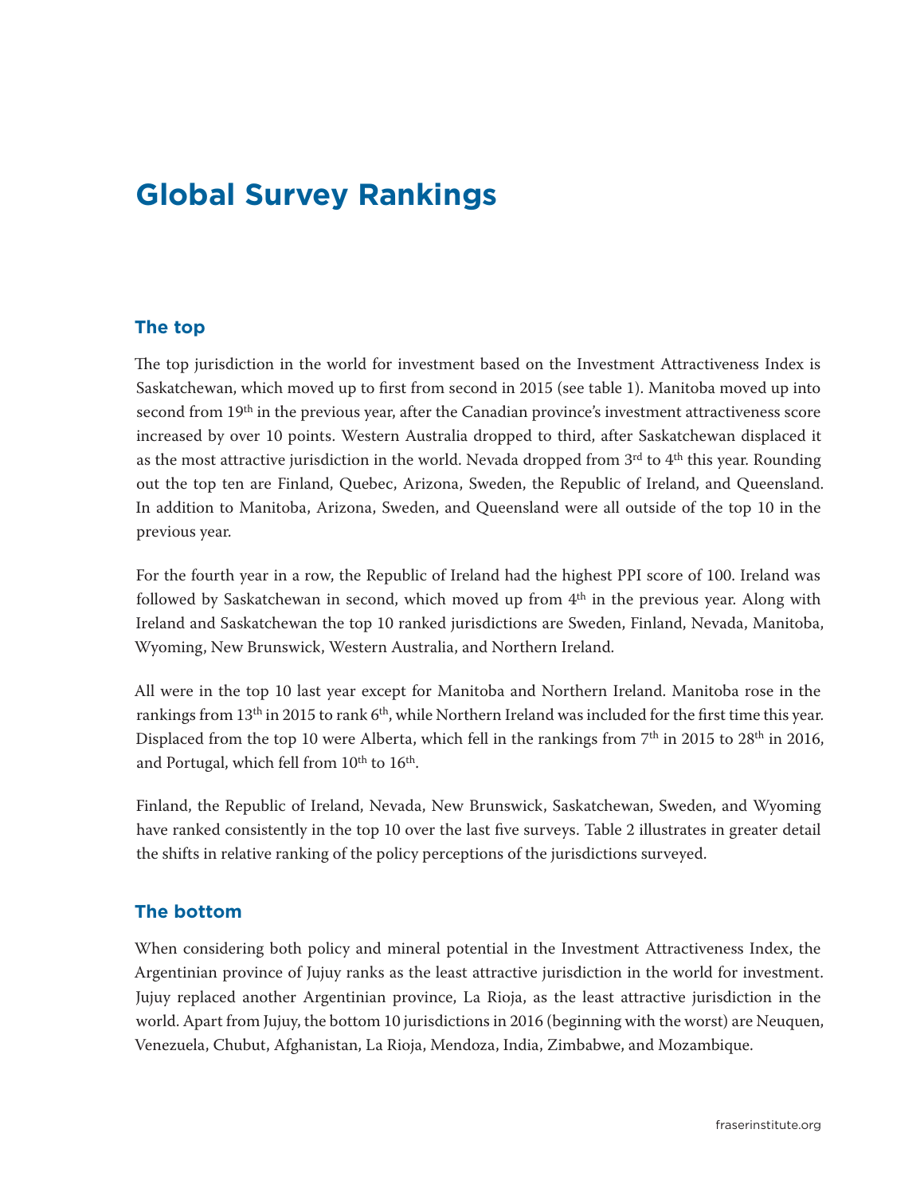# Global Survey Rankings

## The top

The top jurisdiction in the world for investment based on the Investment Attractiveness Index is Saskatchewan, which moved up to first from second in 2015 (see table 1). Manitoba moved up into second from 19th in the previous year, after the Canadian province's investment attractiveness score increased by over 10 points. Western Australia dropped to third, after Saskatchewan displaced it as the most attractive jurisdiction in the world. Nevada dropped from 3rd to 4th this year. Rounding out the top ten are Finland, Quebec, Arizona, Sweden, the Republic of Ireland, and Queensland. In addition to Manitoba, Arizona, Sweden, and Queensland were all outside of the top 10 in the previous year.

For the fourth year in a row, the Republic of Ireland had the highest PPI score of 100. Ireland was followed by Saskatchewan in second, which moved up from 4th in the previous year. Along with Ireland and Saskatchewan the top 10 ranked jurisdictions are Sweden, Finland, Nevada, Manitoba, Wyoming, New Brunswick, Western Australia, and Northern Ireland.

All were in the top 10 last year except for Manitoba and Northern Ireland. Manitoba rose in the rankings from 13th in 2015 to rank 6th, while Northern Ireland was included for the first time this year. Displaced from the top 10 were Alberta, which fell in the rankings from 7th in 2015 to 28th in 2016, and Portugal, which fell from 10th to 16th.

Finland, the Republic of Ireland, Nevada, New Brunswick, Saskatchewan, Sweden, and Wyoming have ranked consistently in the top 10 over the last five surveys. Table 2 illustrates in greater detail the shifts in relative ranking of the policy perceptions of the jurisdictions surveyed.

## The bottom

When considering both policy and mineral potential in the Investment Attractiveness Index, the Argentinian province of Jujuy ranks as the least attractive jurisdiction in the world for investment. Jujuy replaced another Argentinian province, La Rioja, as the least attractive jurisdiction in the world. Apart from Jujuy, the bottom 10 jurisdictions in 2016 (beginning with the worst) are Neuquen, Venezuela, Chubut, Afghanistan, La Rioja, Mendoza, India, Zimbabwe, and Mozambique.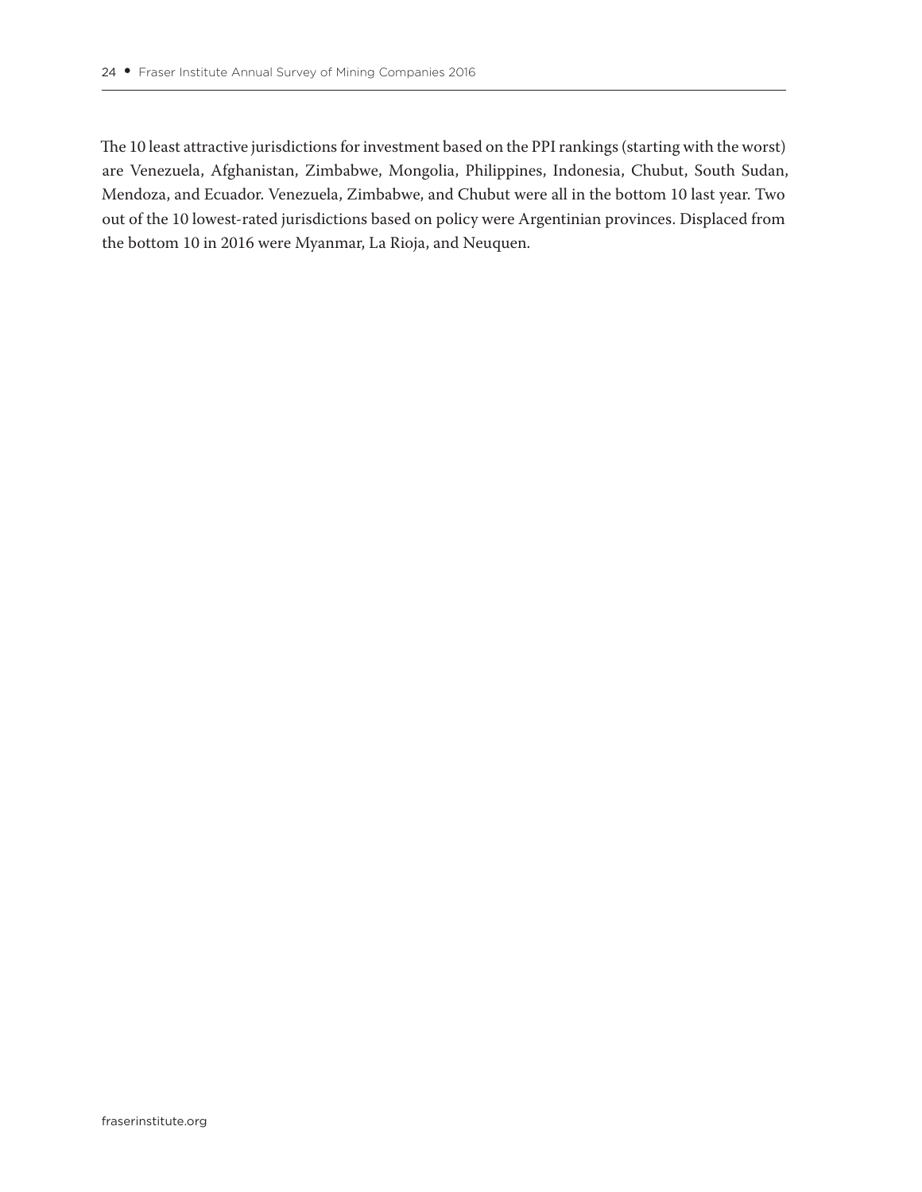The 10 least attractive jurisdictions for investment based on the PPI rankings (starting with the worst) are Venezuela, Afghanistan, Zimbabwe, Mongolia, Philippines, Indonesia, Chubut, South Sudan, Mendoza, and Ecuador. Venezuela, Zimbabwe, and Chubut were all in the bottom 10 last year. Two out of the 10 lowest-rated jurisdictions based on policy were Argentinian provinces. Displaced from the bottom 10 in 2016 were Myanmar, La Rioja, and Neuquen.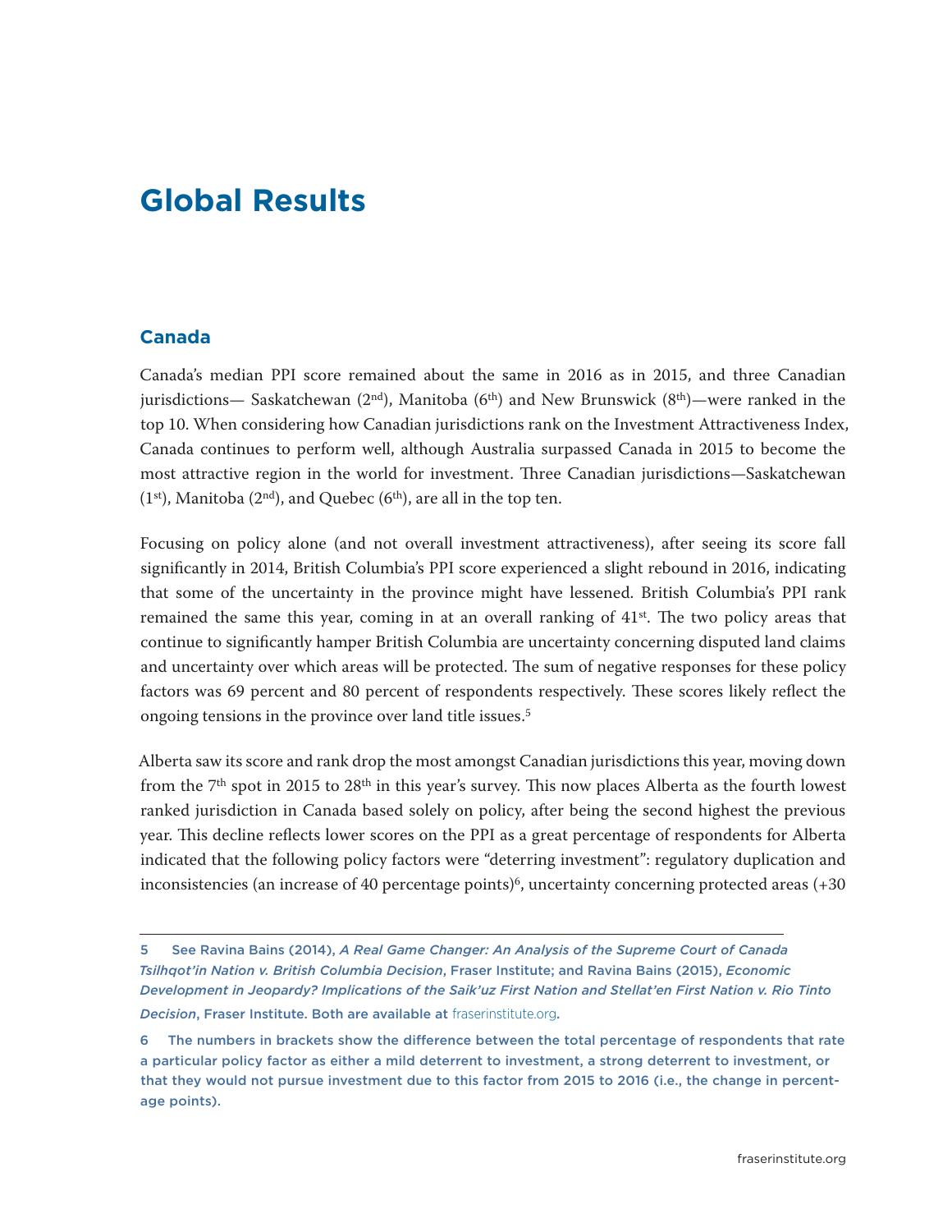# Global Results

## Canada

Canada's median PPI score remained about the same in 2016 as in 2015, and three Canadian jurisdictions— Saskatchewan (2nd), Manitoba (6th) and New Brunswick (8th)—were ranked in the top 10. When considering how Canadian jurisdictions rank on the Investment Attractiveness Index, Canada continues to perform well, although Australia surpassed Canada in 2015 to become the most attractive region in the world for investment. Three Canadian jurisdictions—Saskatchewan (1st), Manitoba (2nd), and Quebec (6th), are all in the top ten.

Focusing on policy alone (and not overall investment attractiveness), after seeing its score fall significantly in 2014, British Columbia's PPI score experienced a slight rebound in 2016, indicating that some of the uncertainty in the province might have lessened. British Columbia's PPI rank remained the same this year, coming in at an overall ranking of 41st. The two policy areas that continue to significantly hamper British Columbia are uncertainty concerning disputed land claims and uncertainty over which areas will be protected. The sum of negative responses for these policy factors was 69 percent and 80 percent of respondents respectively. These scores likely reflect the ongoing tensions in the province over land title issues.[5]

Alberta saw its score and rank drop the most amongst Canadian jurisdictions this year, moving down from the 7th spot in 2015 to 28th in this year's survey. This now places Alberta as the fourth lowest ranked jurisdiction in Canada based solely on policy, after being the second highest the previous year. This decline reflects lower scores on the PPI as a great percentage of respondents for Alberta indicated that the following policy factors were "deterring investment": regulatory duplication and inconsistencies (an increase of 40 percentage points)[6], uncertainty concerning protected areas (+30

---

5 See Ravina Bains (2014), *A Real Game Changer: An Analysis of the Supreme Court of Canada Tsilhqot'in Nation v. British Columbia Decision*, Fraser Institute; and Ravina Bains (2015), *Economic Development in Jeopardy? Implications of the Saik'uz First Nation and Stellat'en First Nation v. Rio Tinto Decision*, Fraser Institute. Both are available at fraserinstitute.org.

6 The numbers in brackets show the difference between the total percentage of respondents that rate a particular policy factor as either a mild deterrent to investment, a strong deterrent to investment, or that they would not pursue investment due to this factor from 2015 to 2016 (i.e., the change in percentage points).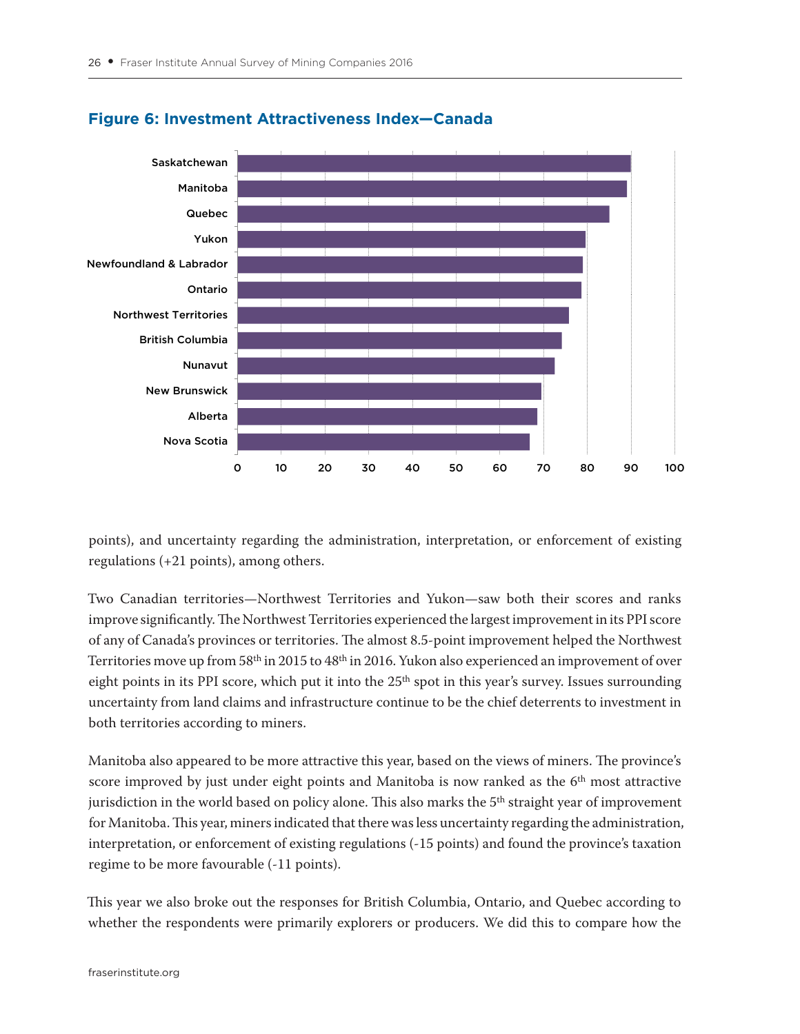## Figure 6: Investment Attractiveness Index—Canada

points), and uncertainty regarding the administration, interpretation, or enforcement of existing regulations (+21 points), among others.

Two Canadian territories—Northwest Territories and Yukon—saw both their scores and ranks improve significantly. The Northwest Territories experienced the largest improvement in its PPI score of any of Canada's provinces or territories. The almost 8.5-point improvement helped the Northwest Territories move up from 58th in 2015 to 48th in 2016. Yukon also experienced an improvement of over eight points in its PPI score, which put it into the 25th spot in this year's survey. Issues surrounding uncertainty from land claims and infrastructure continue to be the chief deterrents to investment in both territories according to miners.

Manitoba also appeared to be more attractive this year, based on the views of miners. The province's score improved by just under eight points and Manitoba is now ranked as the 6th most attractive jurisdiction in the world based on policy alone. This also marks the 5th straight year of improvement for Manitoba. This year, miners indicated that there was less uncertainty regarding the administration, interpretation, or enforcement of existing regulations (-15 points) and found the province's taxation regime to be more favourable (-11 points).

This year we also broke out the responses for British Columbia, Ontario, and Quebec according to whether the respondents were primarily explorers or producers. We did this to compare how the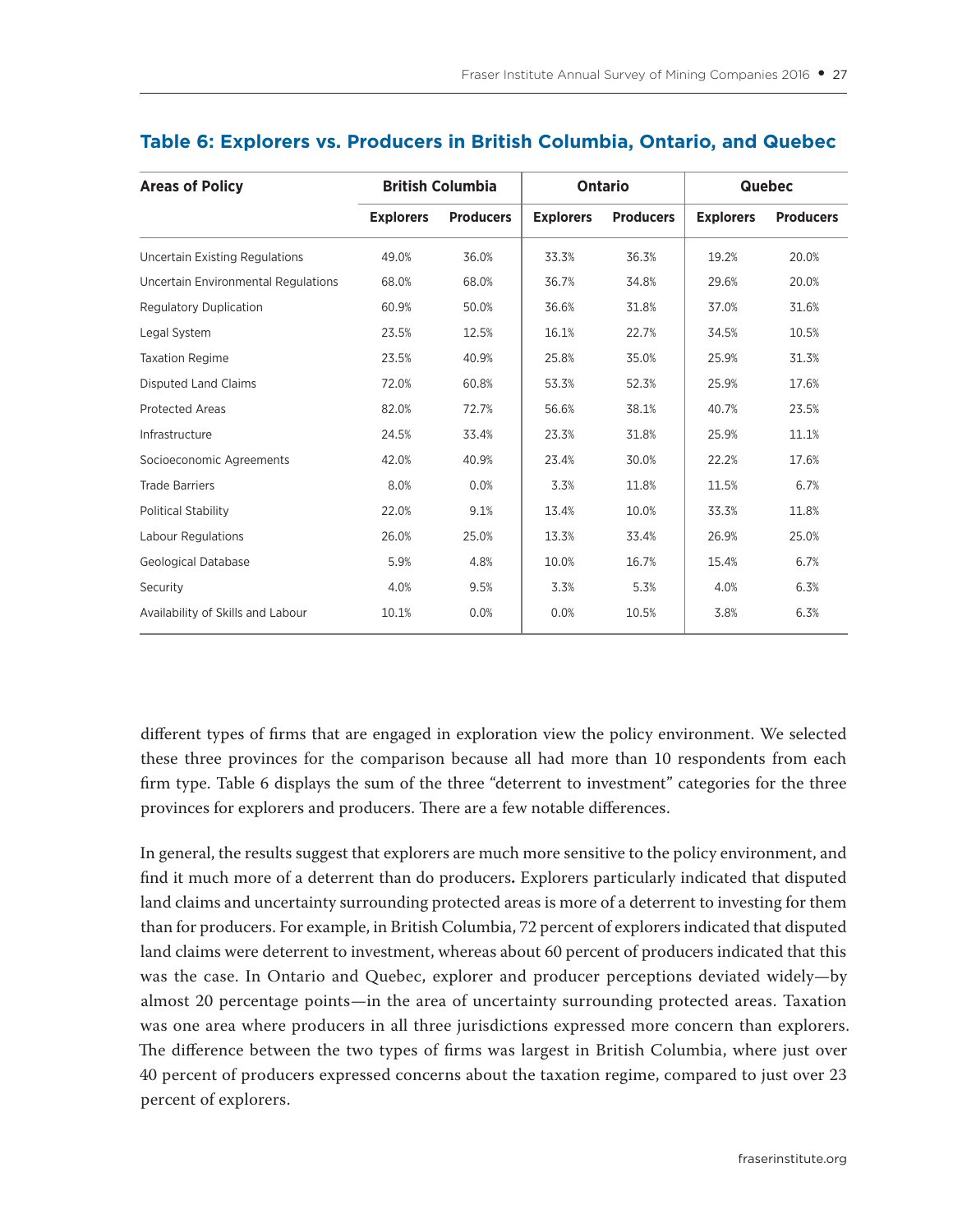## Table 6: Explorers vs. Producers in British Columbia, Ontario, and Quebec

| Areas of Policy | British Columbia | | Ontario | | Quebec | |
|---|---|---|---|---|---|---|
| | Explorers | Producers | Explorers | Producers | Explorers | Producers |
| Uncertain Existing Regulations | 49.0% | 36.0% | 33.3% | 36.3% | 19.2% | 20.0% |
| Uncertain Environmental Regulations | 68.0% | 68.0% | 36.7% | 34.8% | 29.6% | 20.0% |
| Regulatory Duplication | 60.9% | 50.0% | 36.6% | 31.8% | 37.0% | 31.6% |
| Legal System | 23.5% | 12.5% | 16.1% | 22.7% | 34.5% | 10.5% |
| Taxation Regime | 23.5% | 40.9% | 25.8% | 35.0% | 25.9% | 31.3% |
| Disputed Land Claims | 72.0% | 60.8% | 53.3% | 52.3% | 25.9% | 17.6% |
| Protected Areas | 82.0% | 72.7% | 56.6% | 38.1% | 40.7% | 23.5% |
| Infrastructure | 24.5% | 33.4% | 23.3% | 31.8% | 25.9% | 11.1% |
| Socioeconomic Agreements | 42.0% | 40.9% | 23.4% | 30.0% | 22.2% | 17.6% |
| Trade Barriers | 8.0% | 0.0% | 3.3% | 11.8% | 11.5% | 6.7% |
| Political Stability | 22.0% | 9.1% | 13.4% | 10.0% | 33.3% | 11.8% |
| Labour Regulations | 26.0% | 25.0% | 13.3% | 33.4% | 26.9% | 25.0% |
| Geological Database | 5.9% | 4.8% | 10.0% | 16.7% | 15.4% | 6.7% |
| Security | 4.0% | 9.5% | 3.3% | 5.3% | 4.0% | 6.3% |
| Availability of Skills and Labour | 10.1% | 0.0% | 0.0% | 10.5% | 3.8% | 6.3% |

different types of firms that are engaged in exploration view the policy environment. We selected these three provinces for the comparison because all had more than 10 respondents from each firm type. Table 6 displays the sum of the three "deterrent to investment" categories for the three provinces for explorers and producers. There are a few notable differences.

In general, the results suggest that explorers are much more sensitive to the policy environment, and find it much more of a deterrent than do producers**.** Explorers particularly indicated that disputed land claims and uncertainty surrounding protected areas is more of a deterrent to investing for them than for producers. For example, in British Columbia, 72 percent of explorers indicated that disputed land claims were deterrent to investment, whereas about 60 percent of producers indicated that this was the case. In Ontario and Quebec, explorer and producer perceptions deviated widely—by almost 20 percentage points—in the area of uncertainty surrounding protected areas. Taxation was one area where producers in all three jurisdictions expressed more concern than explorers. The difference between the two types of firms was largest in British Columbia, where just over 40 percent of producers expressed concerns about the taxation regime, compared to just over 23 percent of explorers.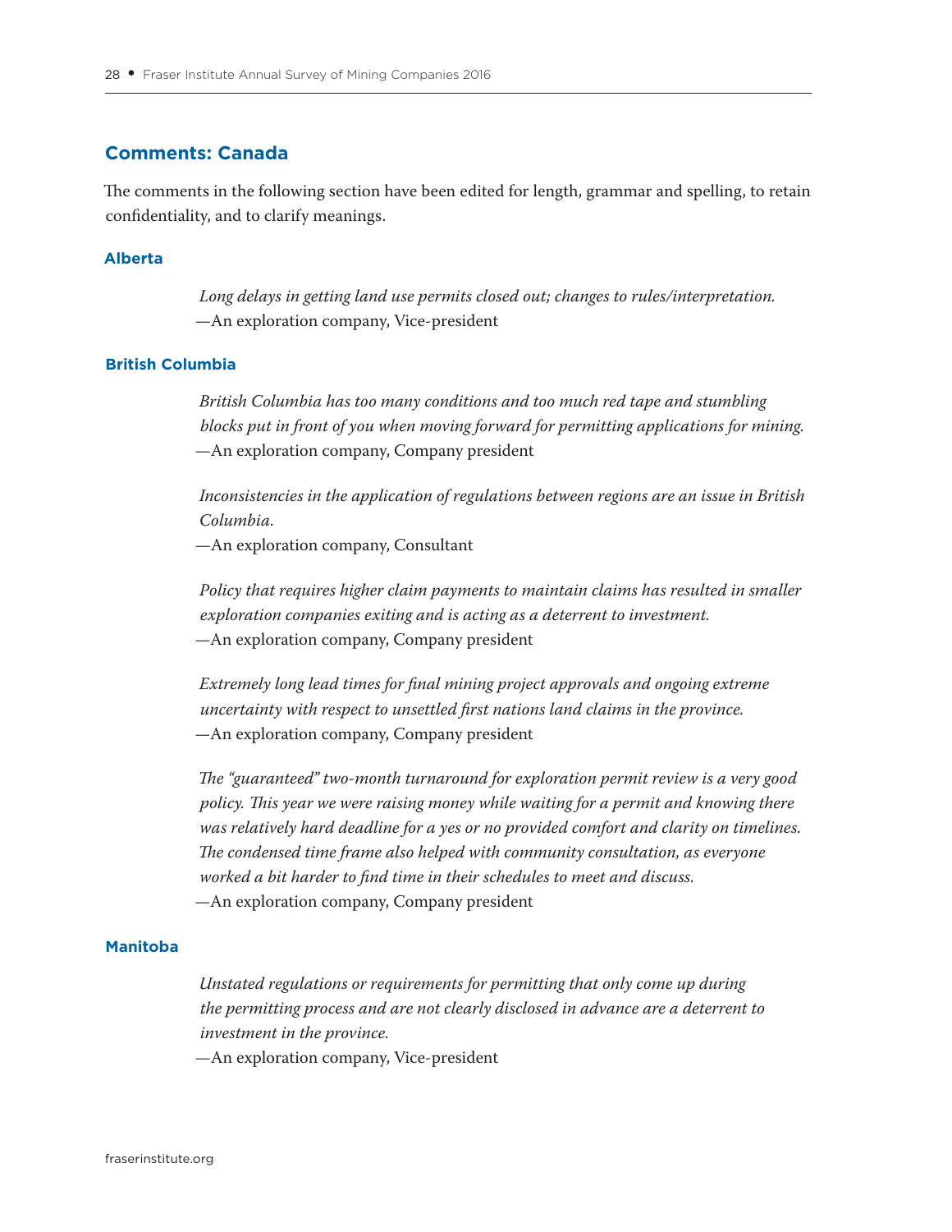## Comments: Canada

The comments in the following section have been edited for length, grammar and spelling, to retain confidentiality, and to clarify meanings.

### Alberta

*Long delays in getting land use permits closed out; changes to rules/interpretation.*
—An exploration company, Vice-president

### British Columbia

*British Columbia has too many conditions and too much red tape and stumbling blocks put in front of you when moving forward for permitting applications for mining.*
—An exploration company, Company president

*Inconsistencies in the application of regulations between regions are an issue in British Columbia.*
—An exploration company, Consultant

*Policy that requires higher claim payments to maintain claims has resulted in smaller exploration companies exiting and is acting as a deterrent to investment.*
—An exploration company, Company president

*Extremely long lead times for final mining project approvals and ongoing extreme uncertainty with respect to unsettled first nations land claims in the province.*
—An exploration company, Company president

*The "guaranteed" two-month turnaround for exploration permit review is a very good policy. This year we were raising money while waiting for a permit and knowing there was relatively hard deadline for a yes or no provided comfort and clarity on timelines. The condensed time frame also helped with community consultation, as everyone worked a bit harder to find time in their schedules to meet and discuss.*
—An exploration company, Company president

### Manitoba

*Unstated regulations or requirements for permitting that only come up during the permitting process and are not clearly disclosed in advance are a deterrent to investment in the province.*
—An exploration company, Vice-president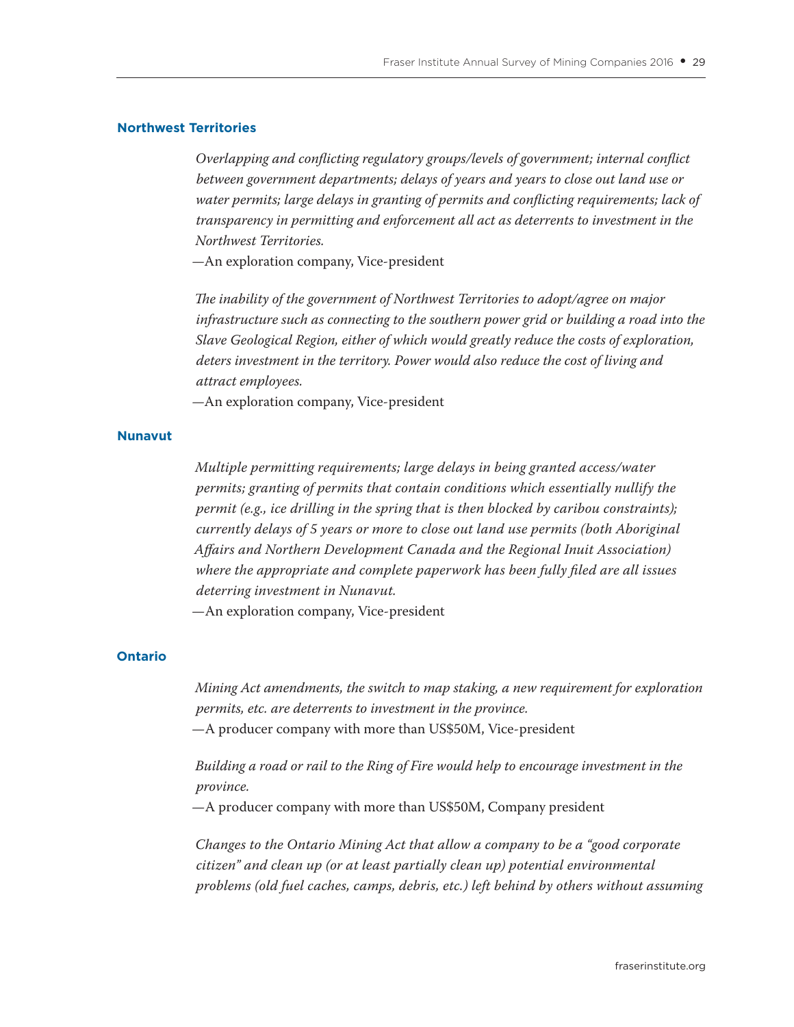### Northwest Territories

*Overlapping and conflicting regulatory groups/levels of government; internal conflict between government departments; delays of years and years to close out land use or water permits; large delays in granting of permits and conflicting requirements; lack of transparency in permitting and enforcement all act as deterrents to investment in the Northwest Territories.*

—An exploration company, Vice-president

*The inability of the government of Northwest Territories to adopt/agree on major infrastructure such as connecting to the southern power grid or building a road into the Slave Geological Region, either of which would greatly reduce the costs of exploration, deters investment in the territory. Power would also reduce the cost of living and attract employees.*

—An exploration company, Vice-president

### Nunavut

*Multiple permitting requirements; large delays in being granted access/water permits; granting of permits that contain conditions which essentially nullify the permit (e.g., ice drilling in the spring that is then blocked by caribou constraints); currently delays of 5 years or more to close out land use permits (both Aboriginal Affairs and Northern Development Canada and the Regional Inuit Association) where the appropriate and complete paperwork has been fully filed are all issues deterring investment in Nunavut.*

—An exploration company, Vice-president

### Ontario

*Mining Act amendments, the switch to map staking, a new requirement for exploration permits, etc. are deterrents to investment in the province.*

—A producer company with more than US$50M, Vice-president

*Building a road or rail to the Ring of Fire would help to encourage investment in the province.*

—A producer company with more than US$50M, Company president

*Changes to the Ontario Mining Act that allow a company to be a "good corporate citizen" and clean up (or at least partially clean up) potential environmental problems (old fuel caches, camps, debris, etc.) left behind by others without assuming*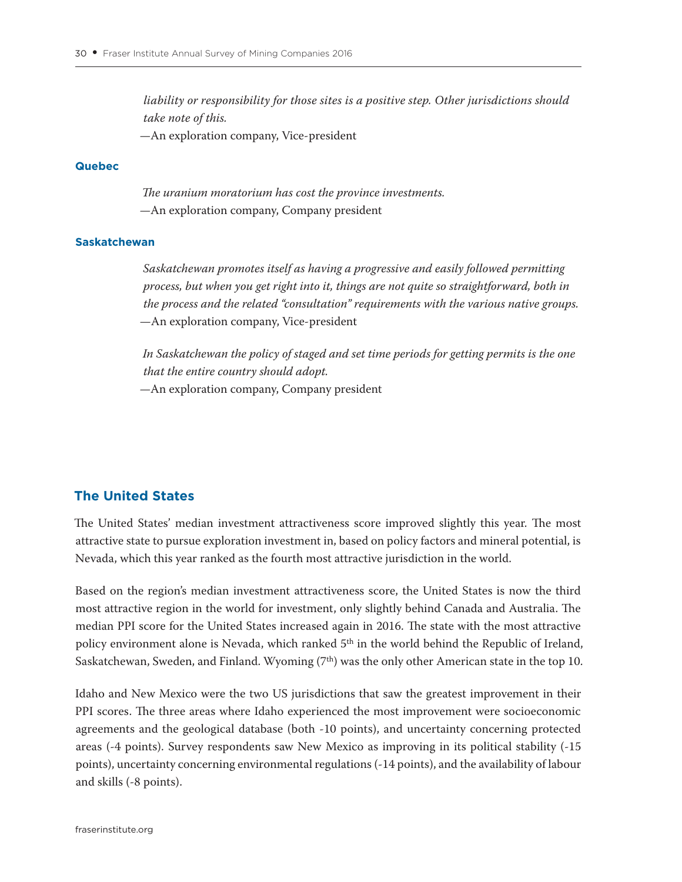*liability or responsibility for those sites is a positive step. Other jurisdictions should take note of this.*

—An exploration company, Vice-president

### Quebec

*The uranium moratorium has cost the province investments.*

—An exploration company, Company president

### Saskatchewan

*Saskatchewan promotes itself as having a progressive and easily followed permitting process, but when you get right into it, things are not quite so straightforward, both in the process and the related "consultation" requirements with the various native groups.*

—An exploration company, Vice-president

*In Saskatchewan the policy of staged and set time periods for getting permits is the one that the entire country should adopt.*

—An exploration company, Company president

## The United States

The United States' median investment attractiveness score improved slightly this year. The most attractive state to pursue exploration investment in, based on policy factors and mineral potential, is Nevada, which this year ranked as the fourth most attractive jurisdiction in the world.

Based on the region's median investment attractiveness score, the United States is now the third most attractive region in the world for investment, only slightly behind Canada and Australia. The median PPI score for the United States increased again in 2016. The state with the most attractive policy environment alone is Nevada, which ranked 5th in the world behind the Republic of Ireland, Saskatchewan, Sweden, and Finland. Wyoming (7th) was the only other American state in the top 10.

Idaho and New Mexico were the two US jurisdictions that saw the greatest improvement in their PPI scores. The three areas where Idaho experienced the most improvement were socioeconomic agreements and the geological database (both -10 points), and uncertainty concerning protected areas (-4 points). Survey respondents saw New Mexico as improving in its political stability (-15 points), uncertainty concerning environmental regulations (-14 points), and the availability of labour and skills (-8 points).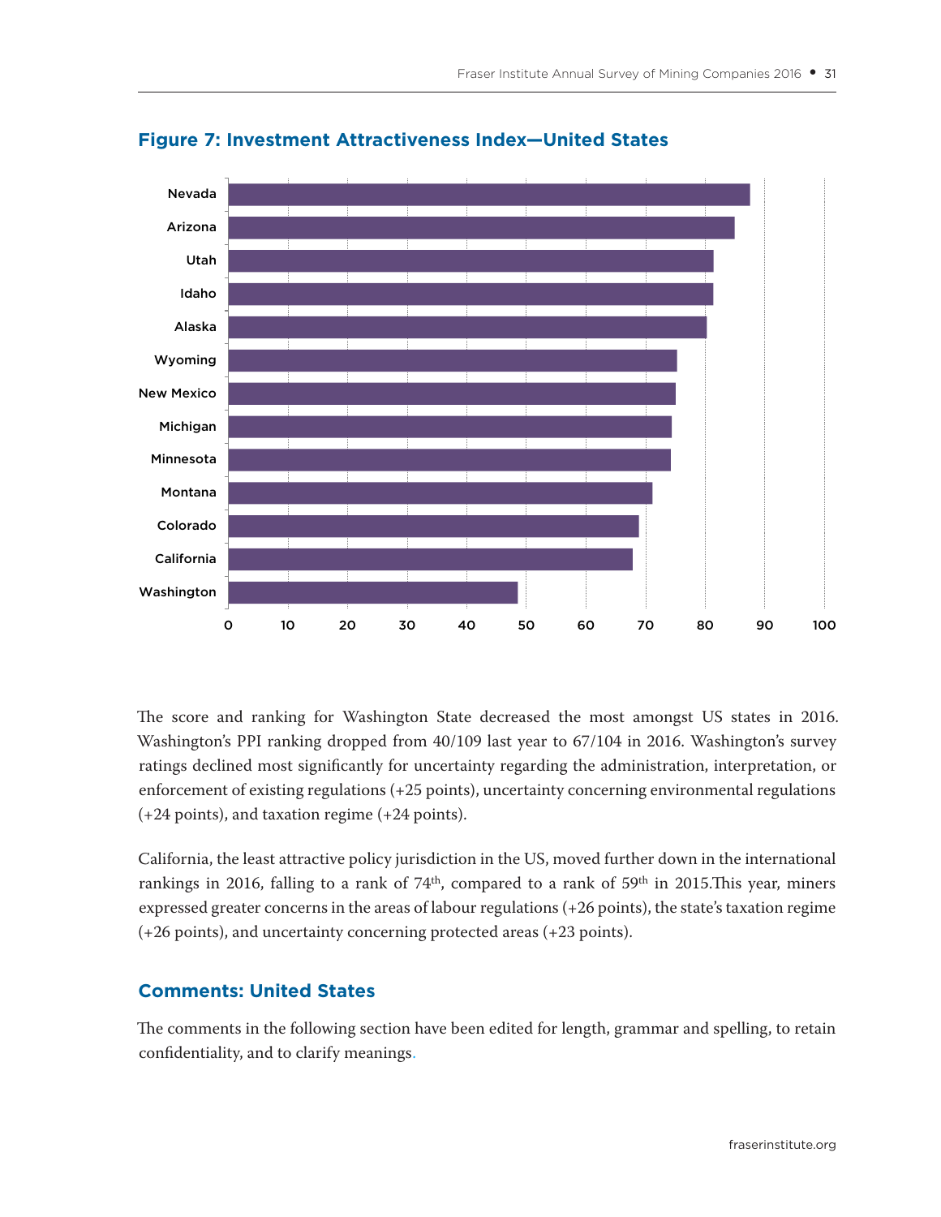## Figure 7: Investment Attractiveness Index—United States

The score and ranking for Washington State decreased the most amongst US states in 2016. Washington's PPI ranking dropped from 40/109 last year to 67/104 in 2016. Washington's survey ratings declined most significantly for uncertainty regarding the administration, interpretation, or enforcement of existing regulations (+25 points), uncertainty concerning environmental regulations (+24 points), and taxation regime (+24 points).

California, the least attractive policy jurisdiction in the US, moved further down in the international rankings in 2016, falling to a rank of 74th, compared to a rank of 59th in 2015. This year, miners expressed greater concerns in the areas of labour regulations (+26 points), the state's taxation regime (+26 points), and uncertainty concerning protected areas (+23 points).

## Comments: United States

The comments in the following section have been edited for length, grammar and spelling, to retain confidentiality, and to clarify meanings.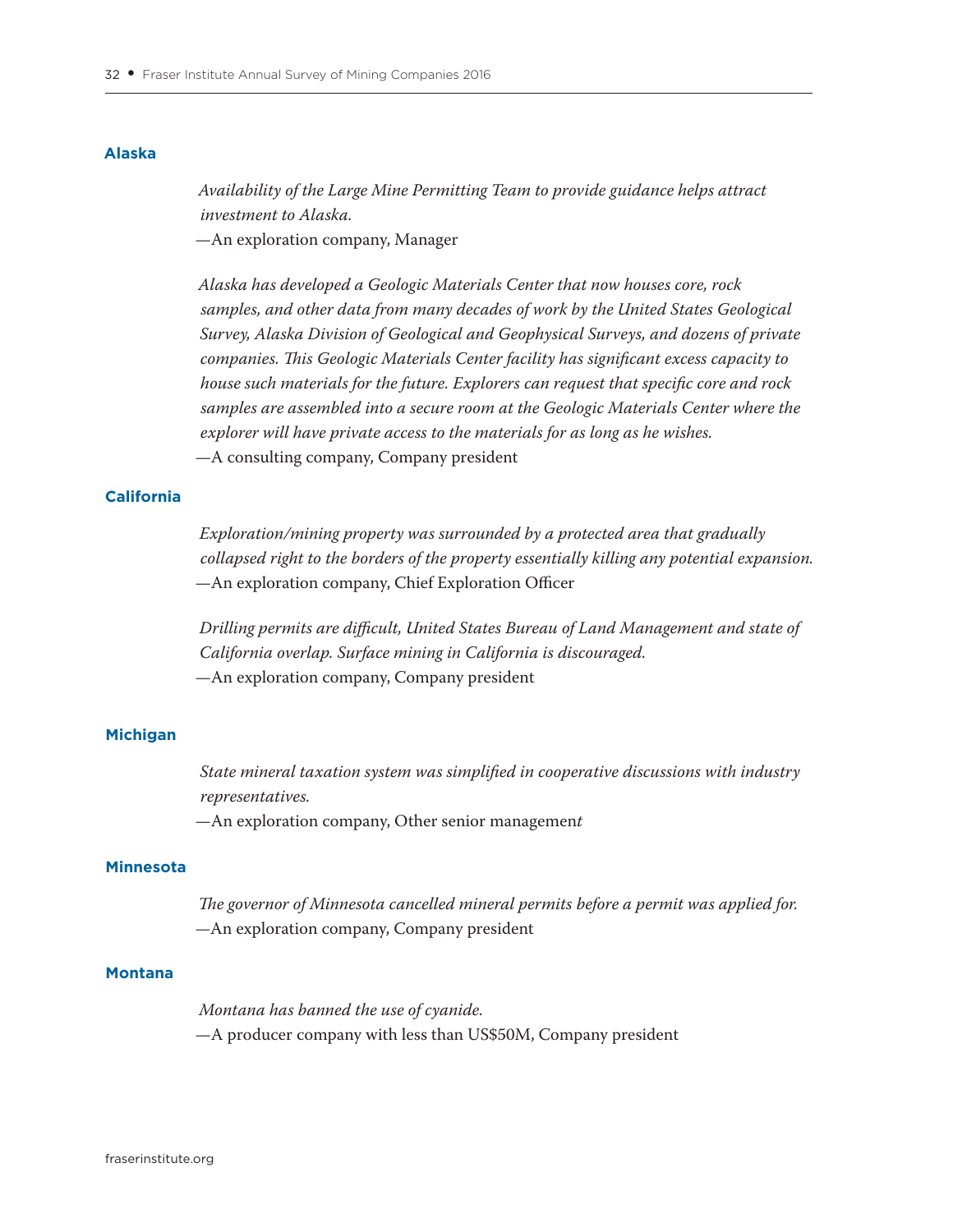### Alaska

*Availability of the Large Mine Permitting Team to provide guidance helps attract investment to Alaska.*
—An exploration company, Manager

*Alaska has developed a Geologic Materials Center that now houses core, rock samples, and other data from many decades of work by the United States Geological Survey, Alaska Division of Geological and Geophysical Surveys, and dozens of private companies. This Geologic Materials Center facility has significant excess capacity to house such materials for the future. Explorers can request that specific core and rock samples are assembled into a secure room at the Geologic Materials Center where the explorer will have private access to the materials for as long as he wishes.*
—A consulting company, Company president

### California

*Exploration/mining property was surrounded by a protected area that gradually collapsed right to the borders of the property essentially killing any potential expansion.*
—An exploration company, Chief Exploration Officer

*Drilling permits are difficult, United States Bureau of Land Management and state of California overlap. Surface mining in California is discouraged.*
—An exploration company, Company president

### Michigan

*State mineral taxation system was simplified in cooperative discussions with industry representatives.*
—An exploration company, Other senior management

### Minnesota

*The governor of Minnesota cancelled mineral permits before a permit was applied for.*
—An exploration company, Company president

### Montana

*Montana has banned the use of cyanide.*
—A producer company with less than US$50M, Company president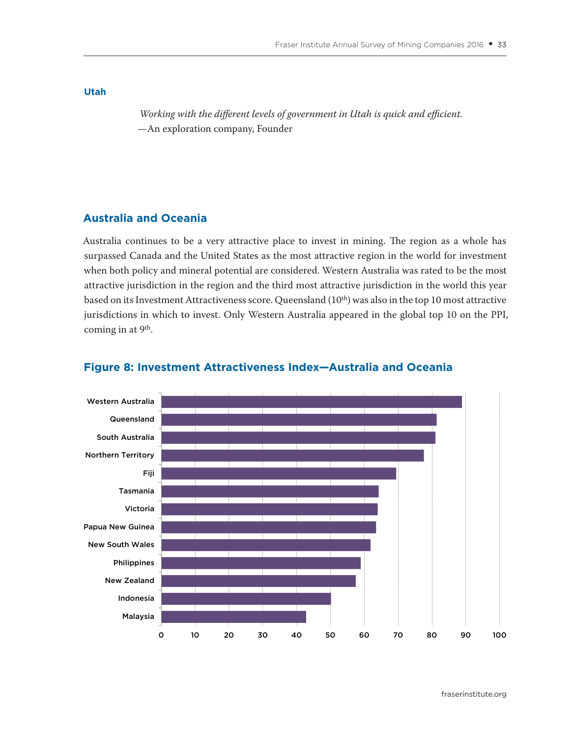### Utah

*Working with the different levels of government in Utah is quick and efficient.*
—An exploration company, Founder

## Australia and Oceania

Australia continues to be a very attractive place to invest in mining. The region as a whole has surpassed Canada and the United States as the most attractive region in the world for investment when both policy and mineral potential are considered. Western Australia was rated to be the most attractive jurisdiction in the region and the third most attractive jurisdiction in the world this year based on its Investment Attractiveness score. Queensland (10th) was also in the top 10 most attractive jurisdictions in which to invest. Only Western Australia appeared in the global top 10 on the PPI, coming in at 9th.

### Figure 8: Investment Attractiveness Index—Australia and Oceania

| Jurisdiction |
|---|
| Western Australia |
| Queensland |
| South Australia |
| Northern Territory |
| Fiji |
| Tasmania |
| Victoria |
| Papua New Guinea |
| New South Wales |
| Philippines |
| New Zealand |
| Indonesia |
| Malaysia |

Axis: 0 10 20 30 40 50 60 70 80 90 100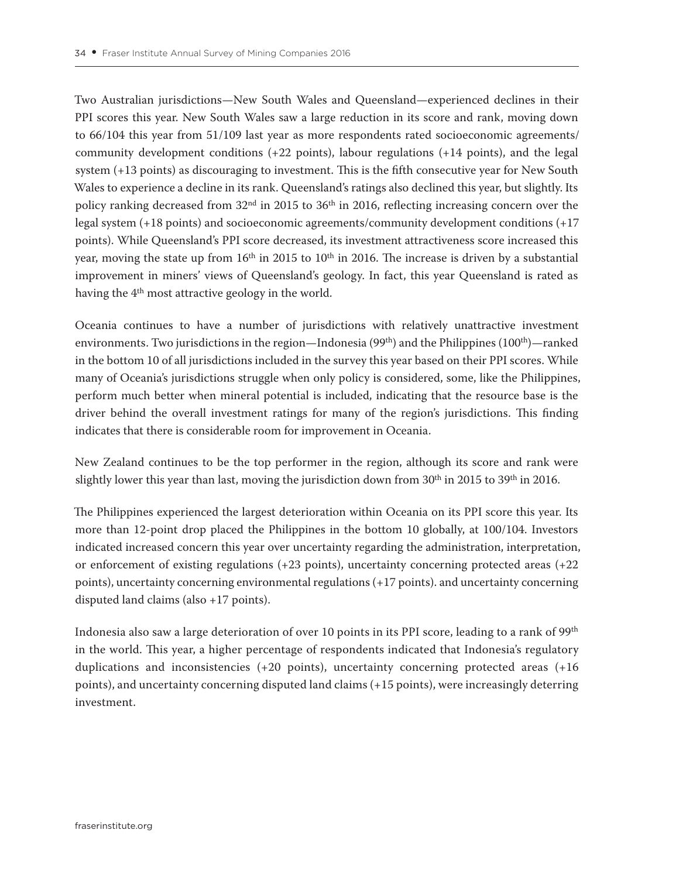Two Australian jurisdictions—New South Wales and Queensland—experienced declines in their PPI scores this year. New South Wales saw a large reduction in its score and rank, moving down to 66/104 this year from 51/109 last year as more respondents rated socioeconomic agreements/community development conditions (+22 points), labour regulations (+14 points), and the legal system (+13 points) as discouraging to investment. This is the fifth consecutive year for New South Wales to experience a decline in its rank. Queensland's ratings also declined this year, but slightly. Its policy ranking decreased from 32nd in 2015 to 36th in 2016, reflecting increasing concern over the legal system (+18 points) and socioeconomic agreements/community development conditions (+17 points). While Queensland's PPI score decreased, its investment attractiveness score increased this year, moving the state up from 16th in 2015 to 10th in 2016. The increase is driven by a substantial improvement in miners' views of Queensland's geology. In fact, this year Queensland is rated as having the 4th most attractive geology in the world.

Oceania continues to have a number of jurisdictions with relatively unattractive investment environments. Two jurisdictions in the region—Indonesia (99th) and the Philippines (100th)—ranked in the bottom 10 of all jurisdictions included in the survey this year based on their PPI scores. While many of Oceania's jurisdictions struggle when only policy is considered, some, like the Philippines, perform much better when mineral potential is included, indicating that the resource base is the driver behind the overall investment ratings for many of the region's jurisdictions. This finding indicates that there is considerable room for improvement in Oceania.

New Zealand continues to be the top performer in the region, although its score and rank were slightly lower this year than last, moving the jurisdiction down from 30th in 2015 to 39th in 2016.

The Philippines experienced the largest deterioration within Oceania on its PPI score this year. Its more than 12-point drop placed the Philippines in the bottom 10 globally, at 100/104. Investors indicated increased concern this year over uncertainty regarding the administration, interpretation, or enforcement of existing regulations (+23 points), uncertainty concerning protected areas (+22 points), uncertainty concerning environmental regulations (+17 points). and uncertainty concerning disputed land claims (also +17 points).

Indonesia also saw a large deterioration of over 10 points in its PPI score, leading to a rank of 99th in the world. This year, a higher percentage of respondents indicated that Indonesia's regulatory duplications and inconsistencies (+20 points), uncertainty concerning protected areas (+16 points), and uncertainty concerning disputed land claims (+15 points), were increasingly deterring investment.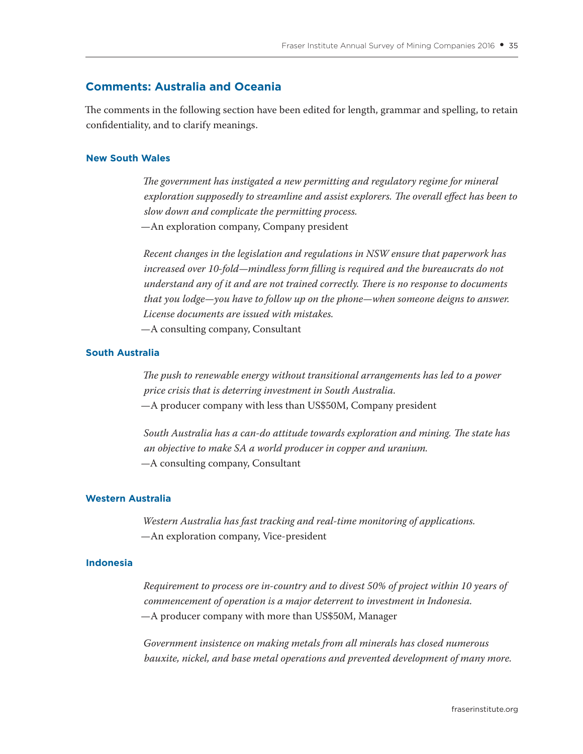## Comments: Australia and Oceania

The comments in the following section have been edited for length, grammar and spelling, to retain confidentiality, and to clarify meanings.

### New South Wales

> *The government has instigated a new permitting and regulatory regime for mineral exploration supposedly to streamline and assist explorers. The overall effect has been to slow down and complicate the permitting process.*
>
> —An exploration company, Company president

> *Recent changes in the legislation and regulations in NSW ensure that paperwork has increased over 10-fold—mindless form filling is required and the bureaucrats do not understand any of it and are not trained correctly. There is no response to documents that you lodge—you have to follow up on the phone—when someone deigns to answer. License documents are issued with mistakes.*
>
> —A consulting company, Consultant

### South Australia

> *The push to renewable energy without transitional arrangements has led to a power price crisis that is deterring investment in South Australia.*
>
> —A producer company with less than US$50M, Company president

> *South Australia has a can-do attitude towards exploration and mining. The state has an objective to make SA a world producer in copper and uranium.*
>
> —A consulting company, Consultant

### Western Australia

> *Western Australia has fast tracking and real-time monitoring of applications.*
>
> —An exploration company, Vice-president

### Indonesia

> *Requirement to process ore in-country and to divest 50% of project within 10 years of commencement of operation is a major deterrent to investment in Indonesia.*
>
> —A producer company with more than US$50M, Manager

> *Government insistence on making metals from all minerals has closed numerous bauxite, nickel, and base metal operations and prevented development of many more.*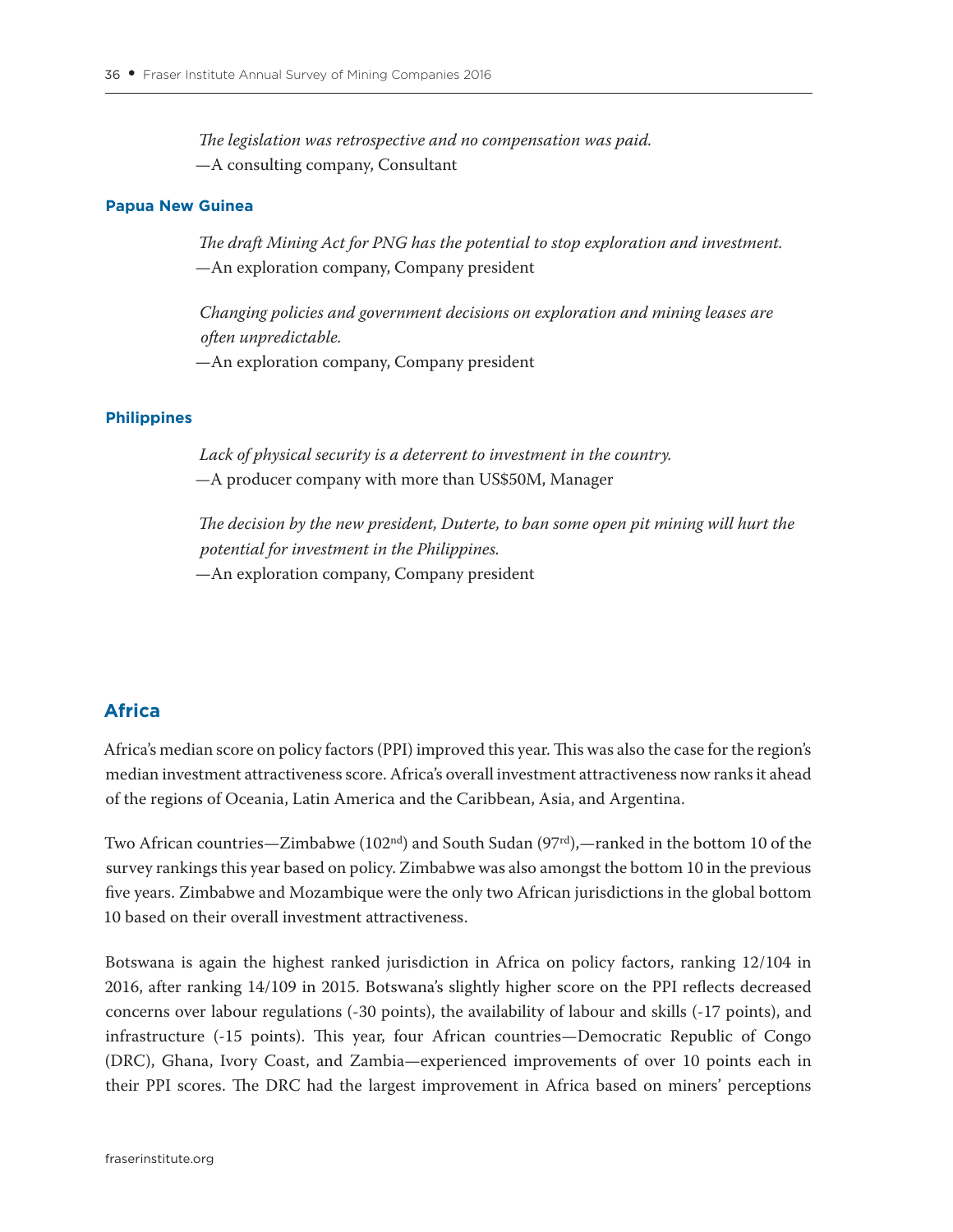*The legislation was retrospective and no compensation was paid.*
—A consulting company, Consultant

### Papua New Guinea

*The draft Mining Act for PNG has the potential to stop exploration and investment.*
—An exploration company, Company president

*Changing policies and government decisions on exploration and mining leases are often unpredictable.*
—An exploration company, Company president

### Philippines

*Lack of physical security is a deterrent to investment in the country.*
—A producer company with more than US$50M, Manager

*The decision by the new president, Duterte, to ban some open pit mining will hurt the potential for investment in the Philippines.*
—An exploration company, Company president

## Africa

Africa's median score on policy factors (PPI) improved this year. This was also the case for the region's median investment attractiveness score. Africa's overall investment attractiveness now ranks it ahead of the regions of Oceania, Latin America and the Caribbean, Asia, and Argentina.

Two African countries—Zimbabwe (102nd) and South Sudan (97rd),—ranked in the bottom 10 of the survey rankings this year based on policy. Zimbabwe was also amongst the bottom 10 in the previous five years. Zimbabwe and Mozambique were the only two African jurisdictions in the global bottom 10 based on their overall investment attractiveness.

Botswana is again the highest ranked jurisdiction in Africa on policy factors, ranking 12/104 in 2016, after ranking 14/109 in 2015. Botswana's slightly higher score on the PPI reflects decreased concerns over labour regulations (-30 points), the availability of labour and skills (-17 points), and infrastructure (-15 points). This year, four African countries—Democratic Republic of Congo (DRC), Ghana, Ivory Coast, and Zambia—experienced improvements of over 10 points each in their PPI scores. The DRC had the largest improvement in Africa based on miners' perceptions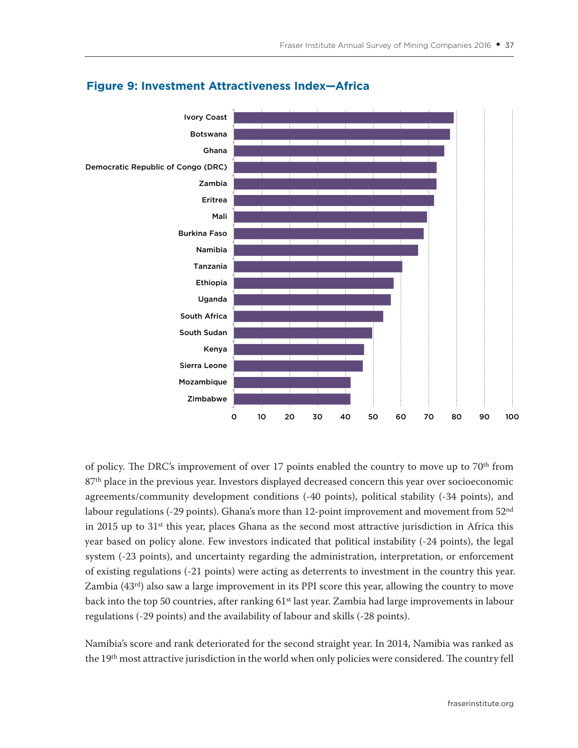## Figure 9: Investment Attractiveness Index—Africa

of policy. The DRC's improvement of over 17 points enabled the country to move up to 70th from 87th place in the previous year. Investors displayed decreased concern this year over socioeconomic agreements/community development conditions (-40 points), political stability (-34 points), and labour regulations (-29 points). Ghana's more than 12-point improvement and movement from 52nd in 2015 up to 31st this year, places Ghana as the second most attractive jurisdiction in Africa this year based on policy alone. Few investors indicated that political instability (-24 points), the legal system (-23 points), and uncertainty regarding the administration, interpretation, or enforcement of existing regulations (-21 points) were acting as deterrents to investment in the country this year. Zambia (43rd) also saw a large improvement in its PPI score this year, allowing the country to move back into the top 50 countries, after ranking 61st last year. Zambia had large improvements in labour regulations (-29 points) and the availability of labour and skills (-28 points).

Namibia's score and rank deteriorated for the second straight year. In 2014, Namibia was ranked as the 19th most attractive jurisdiction in the world when only policies were considered. The country fell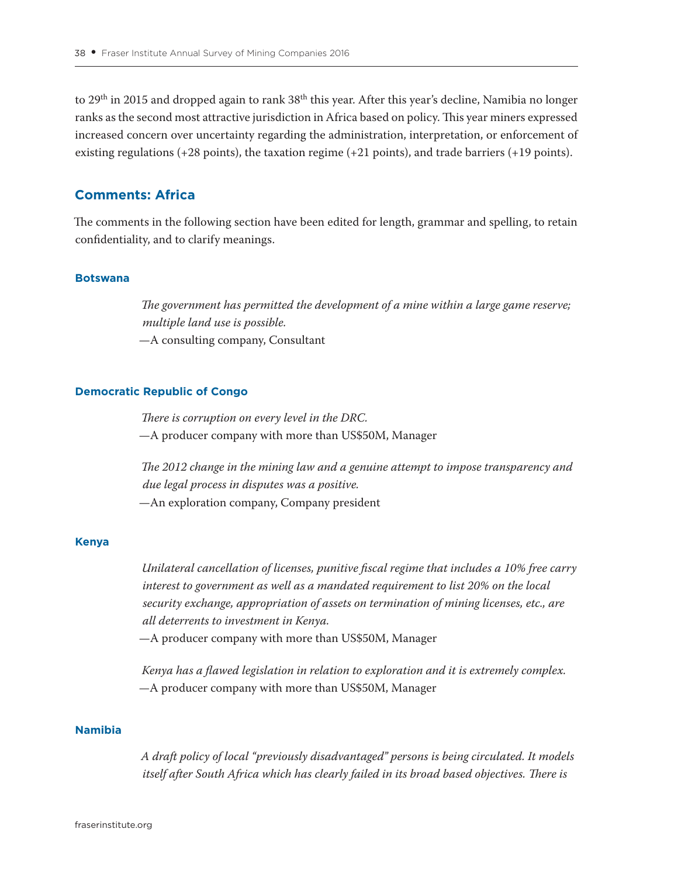to 29th in 2015 and dropped again to rank 38th this year. After this year's decline, Namibia no longer ranks as the second most attractive jurisdiction in Africa based on policy. This year miners expressed increased concern over uncertainty regarding the administration, interpretation, or enforcement of existing regulations (+28 points), the taxation regime (+21 points), and trade barriers (+19 points).

## Comments: Africa

The comments in the following section have been edited for length, grammar and spelling, to retain confidentiality, and to clarify meanings.

### Botswana

> *The government has permitted the development of a mine within a large game reserve; multiple land use is possible.*
>
> —A consulting company, Consultant

### Democratic Republic of Congo

> *There is corruption on every level in the DRC.*
>
> —A producer company with more than US$50M, Manager

> *The 2012 change in the mining law and a genuine attempt to impose transparency and due legal process in disputes was a positive.*
>
> —An exploration company, Company president

### Kenya

> *Unilateral cancellation of licenses, punitive fiscal regime that includes a 10% free carry interest to government as well as a mandated requirement to list 20% on the local security exchange, appropriation of assets on termination of mining licenses, etc., are all deterrents to investment in Kenya.*
>
> —A producer company with more than US$50M, Manager

> *Kenya has a flawed legislation in relation to exploration and it is extremely complex.*
>
> —A producer company with more than US$50M, Manager

### Namibia

> *A draft policy of local "previously disadvantaged" persons is being circulated. It models itself after South Africa which has clearly failed in its broad based objectives. There is*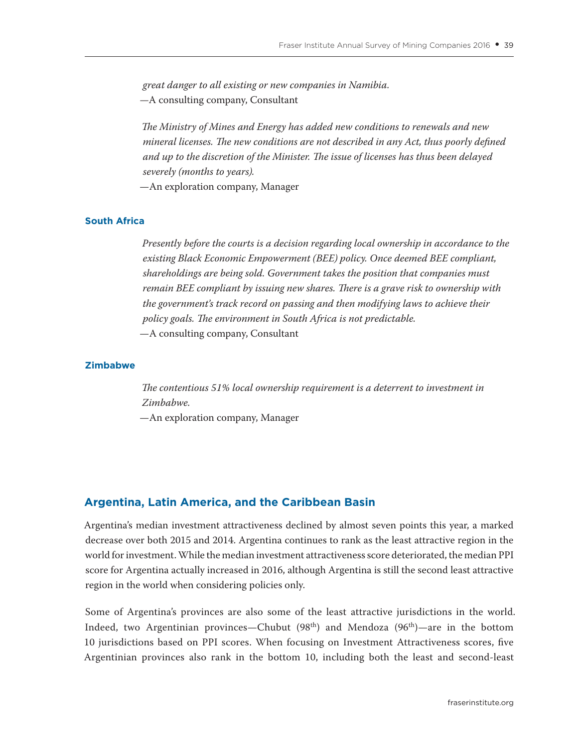*great danger to all existing or new companies in Namibia.*
—A consulting company, Consultant

*The Ministry of Mines and Energy has added new conditions to renewals and new mineral licenses. The new conditions are not described in any Act, thus poorly defined and up to the discretion of the Minister. The issue of licenses has thus been delayed severely (months to years).*
—An exploration company, Manager

### South Africa

*Presently before the courts is a decision regarding local ownership in accordance to the existing Black Economic Empowerment (BEE) policy. Once deemed BEE compliant, shareholdings are being sold. Government takes the position that companies must remain BEE compliant by issuing new shares. There is a grave risk to ownership with the government's track record on passing and then modifying laws to achieve their policy goals. The environment in South Africa is not predictable.*
—A consulting company, Consultant

### Zimbabwe

*The contentious 51% local ownership requirement is a deterrent to investment in Zimbabwe.*
—An exploration company, Manager

## Argentina, Latin America, and the Caribbean Basin

Argentina's median investment attractiveness declined by almost seven points this year, a marked decrease over both 2015 and 2014. Argentina continues to rank as the least attractive region in the world for investment. While the median investment attractiveness score deteriorated, the median PPI score for Argentina actually increased in 2016, although Argentina is still the second least attractive region in the world when considering policies only.

Some of Argentina's provinces are also some of the least attractive jurisdictions in the world. Indeed, two Argentinian provinces—Chubut (98th) and Mendoza (96th)—are in the bottom 10 jurisdictions based on PPI scores. When focusing on Investment Attractiveness scores, five Argentinian provinces also rank in the bottom 10, including both the least and second-least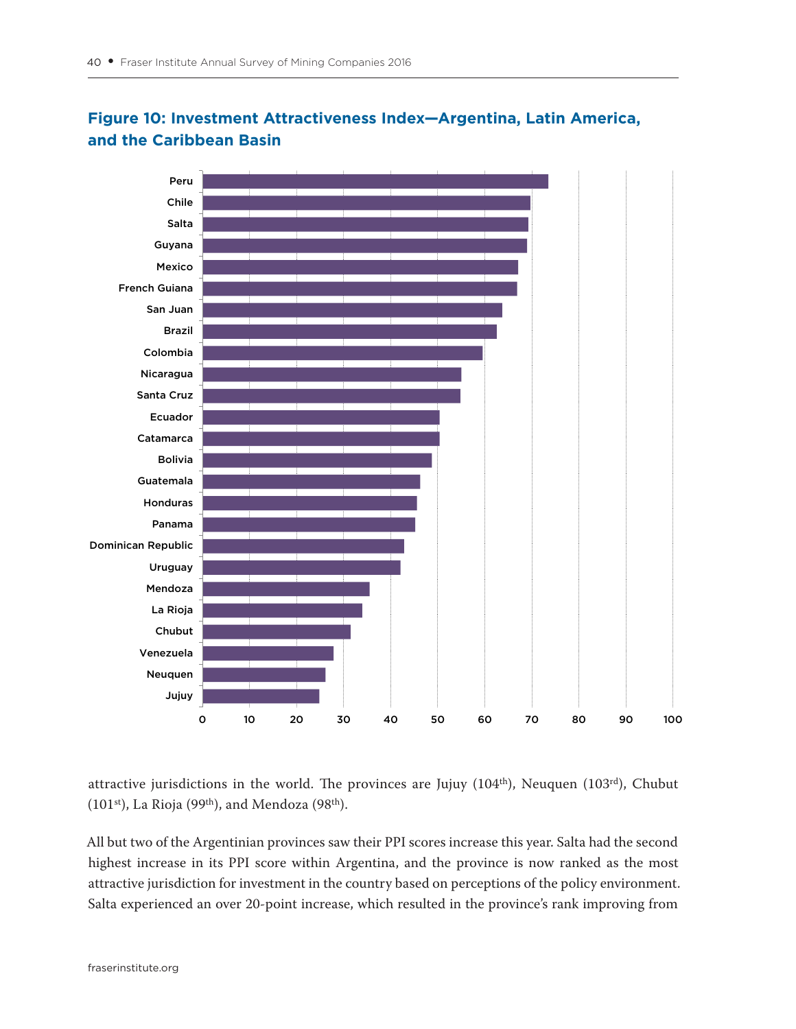## Figure 10: Investment Attractiveness Index—Argentina, Latin America, and the Caribbean Basin

attractive jurisdictions in the world. The provinces are Jujuy (104th), Neuquen (103rd), Chubut (101st), La Rioja (99th), and Mendoza (98th).

All but two of the Argentinian provinces saw their PPI scores increase this year. Salta had the second highest increase in its PPI score within Argentina, and the province is now ranked as the most attractive jurisdiction for investment in the country based on perceptions of the policy environment. Salta experienced an over 20-point increase, which resulted in the province's rank improving from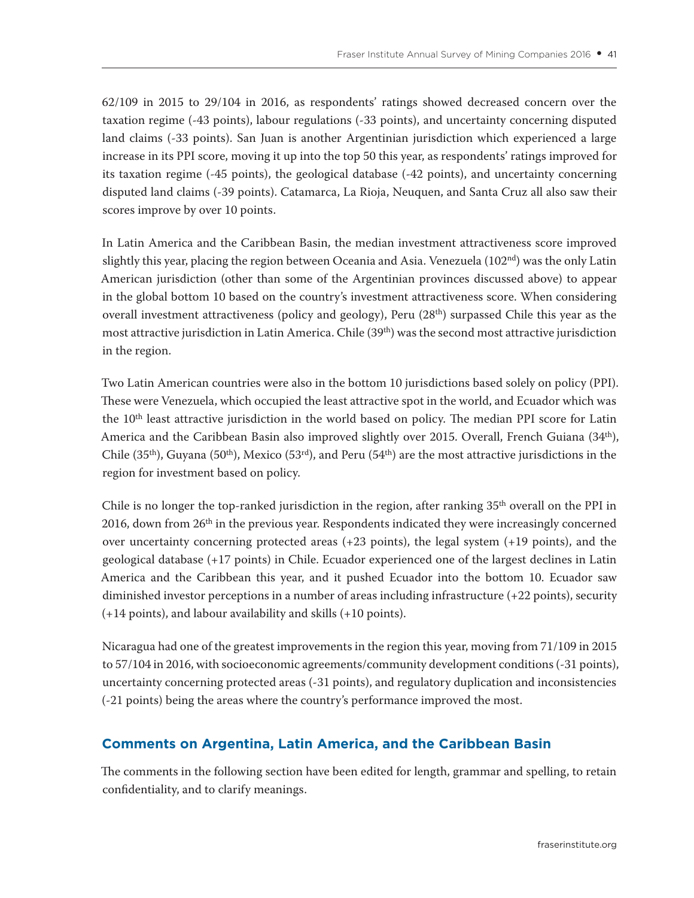62/109 in 2015 to 29/104 in 2016, as respondents' ratings showed decreased concern over the taxation regime (-43 points), labour regulations (-33 points), and uncertainty concerning disputed land claims (-33 points). San Juan is another Argentinian jurisdiction which experienced a large increase in its PPI score, moving it up into the top 50 this year, as respondents' ratings improved for its taxation regime (-45 points), the geological database (-42 points), and uncertainty concerning disputed land claims (-39 points). Catamarca, La Rioja, Neuquen, and Santa Cruz all also saw their scores improve by over 10 points.

In Latin America and the Caribbean Basin, the median investment attractiveness score improved slightly this year, placing the region between Oceania and Asia. Venezuela (102nd) was the only Latin American jurisdiction (other than some of the Argentinian provinces discussed above) to appear in the global bottom 10 based on the country's investment attractiveness score. When considering overall investment attractiveness (policy and geology), Peru (28th) surpassed Chile this year as the most attractive jurisdiction in Latin America. Chile (39th) was the second most attractive jurisdiction in the region.

Two Latin American countries were also in the bottom 10 jurisdictions based solely on policy (PPI). These were Venezuela, which occupied the least attractive spot in the world, and Ecuador which was the 10th least attractive jurisdiction in the world based on policy. The median PPI score for Latin America and the Caribbean Basin also improved slightly over 2015. Overall, French Guiana (34th), Chile (35th), Guyana (50th), Mexico (53rd), and Peru (54th) are the most attractive jurisdictions in the region for investment based on policy.

Chile is no longer the top-ranked jurisdiction in the region, after ranking 35th overall on the PPI in 2016, down from 26th in the previous year. Respondents indicated they were increasingly concerned over uncertainty concerning protected areas (+23 points), the legal system (+19 points), and the geological database (+17 points) in Chile. Ecuador experienced one of the largest declines in Latin America and the Caribbean this year, and it pushed Ecuador into the bottom 10. Ecuador saw diminished investor perceptions in a number of areas including infrastructure (+22 points), security (+14 points), and labour availability and skills (+10 points).

Nicaragua had one of the greatest improvements in the region this year, moving from 71/109 in 2015 to 57/104 in 2016, with socioeconomic agreements/community development conditions (-31 points), uncertainty concerning protected areas (-31 points), and regulatory duplication and inconsistencies (-21 points) being the areas where the country's performance improved the most.

## Comments on Argentina, Latin America, and the Caribbean Basin

The comments in the following section have been edited for length, grammar and spelling, to retain confidentiality, and to clarify meanings.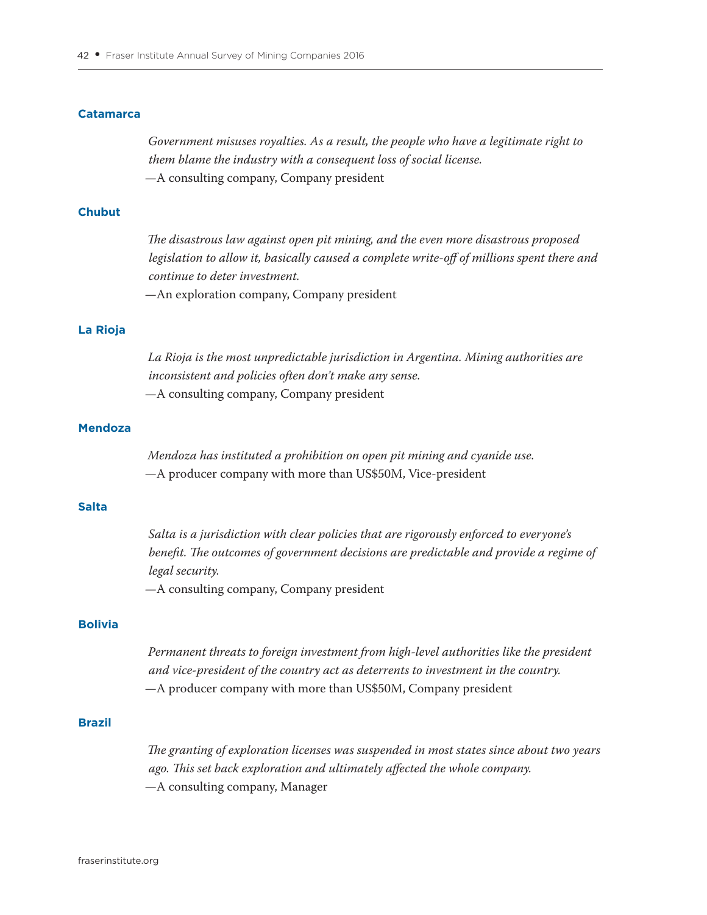### Catamarca

> *Government misuses royalties. As a result, the people who have a legitimate right to them blame the industry with a consequent loss of social license.*
> —A consulting company, Company president

### Chubut

> *The disastrous law against open pit mining, and the even more disastrous proposed legislation to allow it, basically caused a complete write-off of millions spent there and continue to deter investment.*
> —An exploration company, Company president

### La Rioja

> *La Rioja is the most unpredictable jurisdiction in Argentina. Mining authorities are inconsistent and policies often don't make any sense.*
> —A consulting company, Company president

### Mendoza

> *Mendoza has instituted a prohibition on open pit mining and cyanide use.*
> —A producer company with more than US$50M, Vice-president

### Salta

> *Salta is a jurisdiction with clear policies that are rigorously enforced to everyone's benefit. The outcomes of government decisions are predictable and provide a regime of legal security.*
> —A consulting company, Company president

### Bolivia

> *Permanent threats to foreign investment from high-level authorities like the president and vice-president of the country act as deterrents to investment in the country.*
> —A producer company with more than US$50M, Company president

### Brazil

> *The granting of exploration licenses was suspended in most states since about two years ago. This set back exploration and ultimately affected the whole company.*
> —A consulting company, Manager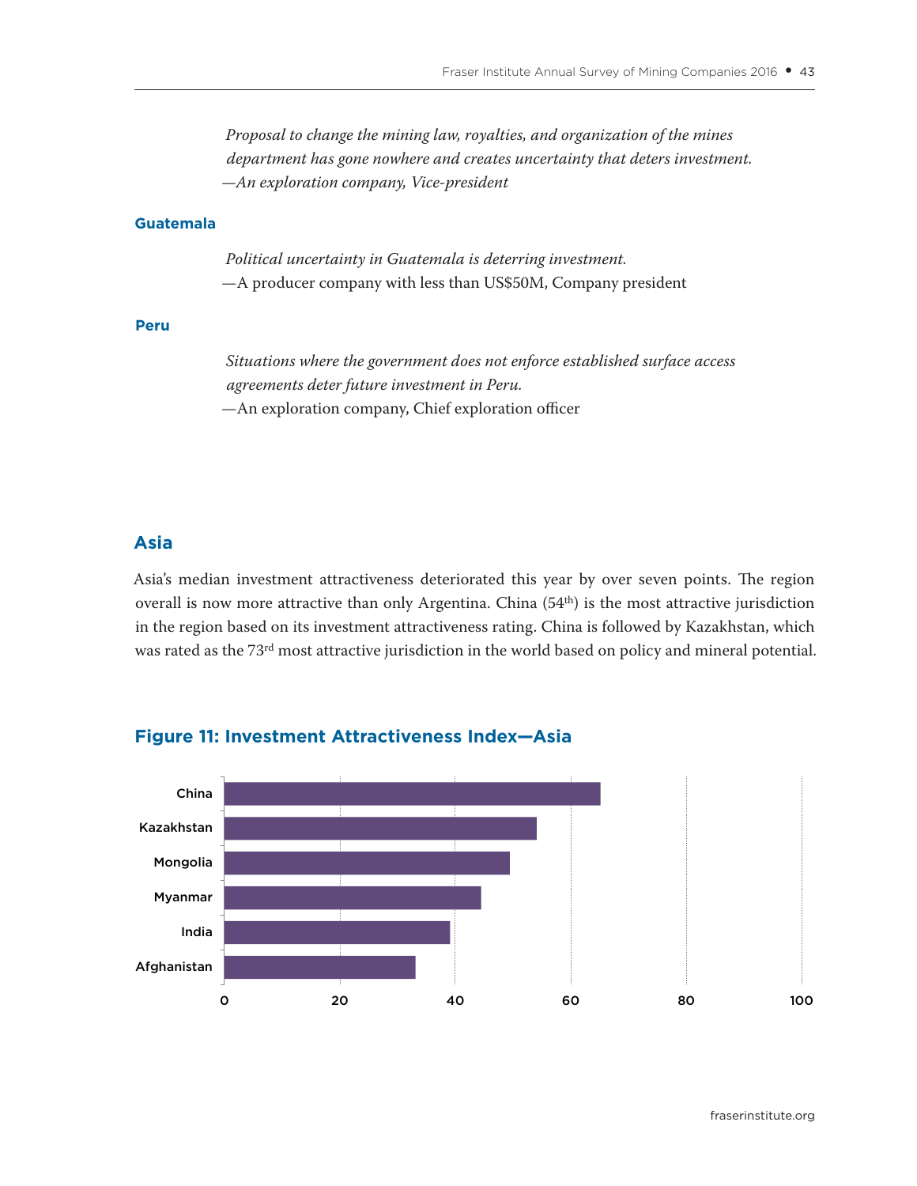*Proposal to change the mining law, royalties, and organization of the mines department has gone nowhere and creates uncertainty that deters investment.*
*—An exploration company, Vice-president*

### Guatemala

*Political uncertainty in Guatemala is deterring investment.*
—A producer company with less than US$50M, Company president

### Peru

*Situations where the government does not enforce established surface access agreements deter future investment in Peru.*
—An exploration company, Chief exploration officer

## Asia

Asia's median investment attractiveness deteriorated this year by over seven points. The region overall is now more attractive than only Argentina. China (54th) is the most attractive jurisdiction in the region based on its investment attractiveness rating. China is followed by Kazakhstan, which was rated as the 73rd most attractive jurisdiction in the world based on policy and mineral potential.

### Figure 11: Investment Attractiveness Index—Asia

| Jurisdiction | Index (approx.) |
|---|---|
| China | 65 |
| Kazakhstan | 54 |
| Mongolia | 49.5 |
| Myanmar | 44.5 |
| India | 39 |
| Afghanistan | 33 |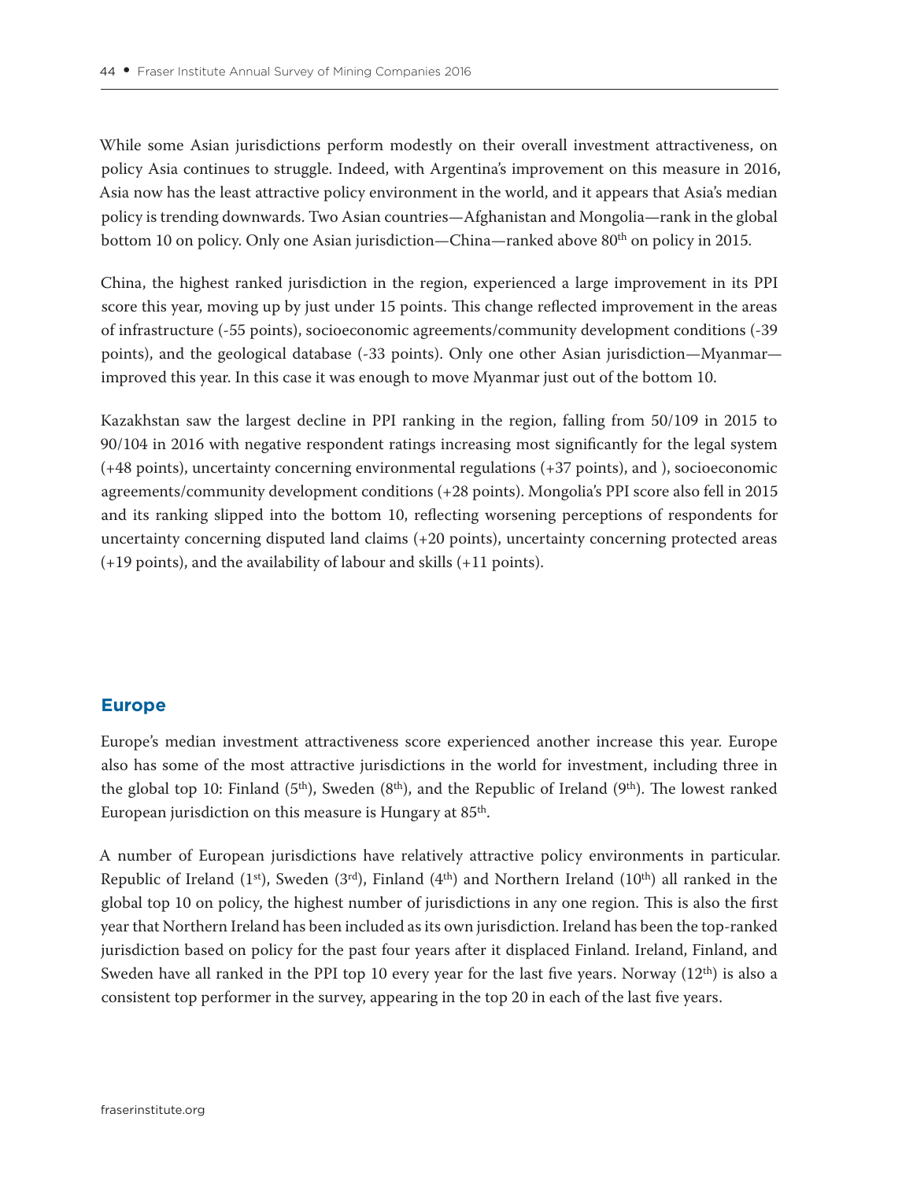While some Asian jurisdictions perform modestly on their overall investment attractiveness, on policy Asia continues to struggle. Indeed, with Argentina's improvement on this measure in 2016, Asia now has the least attractive policy environment in the world, and it appears that Asia's median policy is trending downwards. Two Asian countries—Afghanistan and Mongolia—rank in the global bottom 10 on policy. Only one Asian jurisdiction—China—ranked above 80th on policy in 2015.

China, the highest ranked jurisdiction in the region, experienced a large improvement in its PPI score this year, moving up by just under 15 points. This change reflected improvement in the areas of infrastructure (-55 points), socioeconomic agreements/community development conditions (-39 points), and the geological database (-33 points). Only one other Asian jurisdiction—Myanmar—improved this year. In this case it was enough to move Myanmar just out of the bottom 10.

Kazakhstan saw the largest decline in PPI ranking in the region, falling from 50/109 in 2015 to 90/104 in 2016 with negative respondent ratings increasing most significantly for the legal system (+48 points), uncertainty concerning environmental regulations (+37 points), and ), socioeconomic agreements/community development conditions (+28 points). Mongolia's PPI score also fell in 2015 and its ranking slipped into the bottom 10, reflecting worsening perceptions of respondents for uncertainty concerning disputed land claims (+20 points), uncertainty concerning protected areas (+19 points), and the availability of labour and skills (+11 points).

## Europe

Europe's median investment attractiveness score experienced another increase this year. Europe also has some of the most attractive jurisdictions in the world for investment, including three in the global top 10: Finland (5th), Sweden (8th), and the Republic of Ireland (9th). The lowest ranked European jurisdiction on this measure is Hungary at 85th.

A number of European jurisdictions have relatively attractive policy environments in particular. Republic of Ireland (1st), Sweden (3rd), Finland (4th) and Northern Ireland (10th) all ranked in the global top 10 on policy, the highest number of jurisdictions in any one region. This is also the first year that Northern Ireland has been included as its own jurisdiction. Ireland has been the top-ranked jurisdiction based on policy for the past four years after it displaced Finland. Ireland, Finland, and Sweden have all ranked in the PPI top 10 every year for the last five years. Norway (12th) is also a consistent top performer in the survey, appearing in the top 20 in each of the last five years.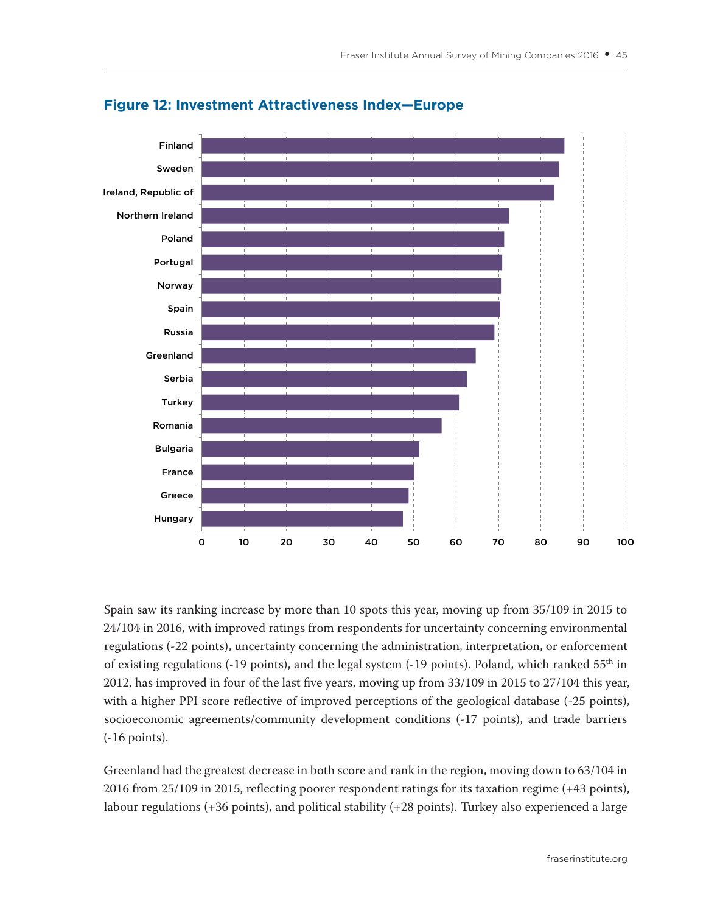## Figure 12: Investment Attractiveness Index—Europe

Finland
Sweden
Ireland, Republic of
Northern Ireland
Poland
Portugal
Norway
Spain
Russia
Greenland
Serbia
Turkey
Romania
Bulgaria
France
Greece
Hungary

0 10 20 30 40 50 60 70 80 90 100

Spain saw its ranking increase by more than 10 spots this year, moving up from 35/109 in 2015 to 24/104 in 2016, with improved ratings from respondents for uncertainty concerning environmental regulations (-22 points), uncertainty concerning the administration, interpretation, or enforcement of existing regulations (-19 points), and the legal system (-19 points). Poland, which ranked 55th in 2012, has improved in four of the last five years, moving up from 33/109 in 2015 to 27/104 this year, with a higher PPI score reflective of improved perceptions of the geological database (-25 points), socioeconomic agreements/community development conditions (-17 points), and trade barriers (-16 points).

Greenland had the greatest decrease in both score and rank in the region, moving down to 63/104 in 2016 from 25/109 in 2015, reflecting poorer respondent ratings for its taxation regime (+43 points), labour regulations (+36 points), and political stability (+28 points). Turkey also experienced a large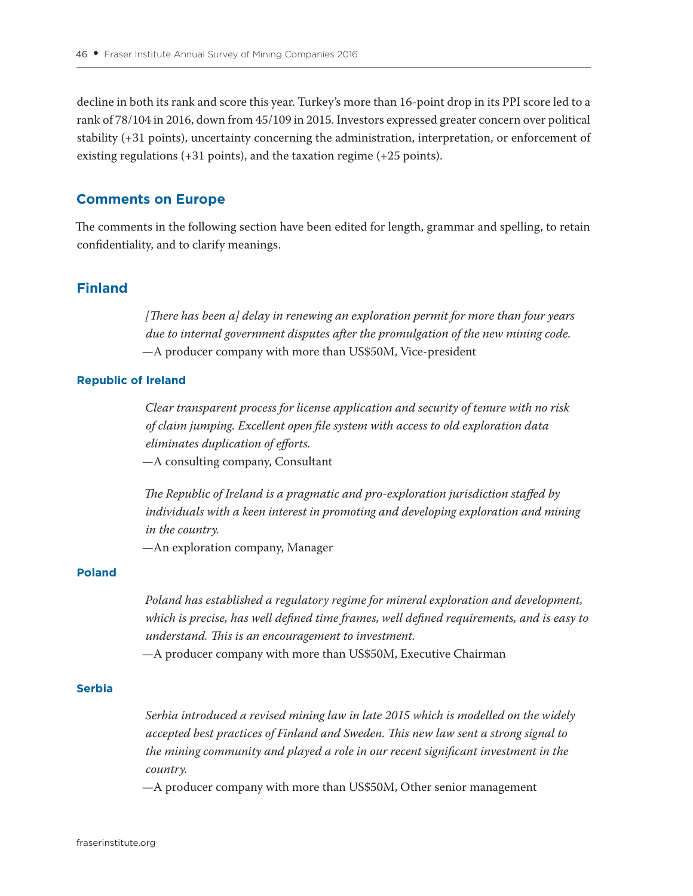decline in both its rank and score this year. Turkey's more than 16-point drop in its PPI score led to a rank of 78/104 in 2016, down from 45/109 in 2015. Investors expressed greater concern over political stability (+31 points), uncertainty concerning the administration, interpretation, or enforcement of existing regulations (+31 points), and the taxation regime (+25 points).

## Comments on Europe

The comments in the following section have been edited for length, grammar and spelling, to retain confidentiality, and to clarify meanings.

## Finland

*[There has been a] delay in renewing an exploration permit for more than four years due to internal government disputes after the promulgation of the new mining code.*
—A producer company with more than US$50M, Vice-president

### Republic of Ireland

*Clear transparent process for license application and security of tenure with no risk of claim jumping. Excellent open file system with access to old exploration data eliminates duplication of efforts.*
—A consulting company, Consultant

*The Republic of Ireland is a pragmatic and pro-exploration jurisdiction staffed by individuals with a keen interest in promoting and developing exploration and mining in the country.*
—An exploration company, Manager

### Poland

*Poland has established a regulatory regime for mineral exploration and development, which is precise, has well defined time frames, well defined requirements, and is easy to understand. This is an encouragement to investment.*
—A producer company with more than US$50M, Executive Chairman

### Serbia

*Serbia introduced a revised mining law in late 2015 which is modelled on the widely accepted best practices of Finland and Sweden. This new law sent a strong signal to the mining community and played a role in our recent significant investment in the country.*
—A producer company with more than US$50M, Other senior management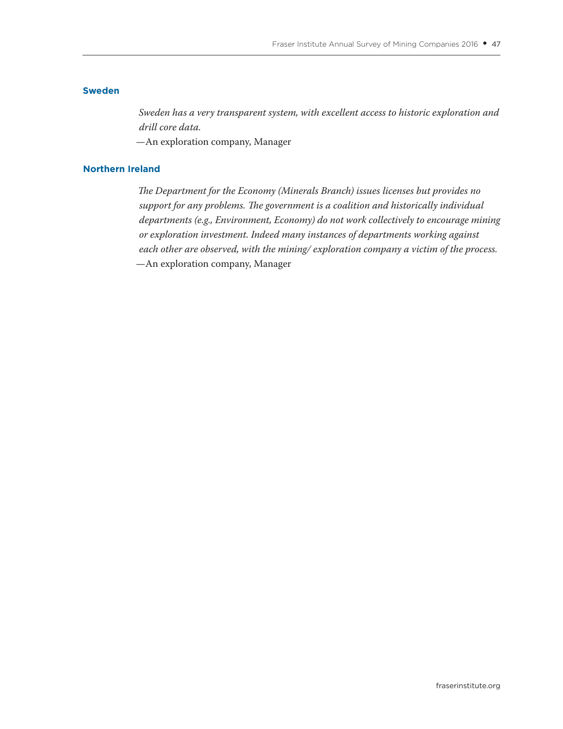### Sweden

*Sweden has a very transparent system, with excellent access to historic exploration and drill core data.*

—An exploration company, Manager

### Northern Ireland

*The Department for the Economy (Minerals Branch) issues licenses but provides no support for any problems. The government is a coalition and historically individual departments (e.g., Environment, Economy) do not work collectively to encourage mining or exploration investment. Indeed many instances of departments working against each other are observed, with the mining/ exploration company a victim of the process.*

—An exploration company, Manager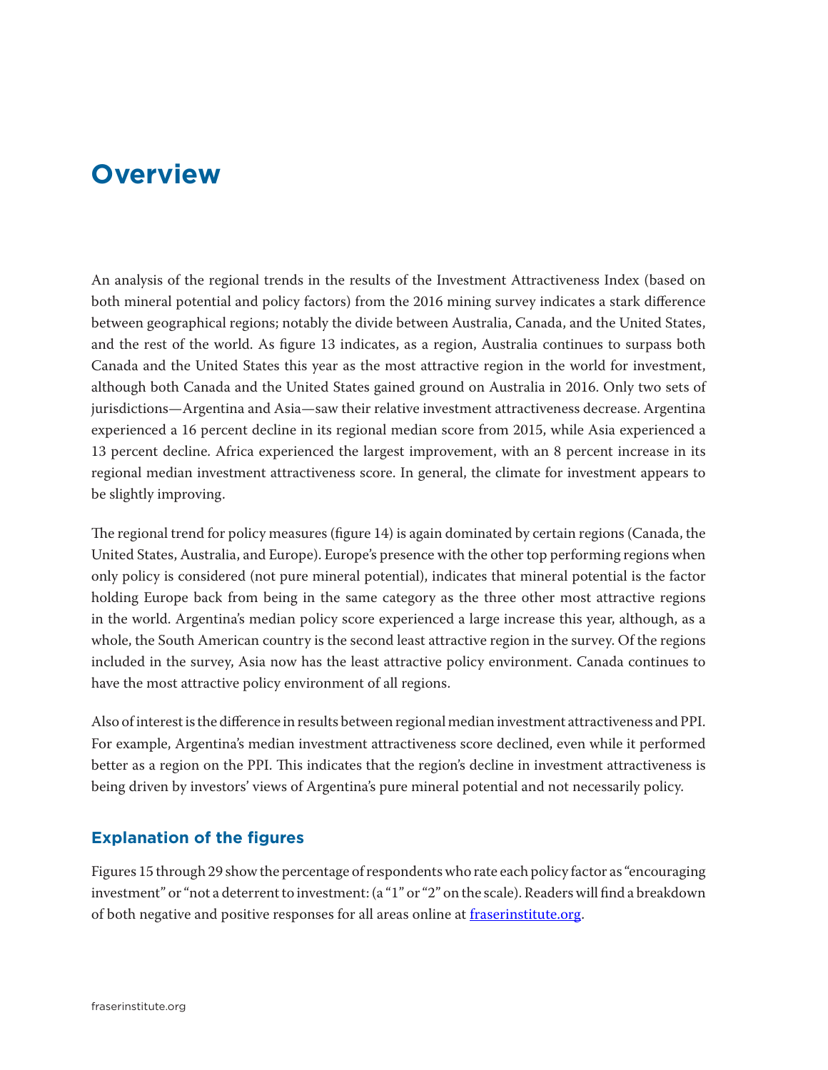# Overview

An analysis of the regional trends in the results of the Investment Attractiveness Index (based on both mineral potential and policy factors) from the 2016 mining survey indicates a stark difference between geographical regions; notably the divide between Australia, Canada, and the United States, and the rest of the world. As figure 13 indicates, as a region, Australia continues to surpass both Canada and the United States this year as the most attractive region in the world for investment, although both Canada and the United States gained ground on Australia in 2016. Only two sets of jurisdictions—Argentina and Asia—saw their relative investment attractiveness decrease. Argentina experienced a 16 percent decline in its regional median score from 2015, while Asia experienced a 13 percent decline. Africa experienced the largest improvement, with an 8 percent increase in its regional median investment attractiveness score. In general, the climate for investment appears to be slightly improving.

The regional trend for policy measures (figure 14) is again dominated by certain regions (Canada, the United States, Australia, and Europe). Europe's presence with the other top performing regions when only policy is considered (not pure mineral potential), indicates that mineral potential is the factor holding Europe back from being in the same category as the three other most attractive regions in the world. Argentina's median policy score experienced a large increase this year, although, as a whole, the South American country is the second least attractive region in the survey. Of the regions included in the survey, Asia now has the least attractive policy environment. Canada continues to have the most attractive policy environment of all regions.

Also of interest is the difference in results between regional median investment attractiveness and PPI. For example, Argentina's median investment attractiveness score declined, even while it performed better as a region on the PPI. This indicates that the region's decline in investment attractiveness is being driven by investors' views of Argentina's pure mineral potential and not necessarily policy.

## Explanation of the figures

Figures 15 through 29 show the percentage of respondents who rate each policy factor as "encouraging investment" or "not a deterrent to investment: (a "1" or "2" on the scale). Readers will find a breakdown of both negative and positive responses for all areas online at fraserinstitute.org.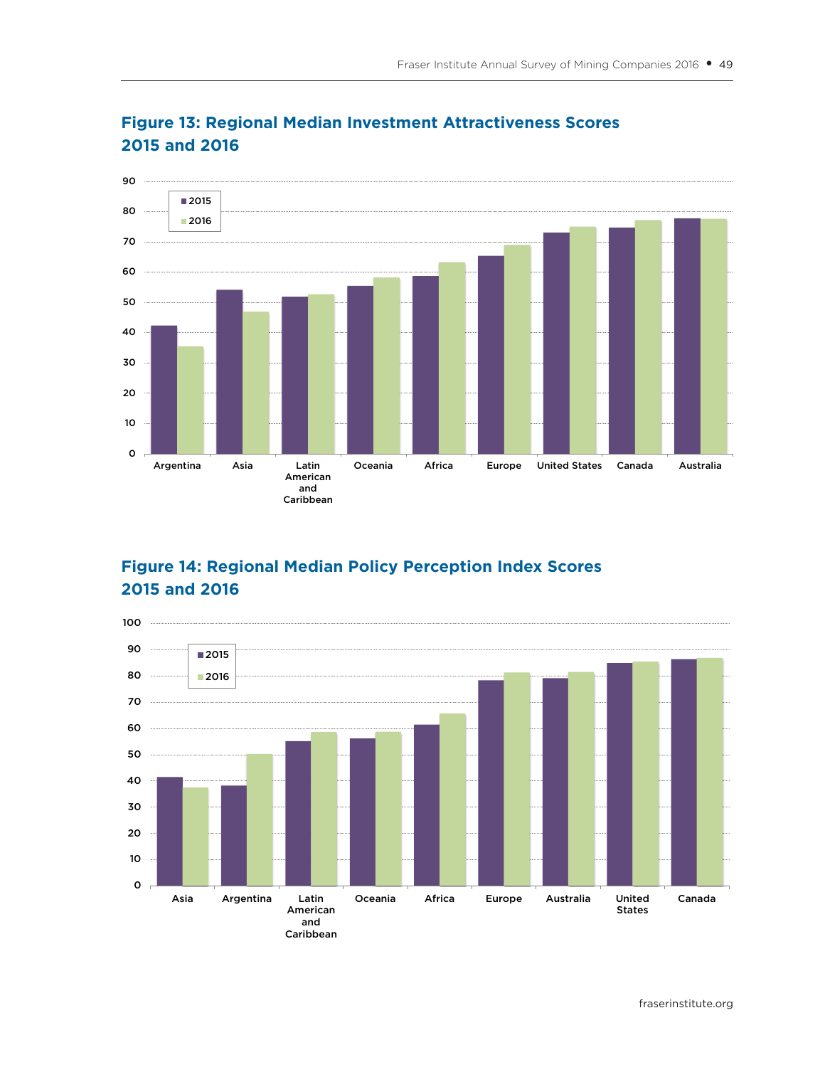## Figure 13: Regional Median Investment Attractiveness Scores 2015 and 2016

## Figure 14: Regional Median Policy Perception Index Scores 2015 and 2016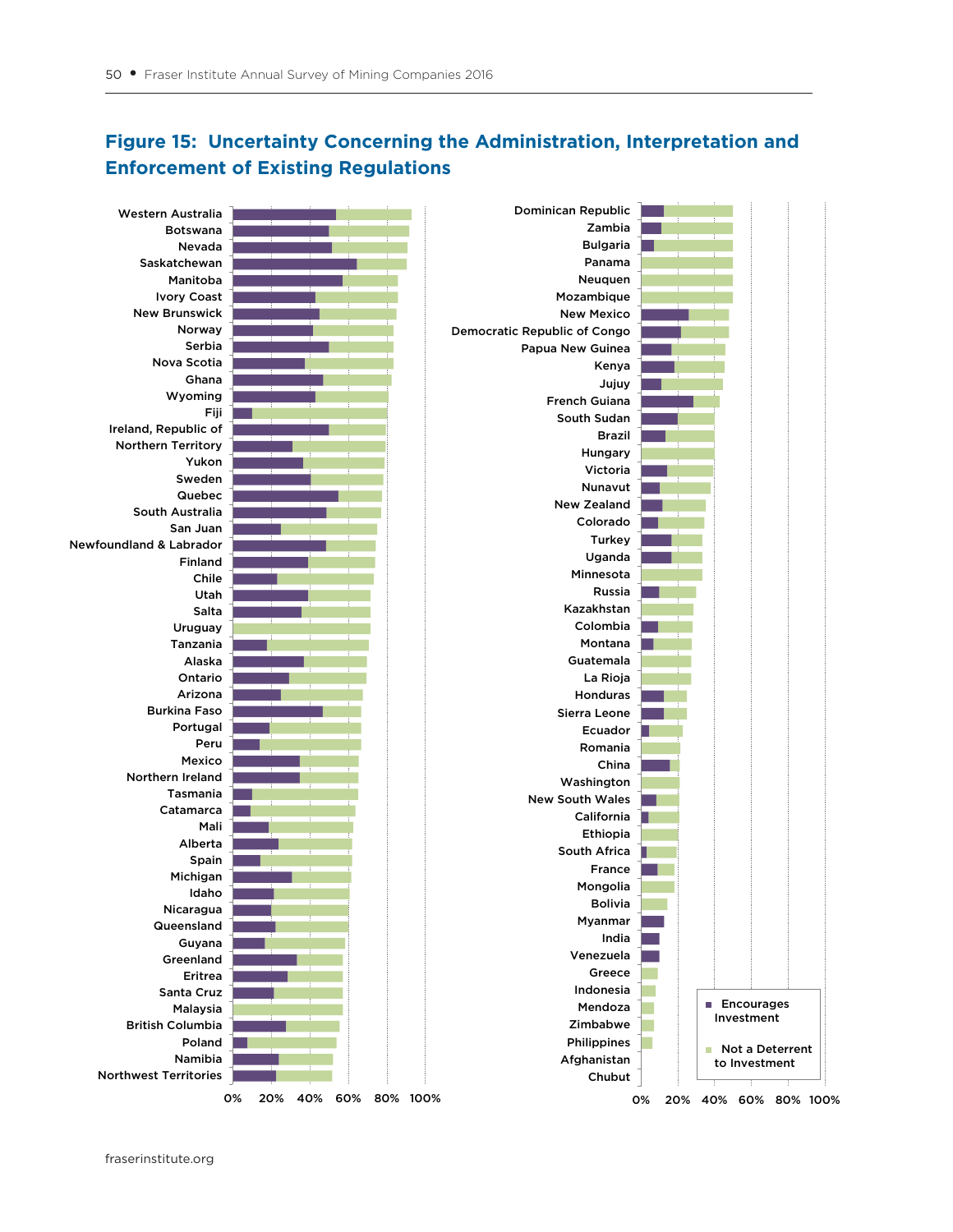# Figure 15: Uncertainty Concerning the Administration, Interpretation and Enforcement of Existing Regulations

Western Australia
Botswana
Nevada
Saskatchewan
Manitoba
Ivory Coast
New Brunswick
Norway
Serbia
Nova Scotia
Ghana
Wyoming
Fiji
Ireland, Republic of
Northern Territory
Yukon
Sweden
Quebec
South Australia
San Juan
Newfoundland & Labrador
Finland
Chile
Utah
Salta
Uruguay
Tanzania
Alaska
Ontario
Arizona
Burkina Faso
Portugal
Peru
Mexico
Northern Ireland
Tasmania
Catamarca
Mali
Alberta
Spain
Michigan
Idaho
Nicaragua
Queensland
Guyana
Greenland
Eritrea
Santa Cruz
Malaysia
British Columbia
Poland
Namibia
Northwest Territories

0% 20% 40% 60% 80% 100%

Dominican Republic
Zambia
Bulgaria
Panama
Neuquen
Mozambique
New Mexico
Democratic Republic of Congo
Papua New Guinea
Kenya
Jujuy
French Guiana
South Sudan
Brazil
Hungary
Victoria
Nunavut
New Zealand
Colorado
Turkey
Uganda
Minnesota
Russia
Kazakhstan
Colombia
Montana
Guatemala
La Rioja
Honduras
Sierra Leone
Ecuador
Romania
China
Washington
New South Wales
California
Ethiopia
South Africa
France
Mongolia
Bolivia
Myanmar
India
Venezuela
Greece
Indonesia
Mendoza
Zimbabwe
Philippines
Afghanistan
Chubut

0% 20% 40% 60% 80% 100%

Encourages Investment
Not a Deterrent to Investment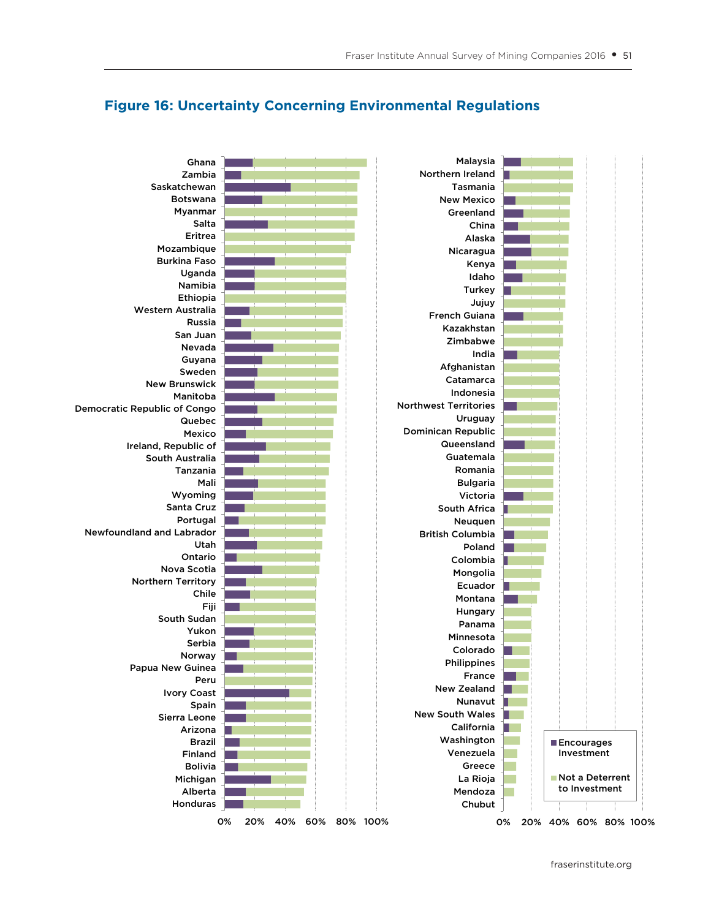## Figure 16: Uncertainty Concerning Environmental Regulations

| Jurisdiction |
|---|
| Ghana |
| Zambia |
| Saskatchewan |
| Botswana |
| Myanmar |
| Salta |
| Eritrea |
| Mozambique |
| Burkina Faso |
| Uganda |
| Namibia |
| Ethiopia |
| Western Australia |
| Russia |
| San Juan |
| Nevada |
| Guyana |
| Sweden |
| New Brunswick |
| Manitoba |
| Democratic Republic of Congo |
| Quebec |
| Mexico |
| Ireland, Republic of |
| South Australia |
| Tanzania |
| Mali |
| Wyoming |
| Santa Cruz |
| Portugal |
| Newfoundland and Labrador |
| Utah |
| Ontario |
| Nova Scotia |
| Northern Territory |
| Chile |
| Fiji |
| South Sudan |
| Yukon |
| Serbia |
| Norway |
| Papua New Guinea |
| Peru |
| Ivory Coast |
| Spain |
| Sierra Leone |
| Arizona |
| Brazil |
| Finland |
| Bolivia |
| Michigan |
| Alberta |
| Honduras |
| Malaysia |
| Northern Ireland |
| Tasmania |
| New Mexico |
| Greenland |
| China |
| Alaska |
| Nicaragua |
| Kenya |
| Idaho |
| Turkey |
| Jujuy |
| French Guiana |
| Kazakhstan |
| Zimbabwe |
| India |
| Afghanistan |
| Catamarca |
| Indonesia |
| Northwest Territories |
| Uruguay |
| Dominican Republic |
| Queensland |
| Guatemala |
| Romania |
| Bulgaria |
| Victoria |
| South Africa |
| Neuquen |
| British Columbia |
| Poland |
| Colombia |
| Mongolia |
| Ecuador |
| Montana |
| Hungary |
| Panama |
| Minnesota |
| Colorado |
| Philippines |
| France |
| New Zealand |
| Nunavut |
| New South Wales |
| California |
| Washington |
| Venezuela |
| Greece |
| La Rioja |
| Mendoza |
| Chubut |

Axis: 0% 20% 40% 60% 80% 100%

Legend: Encourages Investment; Not a Deterrent to Investment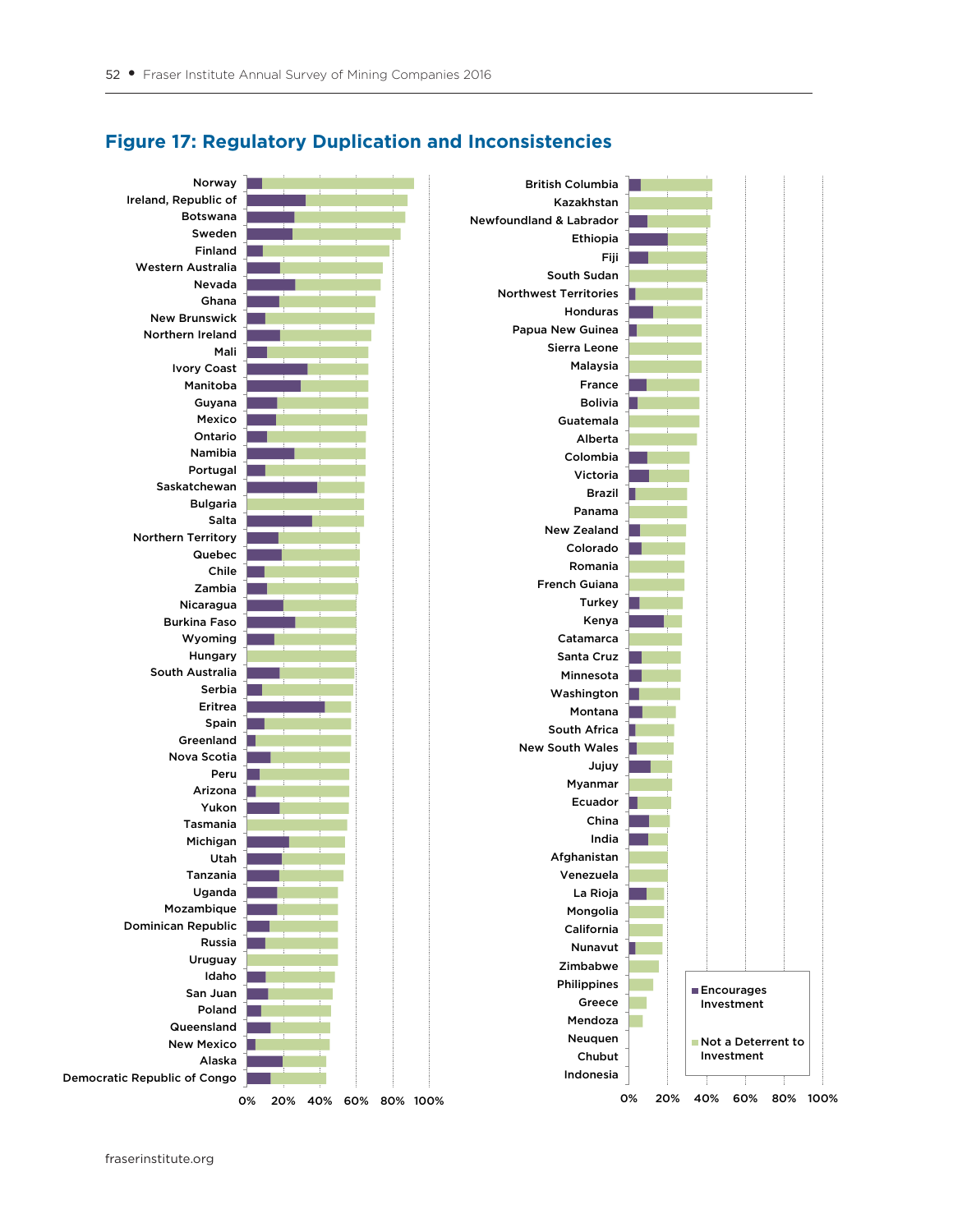## Figure 17: Regulatory Duplication and Inconsistencies

| Jurisdiction | Jurisdiction |
|---|---|
| Norway | British Columbia |
| Ireland, Republic of | Kazakhstan |
| Botswana | Newfoundland & Labrador |
| Sweden | Ethiopia |
| Finland | Fiji |
| Western Australia | South Sudan |
| Nevada | Northwest Territories |
| Ghana | Honduras |
| New Brunswick | Papua New Guinea |
| Northern Ireland | Sierra Leone |
| Mali | Malaysia |
| Ivory Coast | France |
| Manitoba | Bolivia |
| Guyana | Guatemala |
| Mexico | Alberta |
| Ontario | Colombia |
| Namibia | Victoria |
| Portugal | Brazil |
| Saskatchewan | Panama |
| Bulgaria | New Zealand |
| Salta | Colorado |
| Northern Territory | Romania |
| Quebec | French Guiana |
| Chile | Turkey |
| Zambia | Kenya |
| Nicaragua | Catamarca |
| Burkina Faso | Santa Cruz |
| Wyoming | Minnesota |
| Hungary | Washington |
| South Australia | Montana |
| Serbia | South Africa |
| Eritrea | New South Wales |
| Spain | Jujuy |
| Greenland | Myanmar |
| Nova Scotia | Ecuador |
| Peru | China |
| Arizona | India |
| Yukon | Afghanistan |
| Tasmania | Venezuela |
| Michigan | La Rioja |
| Utah | Mongolia |
| Tanzania | California |
| Uganda | Nunavut |
| Mozambique | Zimbabwe |
| Dominican Republic | Philippines |
| Russia | Greece |
| Uruguay | Mendoza |
| Idaho | Neuquen |
| San Juan | Chubut |
| Poland | Indonesia |
| Queensland | |
| New Mexico | |
| Alaska | |
| Democratic Republic of Congo | |

Axis: 0%, 20%, 40%, 60%, 80%, 100%

Legend: Encourages Investment; Not a Deterrent to Investment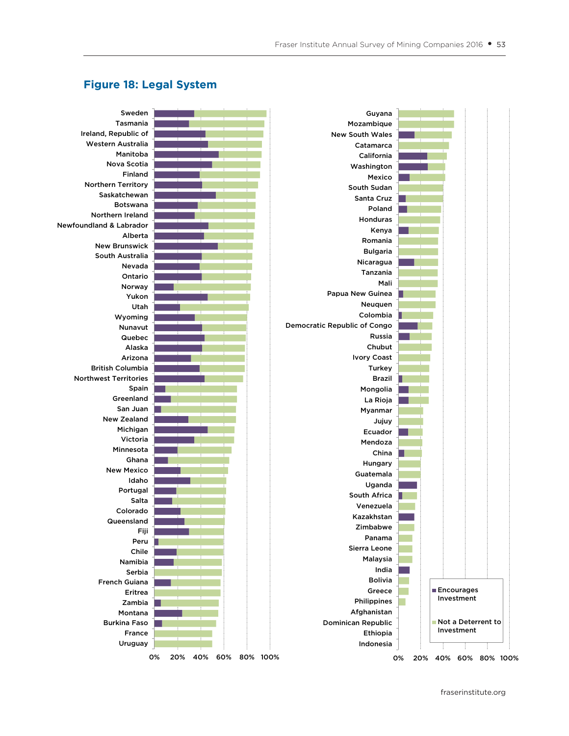# Figure 18: Legal System

| Jurisdiction |
|---|
| Sweden |
| Tasmania |
| Ireland, Republic of |
| Western Australia |
| Manitoba |
| Nova Scotia |
| Finland |
| Northern Territory |
| Saskatchewan |
| Botswana |
| Northern Ireland |
| Newfoundland & Labrador |
| Alberta |
| New Brunswick |
| South Australia |
| Nevada |
| Ontario |
| Norway |
| Yukon |
| Utah |
| Wyoming |
| Nunavut |
| Quebec |
| Alaska |
| Arizona |
| British Columbia |
| Northwest Territories |
| Spain |
| Greenland |
| San Juan |
| New Zealand |
| Michigan |
| Victoria |
| Minnesota |
| Ghana |
| New Mexico |
| Idaho |
| Portugal |
| Salta |
| Colorado |
| Queensland |
| Fiji |
| Peru |
| Chile |
| Namibia |
| Serbia |
| French Guiana |
| Eritrea |
| Zambia |
| Montana |
| Burkina Faso |
| France |
| Uruguay |
| Guyana |
| Mozambique |
| New South Wales |
| Catamarca |
| California |
| Washington |
| Mexico |
| South Sudan |
| Santa Cruz |
| Poland |
| Honduras |
| Kenya |
| Romania |
| Bulgaria |
| Nicaragua |
| Tanzania |
| Mali |
| Papua New Guinea |
| Neuquen |
| Colombia |
| Democratic Republic of Congo |
| Russia |
| Chubut |
| Ivory Coast |
| Turkey |
| Brazil |
| Mongolia |
| La Rioja |
| Myanmar |
| Jujuy |
| Ecuador |
| Mendoza |
| China |
| Hungary |
| Guatemala |
| Uganda |
| South Africa |
| Venezuela |
| Kazakhstan |
| Zimbabwe |
| Panama |
| Sierra Leone |
| Malaysia |
| India |
| Bolivia |
| Greece |
| Philippines |
| Afghanistan |
| Dominican Republic |
| Ethiopia |
| Indonesia |

Axis: 0% 20% 40% 60% 80% 100%

Legend: Encourages Investment; Not a Deterrent to Investment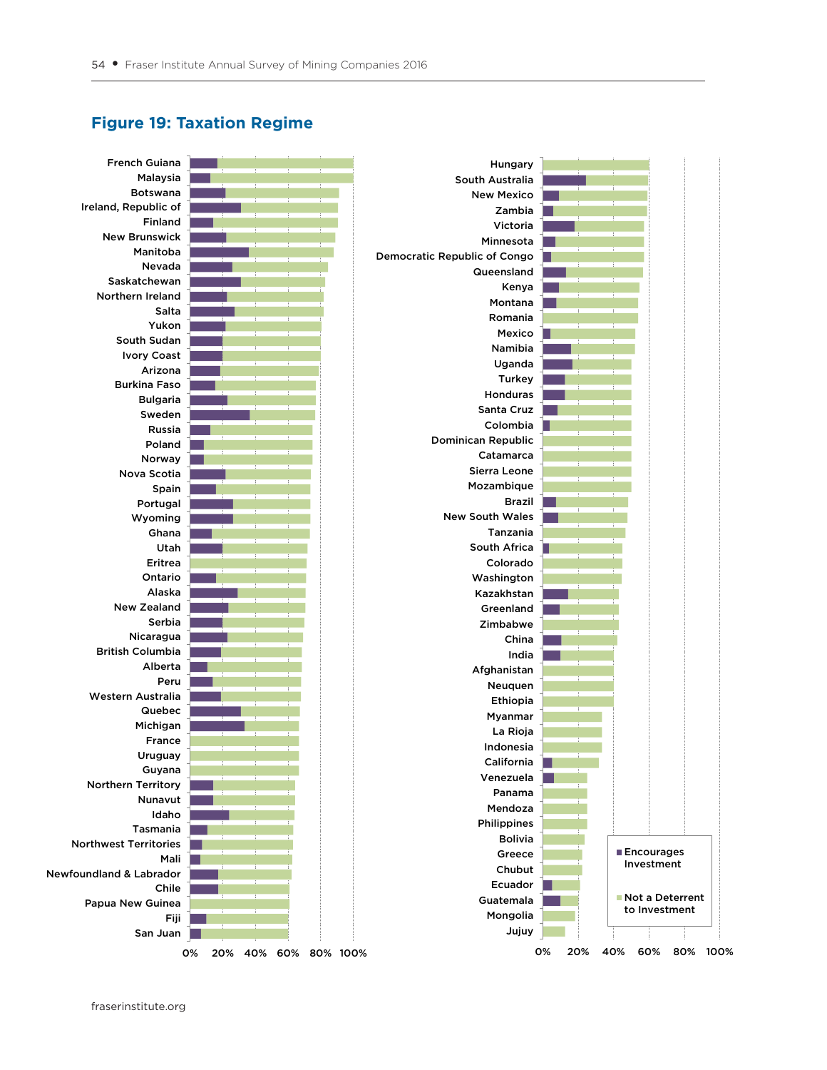## Figure 19: Taxation Regime

| Jurisdiction |
|---|
| French Guiana |
| Malaysia |
| Botswana |
| Ireland, Republic of |
| Finland |
| New Brunswick |
| Manitoba |
| Nevada |
| Saskatchewan |
| Northern Ireland |
| Salta |
| Yukon |
| South Sudan |
| Ivory Coast |
| Arizona |
| Burkina Faso |
| Bulgaria |
| Sweden |
| Russia |
| Poland |
| Norway |
| Nova Scotia |
| Spain |
| Portugal |
| Wyoming |
| Ghana |
| Utah |
| Eritrea |
| Ontario |
| Alaska |
| New Zealand |
| Serbia |
| Nicaragua |
| British Columbia |
| Alberta |
| Peru |
| Western Australia |
| Quebec |
| Michigan |
| France |
| Uruguay |
| Guyana |
| Northern Territory |
| Nunavut |
| Idaho |
| Tasmania |
| Northwest Territories |
| Mali |
| Newfoundland & Labrador |
| Chile |
| Papua New Guinea |
| Fiji |
| San Juan |
| Hungary |
| South Australia |
| New Mexico |
| Zambia |
| Victoria |
| Minnesota |
| Democratic Republic of Congo |
| Queensland |
| Kenya |
| Montana |
| Romania |
| Mexico |
| Namibia |
| Uganda |
| Turkey |
| Honduras |
| Santa Cruz |
| Colombia |
| Dominican Republic |
| Catamarca |
| Sierra Leone |
| Mozambique |
| Brazil |
| New South Wales |
| Tanzania |
| South Africa |
| Colorado |
| Washington |
| Kazakhstan |
| Greenland |
| Zimbabwe |
| China |
| India |
| Afghanistan |
| Neuquen |
| Ethiopia |
| Myanmar |
| La Rioja |
| Indonesia |
| California |
| Venezuela |
| Panama |
| Mendoza |
| Philippines |
| Bolivia |
| Greece |
| Chubut |
| Ecuador |
| Guatemala |
| Mongolia |
| Jujuy |

Axis: 0% 20% 40% 60% 80% 100%

Legend: Encourages Investment; Not a Deterrent to Investment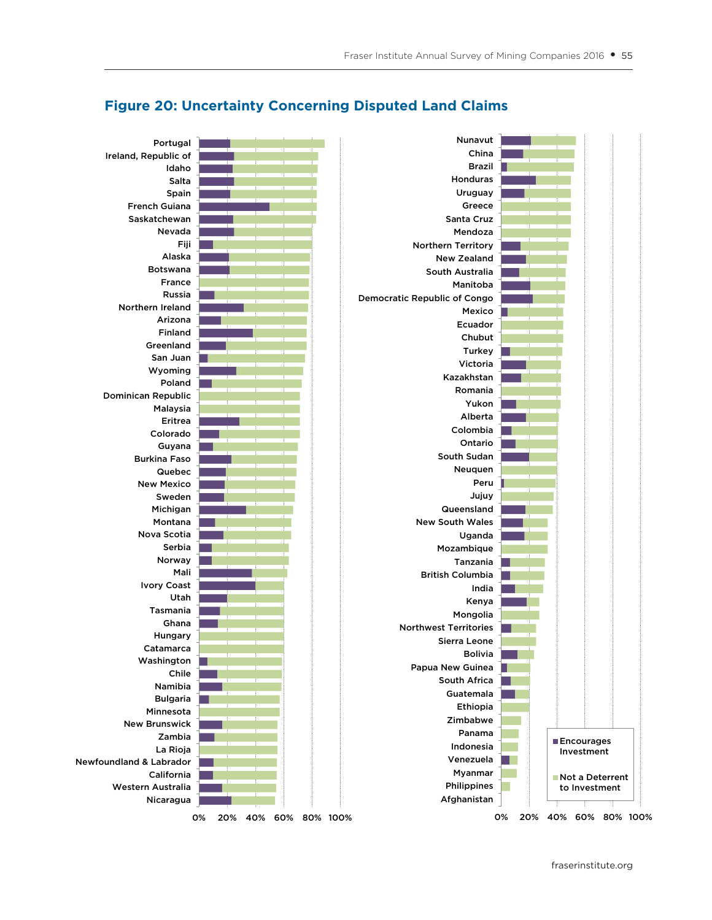## Figure 20: Uncertainty Concerning Disputed Land Claims

Portugal
Ireland, Republic of
Idaho
Salta
Spain
French Guiana
Saskatchewan
Nevada
Fiji
Alaska
Botswana
France
Russia
Northern Ireland
Arizona
Finland
Greenland
San Juan
Wyoming
Poland
Dominican Republic
Malaysia
Eritrea
Colorado
Guyana
Burkina Faso
Quebec
New Mexico
Sweden
Michigan
Montana
Nova Scotia
Serbia
Norway
Mali
Ivory Coast
Utah
Tasmania
Ghana
Hungary
Catamarca
Washington
Chile
Namibia
Bulgaria
Minnesota
New Brunswick
Zambia
La Rioja
Newfoundland & Labrador
California
Western Australia
Nicaragua

0% 20% 40% 60% 80% 100%

Nunavut
China
Brazil
Honduras
Uruguay
Greece
Santa Cruz
Mendoza
Northern Territory
New Zealand
South Australia
Manitoba
Democratic Republic of Congo
Mexico
Ecuador
Chubut
Turkey
Victoria
Kazakhstan
Romania
Yukon
Alberta
Colombia
Ontario
South Sudan
Neuquen
Peru
Jujuy
Queensland
New South Wales
Uganda
Mozambique
Tanzania
British Columbia
India
Kenya
Mongolia
Northwest Territories
Sierra Leone
Bolivia
Papua New Guinea
South Africa
Guatemala
Ethiopia
Zimbabwe
Panama
Indonesia
Venezuela
Myanmar
Philippines
Afghanistan

0% 20% 40% 60% 80% 100%

■ Encourages Investment
■ Not a Deterrent to Investment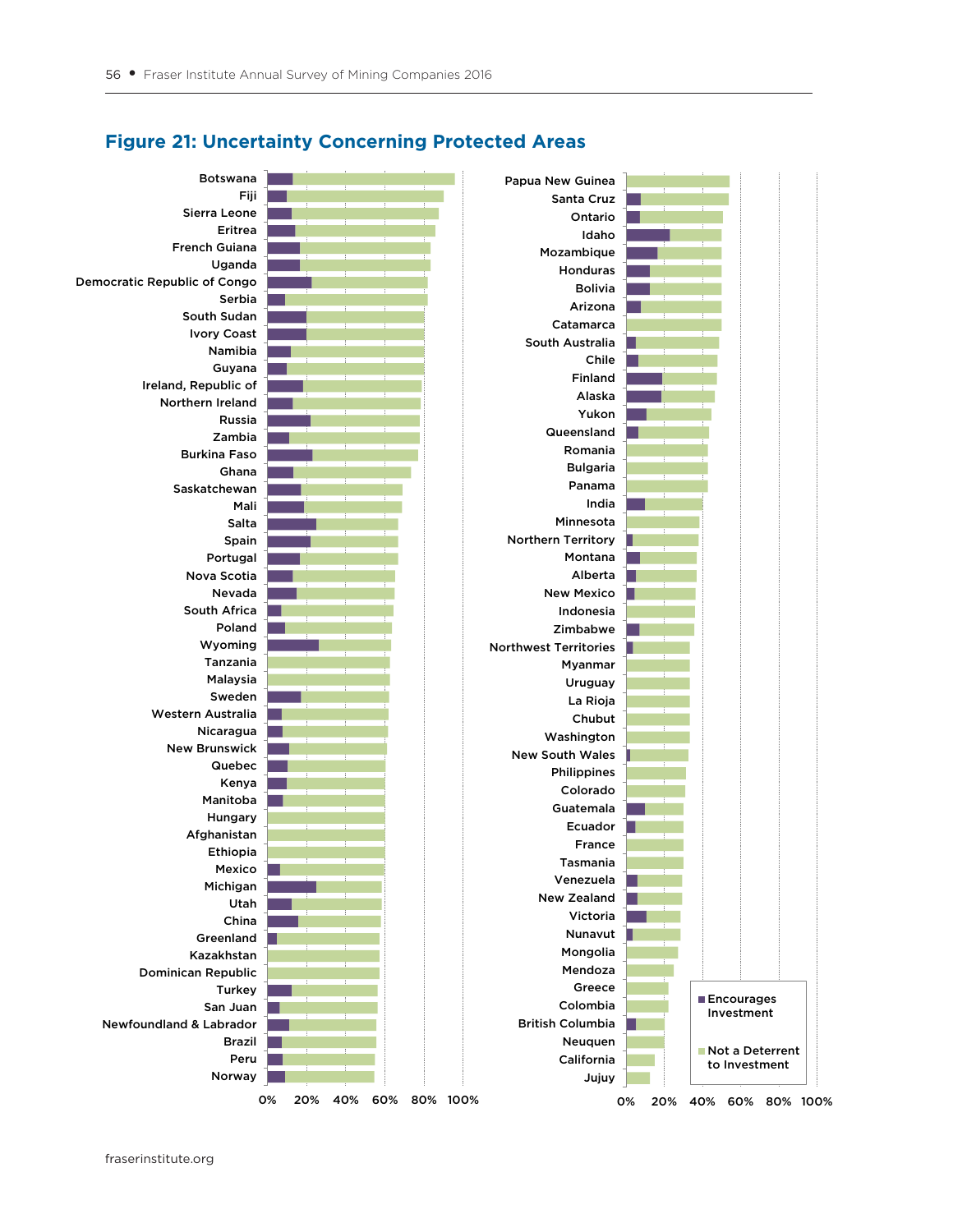## Figure 21: Uncertainty Concerning Protected Areas

Botswana
Fiji
Sierra Leone
Eritrea
French Guiana
Uganda
Democratic Republic of Congo
Serbia
South Sudan
Ivory Coast
Namibia
Guyana
Ireland, Republic of
Northern Ireland
Russia
Zambia
Burkina Faso
Ghana
Saskatchewan
Mali
Salta
Spain
Portugal
Nova Scotia
Nevada
South Africa
Poland
Wyoming
Tanzania
Malaysia
Sweden
Western Australia
Nicaragua
New Brunswick
Quebec
Kenya
Manitoba
Hungary
Afghanistan
Ethiopia
Mexico
Michigan
Utah
China
Greenland
Kazakhstan
Dominican Republic
Turkey
San Juan
Newfoundland & Labrador
Brazil
Peru
Norway

0% 20% 40% 60% 80% 100%

Papua New Guinea
Santa Cruz
Ontario
Idaho
Mozambique
Honduras
Bolivia
Arizona
Catamarca
South Australia
Chile
Finland
Alaska
Yukon
Queensland
Romania
Bulgaria
Panama
India
Minnesota
Northern Territory
Montana
Alberta
New Mexico
Indonesia
Zimbabwe
Northwest Territories
Myanmar
Uruguay
La Rioja
Chubut
Washington
New South Wales
Philippines
Colorado
Guatemala
Ecuador
France
Tasmania
Venezuela
New Zealand
Victoria
Nunavut
Mongolia
Mendoza
Greece
Colombia
British Columbia
Neuquen
California
Jujuy

0% 20% 40% 60% 80% 100%

Encourages Investment

Not a Deterrent to Investment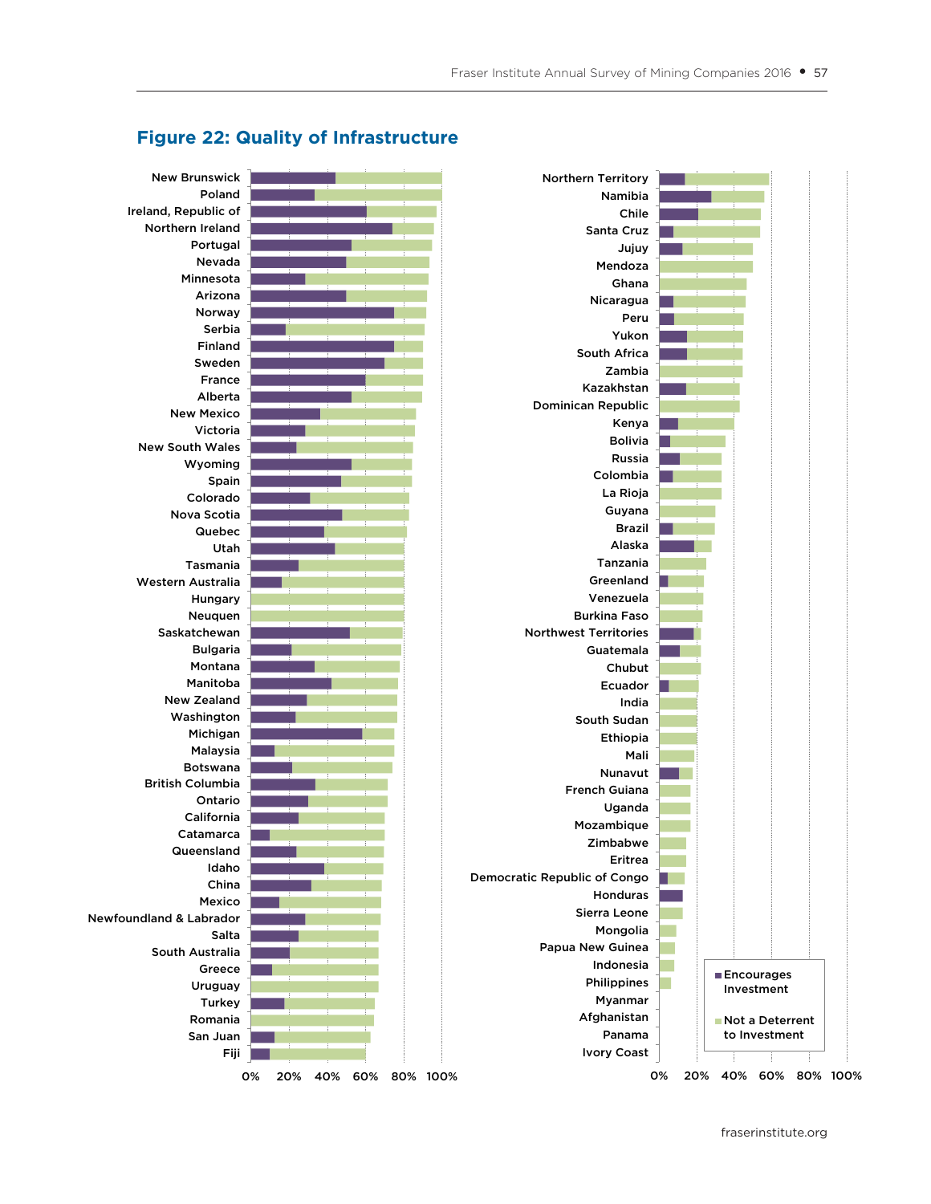## Figure 22: Quality of Infrastructure

| Jurisdiction |
|---|
| New Brunswick |
| Poland |
| Ireland, Republic of |
| Northern Ireland |
| Portugal |
| Nevada |
| Minnesota |
| Arizona |
| Norway |
| Serbia |
| Finland |
| Sweden |
| France |
| Alberta |
| New Mexico |
| Victoria |
| New South Wales |
| Wyoming |
| Spain |
| Colorado |
| Nova Scotia |
| Quebec |
| Utah |
| Tasmania |
| Western Australia |
| Hungary |
| Neuquen |
| Saskatchewan |
| Bulgaria |
| Montana |
| Manitoba |
| New Zealand |
| Washington |
| Michigan |
| Malaysia |
| Botswana |
| British Columbia |
| Ontario |
| California |
| Catamarca |
| Queensland |
| Idaho |
| China |
| Mexico |
| Newfoundland & Labrador |
| Salta |
| South Australia |
| Greece |
| Uruguay |
| Turkey |
| Romania |
| San Juan |
| Fiji |
| Northern Territory |
| Namibia |
| Chile |
| Santa Cruz |
| Jujuy |
| Mendoza |
| Ghana |
| Nicaragua |
| Peru |
| Yukon |
| South Africa |
| Zambia |
| Kazakhstan |
| Dominican Republic |
| Kenya |
| Bolivia |
| Russia |
| Colombia |
| La Rioja |
| Guyana |
| Brazil |
| Alaska |
| Tanzania |
| Greenland |
| Venezuela |
| Burkina Faso |
| Northwest Territories |
| Guatemala |
| Chubut |
| Ecuador |
| India |
| South Sudan |
| Ethiopia |
| Mali |
| Nunavut |
| French Guiana |
| Uganda |
| Mozambique |
| Zimbabwe |
| Eritrea |
| Democratic Republic of Congo |
| Honduras |
| Sierra Leone |
| Mongolia |
| Papua New Guinea |
| Indonesia |
| Philippines |
| Myanmar |
| Afghanistan |
| Panama |
| Ivory Coast |

Legend: Encourages Investment; Not a Deterrent to Investment

Axis: 0% 20% 40% 60% 80% 100%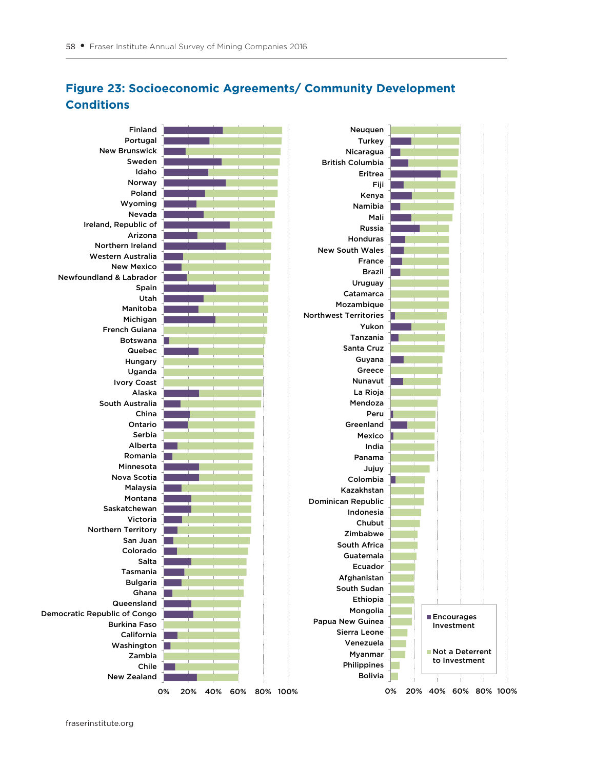## Figure 23: Socioeconomic Agreements/ Community Development Conditions

Finland
Portugal
New Brunswick
Sweden
Idaho
Norway
Poland
Wyoming
Nevada
Ireland, Republic of
Arizona
Northern Ireland
Western Australia
New Mexico
Newfoundland & Labrador
Spain
Utah
Manitoba
Michigan
French Guiana
Botswana
Quebec
Hungary
Uganda
Ivory Coast
Alaska
South Australia
China
Ontario
Serbia
Alberta
Romania
Minnesota
Nova Scotia
Malaysia
Montana
Saskatchewan
Victoria
Northern Territory
San Juan
Colorado
Salta
Tasmania
Bulgaria
Ghana
Queensland
Democratic Republic of Congo
Burkina Faso
California
Washington
Zambia
Chile
New Zealand

0% 20% 40% 60% 80% 100%

Neuquen
Turkey
Nicaragua
British Columbia
Eritrea
Fiji
Kenya
Namibia
Mali
Russia
Honduras
New South Wales
France
Brazil
Uruguay
Catamarca
Mozambique
Northwest Territories
Yukon
Tanzania
Santa Cruz
Guyana
Greece
Nunavut
La Rioja
Mendoza
Peru
Greenland
Mexico
India
Panama
Jujuy
Colombia
Kazakhstan
Dominican Republic
Indonesia
Chubut
Zimbabwe
South Africa
Guatemala
Ecuador
Afghanistan
South Sudan
Ethiopia
Mongolia
Papua New Guinea
Sierra Leone
Venezuela
Myanmar
Philippines
Bolivia

0% 20% 40% 60% 80% 100%

Encourages Investment

Not a Deterrent to Investment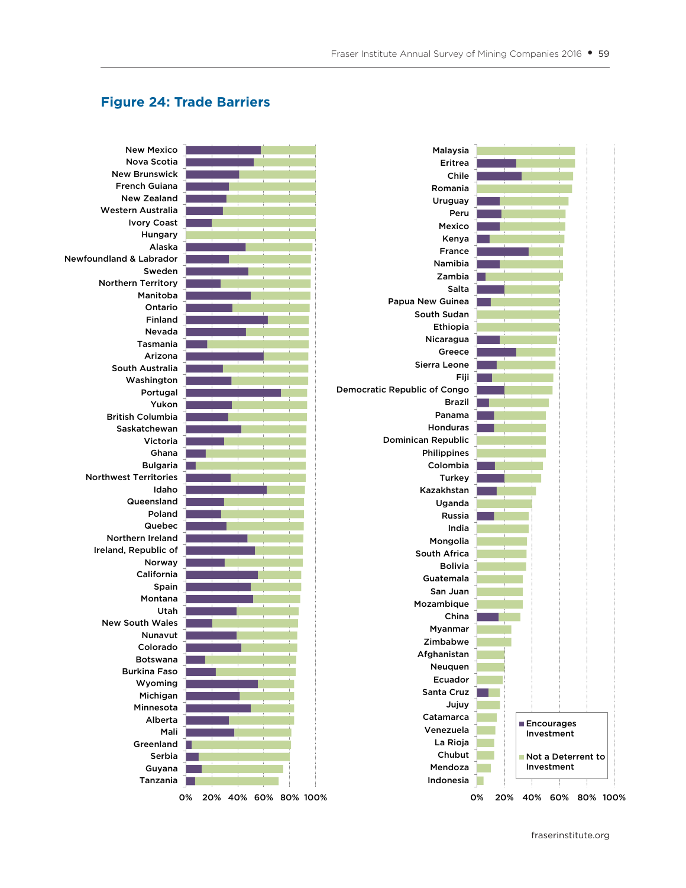## Figure 24: Trade Barriers

New Mexico
Nova Scotia
New Brunswick
French Guiana
New Zealand
Western Australia
Ivory Coast
Hungary
Alaska
Newfoundland & Labrador
Sweden
Northern Territory
Manitoba
Ontario
Finland
Nevada
Tasmania
Arizona
South Australia
Washington
Portugal
Yukon
British Columbia
Saskatchewan
Victoria
Ghana
Bulgaria
Northwest Territories
Idaho
Queensland
Poland
Quebec
Northern Ireland
Ireland, Republic of
Norway
California
Spain
Montana
Utah
New South Wales
Nunavut
Colorado
Botswana
Burkina Faso
Wyoming
Michigan
Minnesota
Alberta
Mali
Greenland
Serbia
Guyana
Tanzania

0% 20% 40% 60% 80% 100%

Malaysia
Eritrea
Chile
Romania
Uruguay
Peru
Mexico
Kenya
France
Namibia
Zambia
Salta
Papua New Guinea
South Sudan
Ethiopia
Nicaragua
Greece
Sierra Leone
Fiji
Democratic Republic of Congo
Brazil
Panama
Honduras
Dominican Republic
Philippines
Colombia
Turkey
Kazakhstan
Uganda
Russia
India
Mongolia
South Africa
Bolivia
Guatemala
San Juan
Mozambique
China
Myanmar
Zimbabwe
Afghanistan
Neuquen
Ecuador
Santa Cruz
Jujuy
Catamarca
Venezuela
La Rioja
Chubut
Mendoza
Indonesia

0% 20% 40% 60% 80% 100%

Encourages Investment
Not a Deterrent to Investment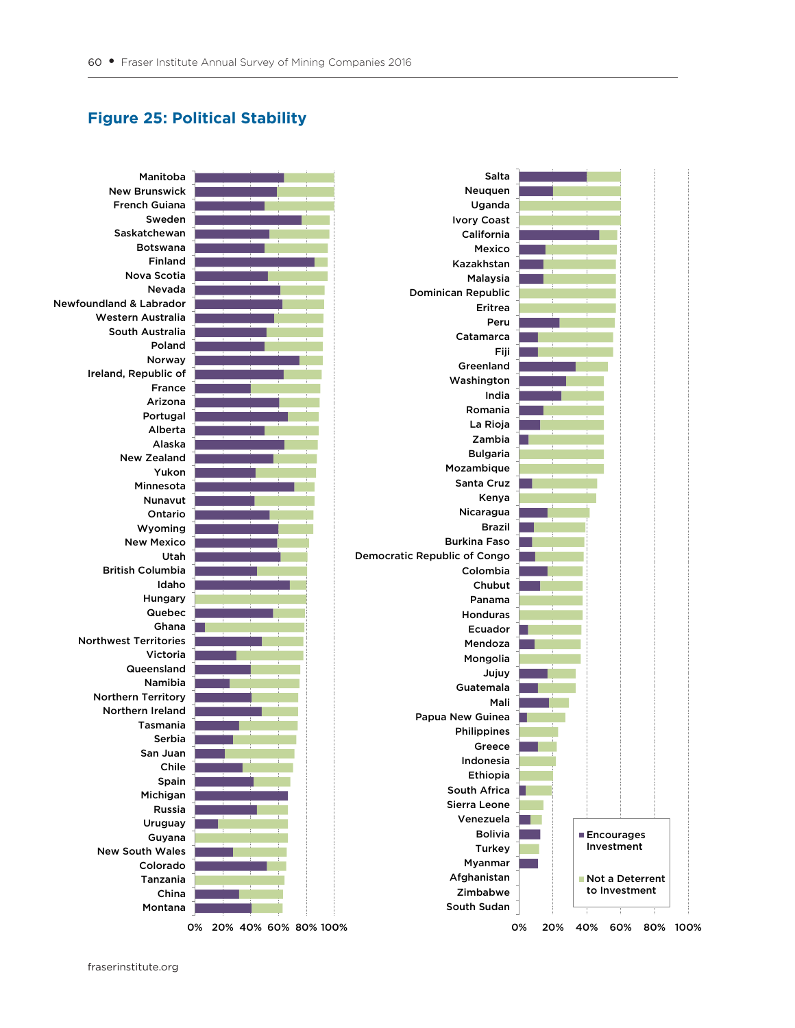## Figure 25: Political Stability

| Jurisdiction |
|---|
| Manitoba |
| New Brunswick |
| French Guiana |
| Sweden |
| Saskatchewan |
| Botswana |
| Finland |
| Nova Scotia |
| Nevada |
| Newfoundland & Labrador |
| Western Australia |
| South Australia |
| Poland |
| Norway |
| Ireland, Republic of |
| France |
| Arizona |
| Portugal |
| Alberta |
| Alaska |
| New Zealand |
| Yukon |
| Minnesota |
| Nunavut |
| Ontario |
| Wyoming |
| New Mexico |
| Utah |
| British Columbia |
| Idaho |
| Hungary |
| Quebec |
| Ghana |
| Northwest Territories |
| Victoria |
| Queensland |
| Namibia |
| Northern Territory |
| Northern Ireland |
| Tasmania |
| Serbia |
| San Juan |
| Chile |
| Spain |
| Michigan |
| Russia |
| Uruguay |
| Guyana |
| New South Wales |
| Colorado |
| Tanzania |
| China |
| Montana |

| Jurisdiction |
|---|
| Salta |
| Neuquen |
| Uganda |
| Ivory Coast |
| California |
| Mexico |
| Kazakhstan |
| Malaysia |
| Dominican Republic |
| Eritrea |
| Peru |
| Catamarca |
| Fiji |
| Greenland |
| Washington |
| India |
| Romania |
| La Rioja |
| Zambia |
| Bulgaria |
| Mozambique |
| Santa Cruz |
| Kenya |
| Nicaragua |
| Brazil |
| Burkina Faso |
| Democratic Republic of Congo |
| Colombia |
| Chubut |
| Panama |
| Honduras |
| Ecuador |
| Mendoza |
| Mongolia |
| Jujuy |
| Guatemala |
| Mali |
| Papua New Guinea |
| Philippines |
| Greece |
| Indonesia |
| Ethiopia |
| South Africa |
| Sierra Leone |
| Venezuela |
| Bolivia |
| Turkey |
| Myanmar |
| Afghanistan |
| Zimbabwe |
| South Sudan |

0% 20% 40% 60% 80% 100%

Legend: Encourages Investment; Not a Deterrent to Investment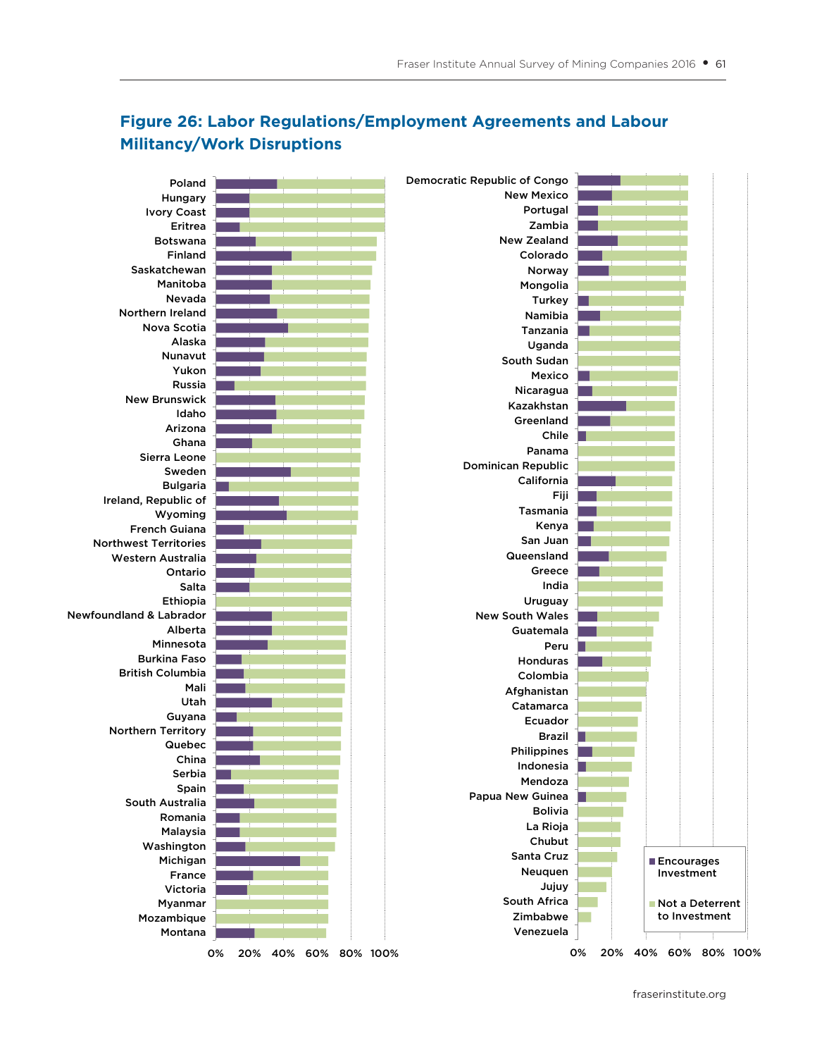## Figure 26: Labor Regulations/Employment Agreements and Labour Militancy/Work Disruptions

Poland
Hungary
Ivory Coast
Eritrea
Botswana
Finland
Saskatchewan
Manitoba
Nevada
Northern Ireland
Nova Scotia
Alaska
Nunavut
Yukon
Russia
New Brunswick
Idaho
Arizona
Ghana
Sierra Leone
Sweden
Bulgaria
Ireland, Republic of
Wyoming
French Guiana
Northwest Territories
Western Australia
Ontario
Salta
Ethiopia
Newfoundland & Labrador
Alberta
Minnesota
Burkina Faso
British Columbia
Mali
Utah
Guyana
Northern Territory
Quebec
China
Serbia
Spain
South Australia
Romania
Malaysia
Washington
Michigan
France
Victoria
Myanmar
Mozambique
Montana

Democratic Republic of Congo
New Mexico
Portugal
Zambia
New Zealand
Colorado
Norway
Mongolia
Turkey
Namibia
Tanzania
Uganda
South Sudan
Mexico
Nicaragua
Kazakhstan
Greenland
Chile
Panama
Dominican Republic
California
Fiji
Tasmania
Kenya
San Juan
Queensland
Greece
India
Uruguay
New South Wales
Guatemala
Peru
Honduras
Colombia
Afghanistan
Catamarca
Ecuador
Brazil
Philippines
Indonesia
Mendoza
Papua New Guinea
Bolivia
La Rioja
Chubut
Santa Cruz
Neuquen
Jujuy
South Africa
Zimbabwe
Venezuela

0% 20% 40% 60% 80% 100%

Encourages Investment
Not a Deterrent to Investment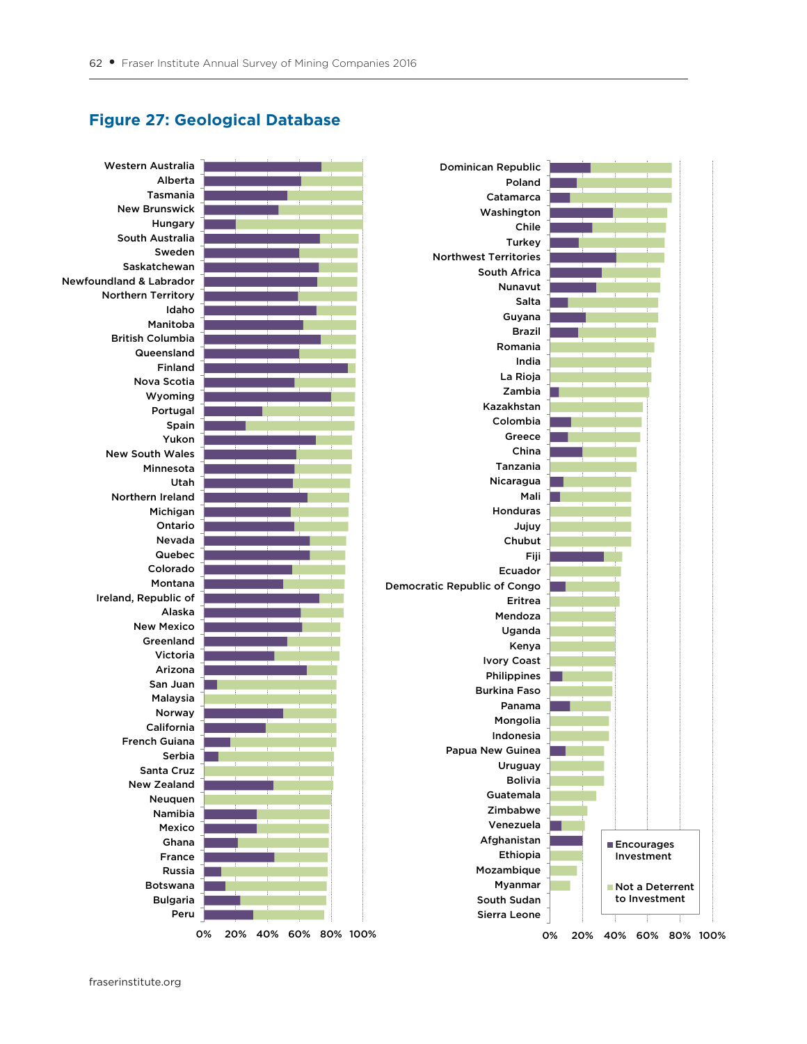## Figure 27: Geological Database

| Jurisdiction | Jurisdiction |
|---|---|
| Western Australia | Dominican Republic |
| Alberta | Poland |
| Tasmania | Catamarca |
| New Brunswick | Washington |
| Hungary | Chile |
| South Australia | Turkey |
| Sweden | Northwest Territories |
| Saskatchewan | South Africa |
| Newfoundland & Labrador | Nunavut |
| Northern Territory | Salta |
| Idaho | Guyana |
| Manitoba | Brazil |
| British Columbia | Romania |
| Queensland | India |
| Finland | La Rioja |
| Nova Scotia | Zambia |
| Wyoming | Kazakhstan |
| Portugal | Colombia |
| Spain | Greece |
| Yukon | China |
| New South Wales | Tanzania |
| Minnesota | Nicaragua |
| Utah | Mali |
| Northern Ireland | Honduras |
| Michigan | Jujuy |
| Ontario | Chubut |
| Nevada | Fiji |
| Quebec | Ecuador |
| Colorado | Democratic Republic of Congo |
| Montana | Eritrea |
| Ireland, Republic of | Mendoza |
| Alaska | Uganda |
| New Mexico | Kenya |
| Greenland | Ivory Coast |
| Victoria | Philippines |
| Arizona | Burkina Faso |
| San Juan | Panama |
| Malaysia | Mongolia |
| Norway | Indonesia |
| California | Papua New Guinea |
| French Guiana | Uruguay |
| Serbia | Bolivia |
| Santa Cruz | Guatemala |
| New Zealand | Zimbabwe |
| Neuquen | Venezuela |
| Namibia | Afghanistan |
| Mexico | Ethiopia |
| Ghana | Mozambique |
| France | Myanmar |
| Russia | South Sudan |
| Botswana | Sierra Leone |
| Bulgaria | |
| Peru | |

Axis: 0% 20% 40% 60% 80% 100%

Legend: Encourages Investment; Not a Deterrent to Investment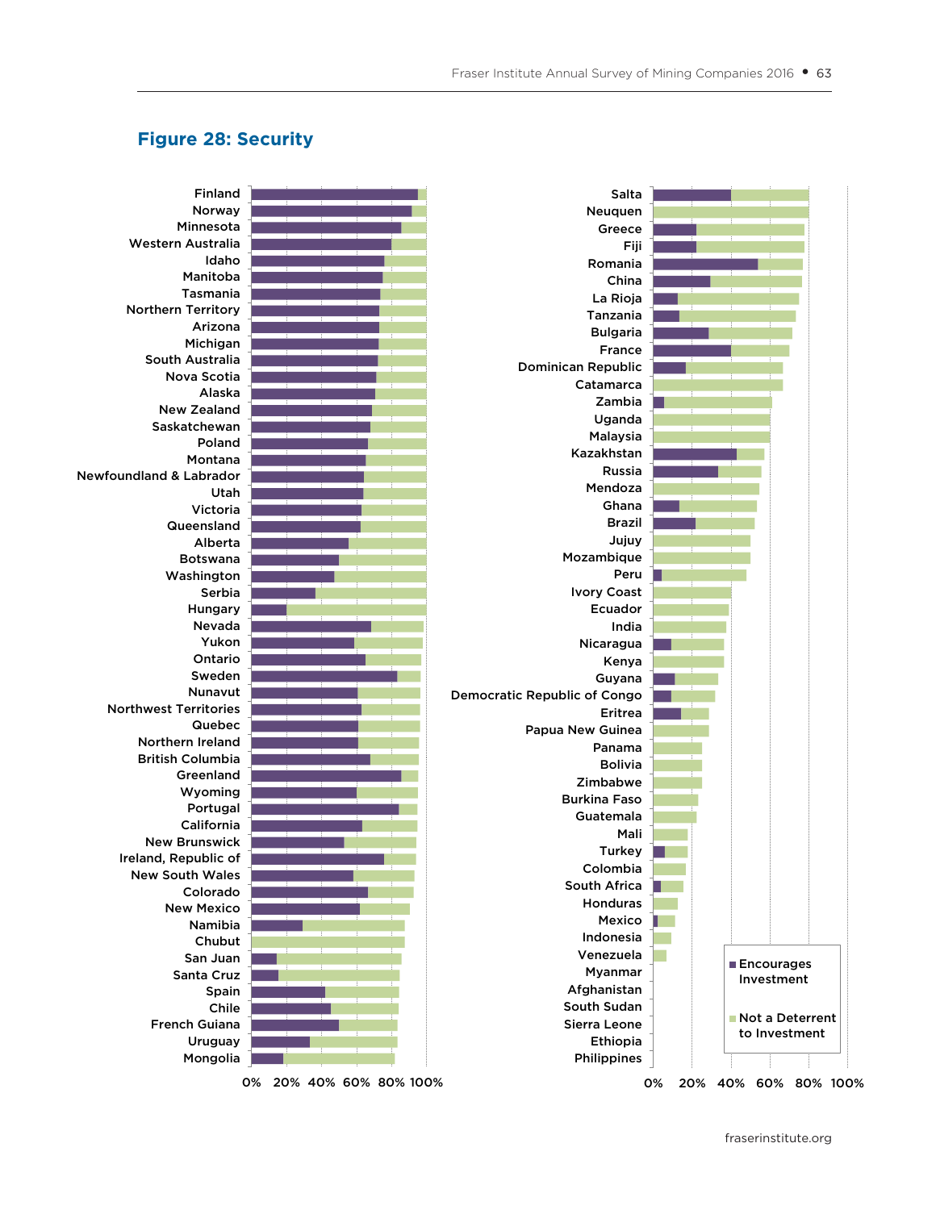## Figure 28: Security

Finland
Norway
Minnesota
Western Australia
Idaho
Manitoba
Tasmania
Northern Territory
Arizona
Michigan
South Australia
Nova Scotia
Alaska
New Zealand
Saskatchewan
Poland
Montana
Newfoundland & Labrador
Utah
Victoria
Queensland
Alberta
Botswana
Washington
Serbia
Hungary
Nevada
Yukon
Ontario
Sweden
Nunavut
Northwest Territories
Quebec
Northern Ireland
British Columbia
Greenland
Wyoming
Portugal
California
New Brunswick
Ireland, Republic of
New South Wales
Colorado
New Mexico
Namibia
Chubut
San Juan
Santa Cruz
Spain
Chile
French Guiana
Uruguay
Mongolia

0% 20% 40% 60% 80% 100%

Salta
Neuquen
Greece
Fiji
Romania
China
La Rioja
Tanzania
Bulgaria
France
Dominican Republic
Catamarca
Zambia
Uganda
Malaysia
Kazakhstan
Russia
Mendoza
Ghana
Brazil
Jujuy
Mozambique
Peru
Ivory Coast
Ecuador
India
Nicaragua
Kenya
Guyana
Democratic Republic of Congo
Eritrea
Papua New Guinea
Panama
Bolivia
Zimbabwe
Burkina Faso
Guatemala
Mali
Turkey
Colombia
South Africa
Honduras
Mexico
Indonesia
Venezuela
Myanmar
Afghanistan
South Sudan
Sierra Leone
Ethiopia
Philippines

0% 20% 40% 60% 80% 100%

Encourages Investment
Not a Deterrent to Investment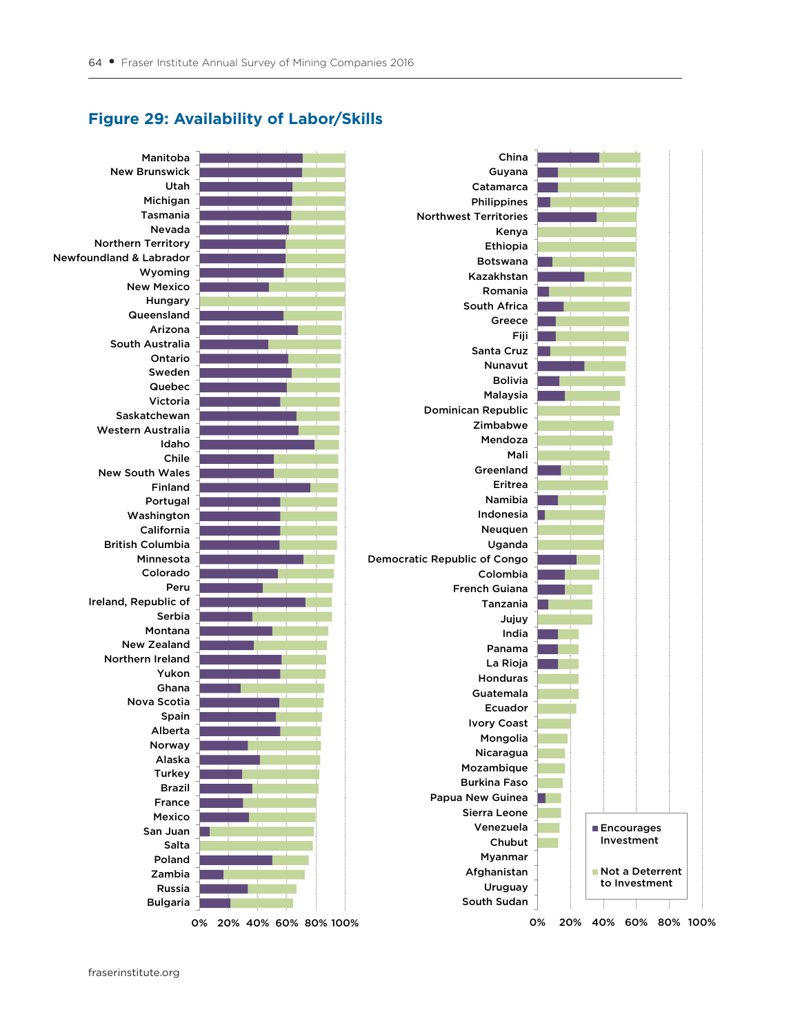## Figure 29: Availability of Labor/Skills

Manitoba
New Brunswick
Utah
Michigan
Tasmania
Nevada
Northern Territory
Newfoundland & Labrador
Wyoming
New Mexico
Hungary
Queensland
Arizona
South Australia
Ontario
Sweden
Quebec
Victoria
Saskatchewan
Western Australia
Idaho
Chile
New South Wales
Finland
Portugal
Washington
California
British Columbia
Minnesota
Colorado
Peru
Ireland, Republic of
Serbia
Montana
New Zealand
Northern Ireland
Yukon
Ghana
Nova Scotia
Spain
Alberta
Norway
Alaska
Turkey
Brazil
France
Mexico
San Juan
Salta
Poland
Zambia
Russia
Bulgaria

0% 20% 40% 60% 80% 100%

China
Guyana
Catamarca
Philippines
Northwest Territories
Kenya
Ethiopia
Botswana
Kazakhstan
Romania
South Africa
Greece
Fiji
Santa Cruz
Nunavut
Bolivia
Malaysia
Dominican Republic
Zimbabwe
Mendoza
Mali
Greenland
Eritrea
Namibia
Indonesia
Neuquen
Uganda
Democratic Republic of Congo
Colombia
French Guiana
Tanzania
Jujuy
India
Panama
La Rioja
Honduras
Guatemala
Ecuador
Ivory Coast
Mongolia
Nicaragua
Mozambique
Burkina Faso
Papua New Guinea
Sierra Leone
Venezuela
Chubut
Myanmar
Afghanistan
Uruguay
South Sudan

0% 20% 40% 60% 80% 100%

Encourages Investment
Not a Deterrent to Investment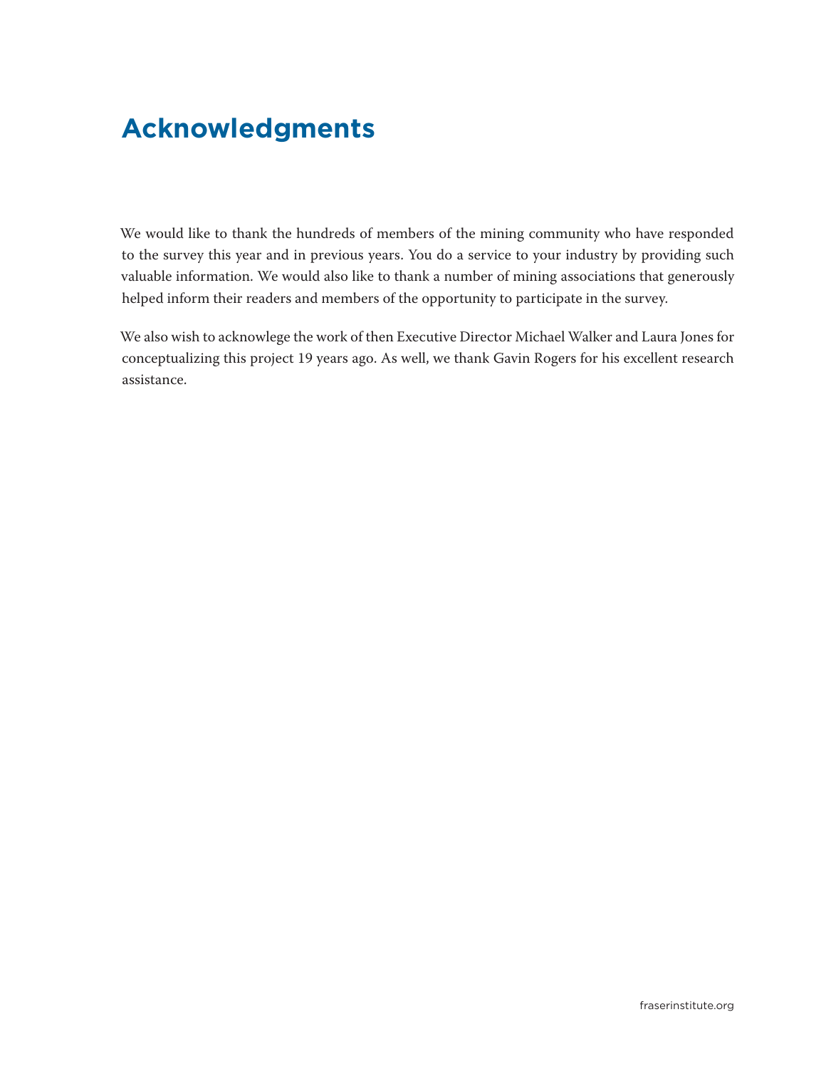# Acknowledgments

We would like to thank the hundreds of members of the mining community who have responded to the survey this year and in previous years. You do a service to your industry by providing such valuable information. We would also like to thank a number of mining associations that generously helped inform their readers and members of the opportunity to participate in the survey.

We also wish to acknowlege the work of then Executive Director Michael Walker and Laura Jones for conceptualizing this project 19 years ago. As well, we thank Gavin Rogers for his excellent research assistance.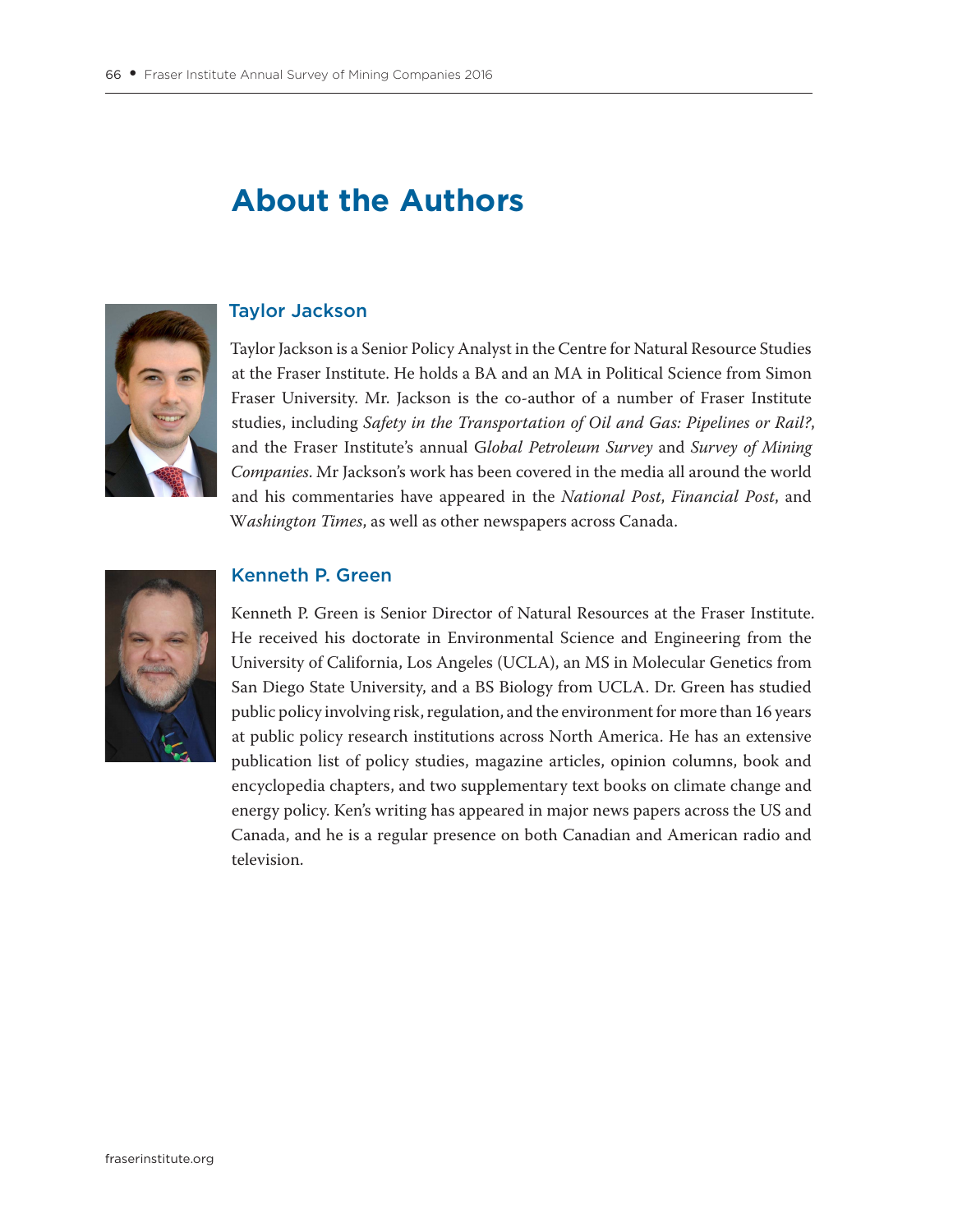# About the Authors

## Taylor Jackson

Taylor Jackson is a Senior Policy Analyst in the Centre for Natural Resource Studies at the Fraser Institute. He holds a BA and an MA in Political Science from Simon Fraser University. Mr. Jackson is the co-author of a number of Fraser Institute studies, including *Safety in the Transportation of Oil and Gas: Pipelines or Rail?*, and the Fraser Institute's annual G*lobal Petroleum Survey* and *Survey of Mining Companies*. Mr Jackson's work has been covered in the media all around the world and his commentaries have appeared in the *National Post*, *Financial Post*, and W*ashington Times*, as well as other newspapers across Canada.

## Kenneth P. Green

Kenneth P. Green is Senior Director of Natural Resources at the Fraser Institute. He received his doctorate in Environmental Science and Engineering from the University of California, Los Angeles (UCLA), an MS in Molecular Genetics from San Diego State University, and a BS Biology from UCLA. Dr. Green has studied public policy involving risk, regulation, and the environment for more than 16 years at public policy research institutions across North America. He has an extensive publication list of policy studies, magazine articles, opinion columns, book and encyclopedia chapters, and two supplementary text books on climate change and energy policy. Ken's writing has appeared in major news papers across the US and Canada, and he is a regular presence on both Canadian and American radio and television.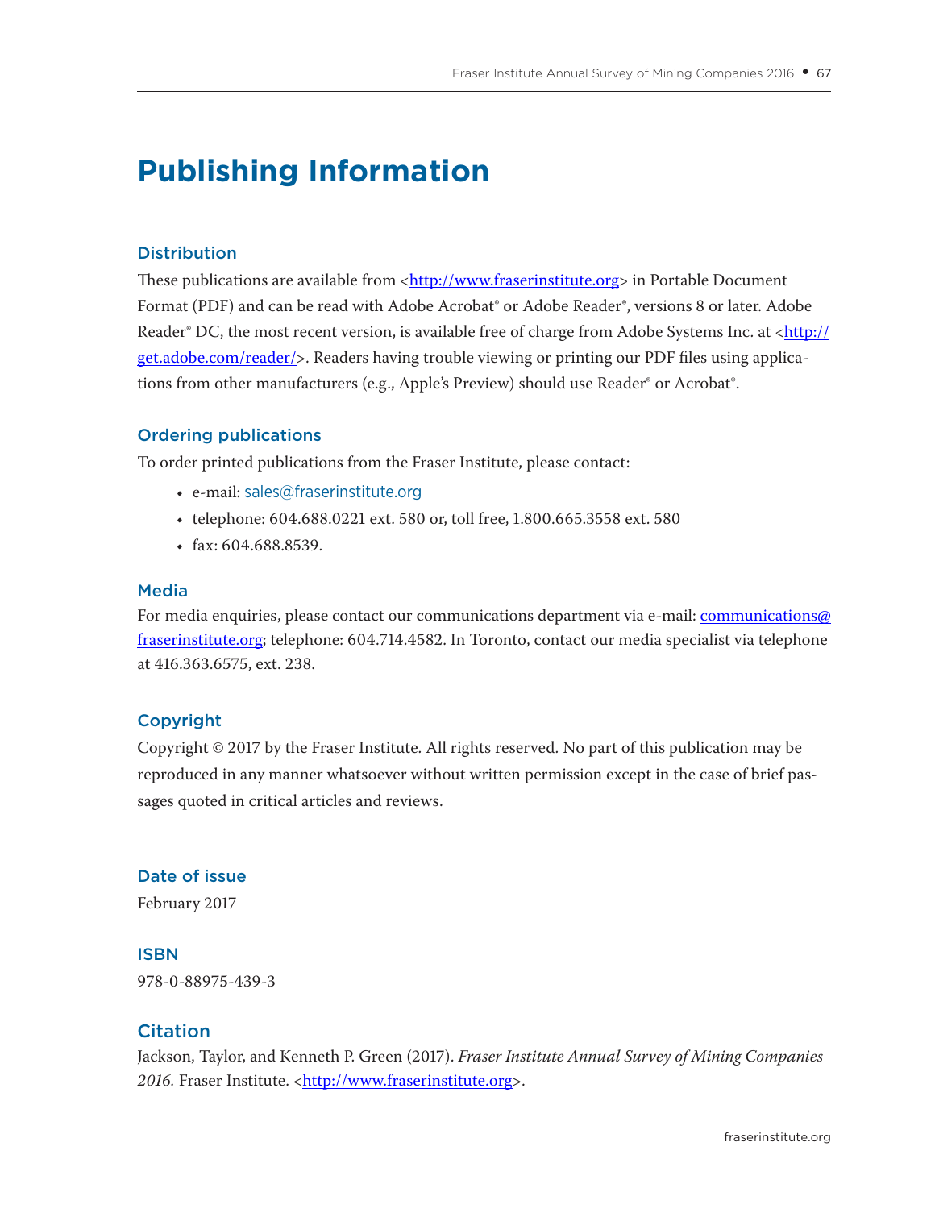# Publishing Information

### Distribution

These publications are available from <http://www.fraserinstitute.org> in Portable Document Format (PDF) and can be read with Adobe Acrobat® or Adobe Reader®, versions 8 or later. Adobe Reader® DC, the most recent version, is available free of charge from Adobe Systems Inc. at <http://get.adobe.com/reader/>. Readers having trouble viewing or printing our PDF files using applications from other manufacturers (e.g., Apple's Preview) should use Reader® or Acrobat®.

### Ordering publications

To order printed publications from the Fraser Institute, please contact:

- e-mail: sales@fraserinstitute.org
- telephone: 604.688.0221 ext. 580 or, toll free, 1.800.665.3558 ext. 580
- fax: 604.688.8539.

### Media

For media enquiries, please contact our communications department via e-mail: communications@fraserinstitute.org; telephone: 604.714.4582. In Toronto, contact our media specialist via telephone at 416.363.6575, ext. 238.

### Copyright

Copyright © 2017 by the Fraser Institute. All rights reserved. No part of this publication may be reproduced in any manner whatsoever without written permission except in the case of brief passages quoted in critical articles and reviews.

### Date of issue

February 2017

### ISBN

978-0-88975-439-3

### Citation

Jackson, Taylor, and Kenneth P. Green (2017). *Fraser Institute Annual Survey of Mining Companies 2016.* Fraser Institute. <http://www.fraserinstitute.org>.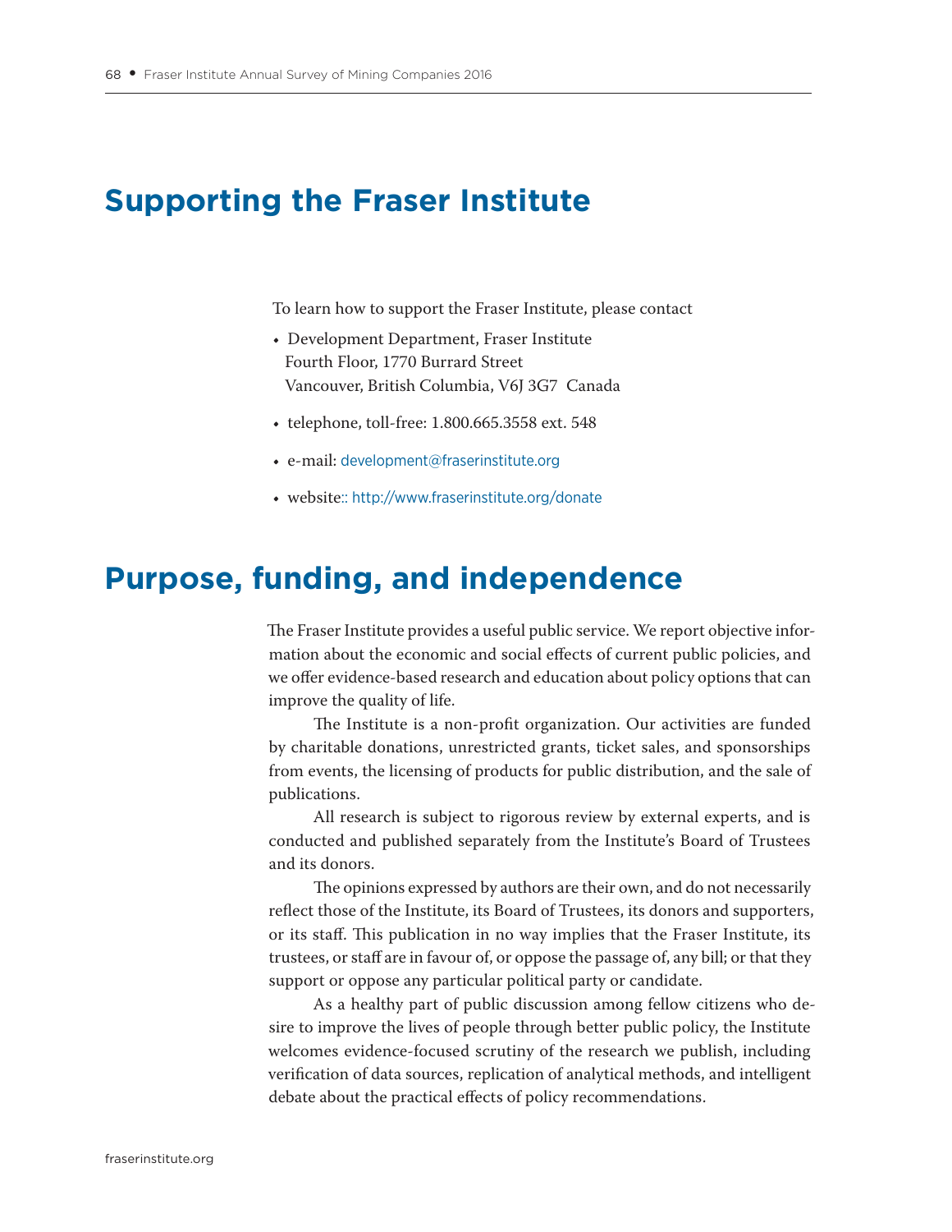# Supporting the Fraser Institute

To learn how to support the Fraser Institute, please contact

- Development Department, Fraser Institute
  Fourth Floor, 1770 Burrard Street
  Vancouver, British Columbia, V6J 3G7 Canada
- telephone, toll-free: 1.800.665.3558 ext. 548
- e-mail: development@fraserinstitute.org
- website:: http://www.fraserinstitute.org/donate

# Purpose, funding, and independence

The Fraser Institute provides a useful public service. We report objective information about the economic and social effects of current public policies, and we offer evidence-based research and education about policy options that can improve the quality of life.

The Institute is a non-profit organization. Our activities are funded by charitable donations, unrestricted grants, ticket sales, and sponsorships from events, the licensing of products for public distribution, and the sale of publications.

All research is subject to rigorous review by external experts, and is conducted and published separately from the Institute's Board of Trustees and its donors.

The opinions expressed by authors are their own, and do not necessarily reflect those of the Institute, its Board of Trustees, its donors and supporters, or its staff. This publication in no way implies that the Fraser Institute, its trustees, or staff are in favour of, or oppose the passage of, any bill; or that they support or oppose any particular political party or candidate.

As a healthy part of public discussion among fellow citizens who desire to improve the lives of people through better public policy, the Institute welcomes evidence-focused scrutiny of the research we publish, including verification of data sources, replication of analytical methods, and intelligent debate about the practical effects of policy recommendations.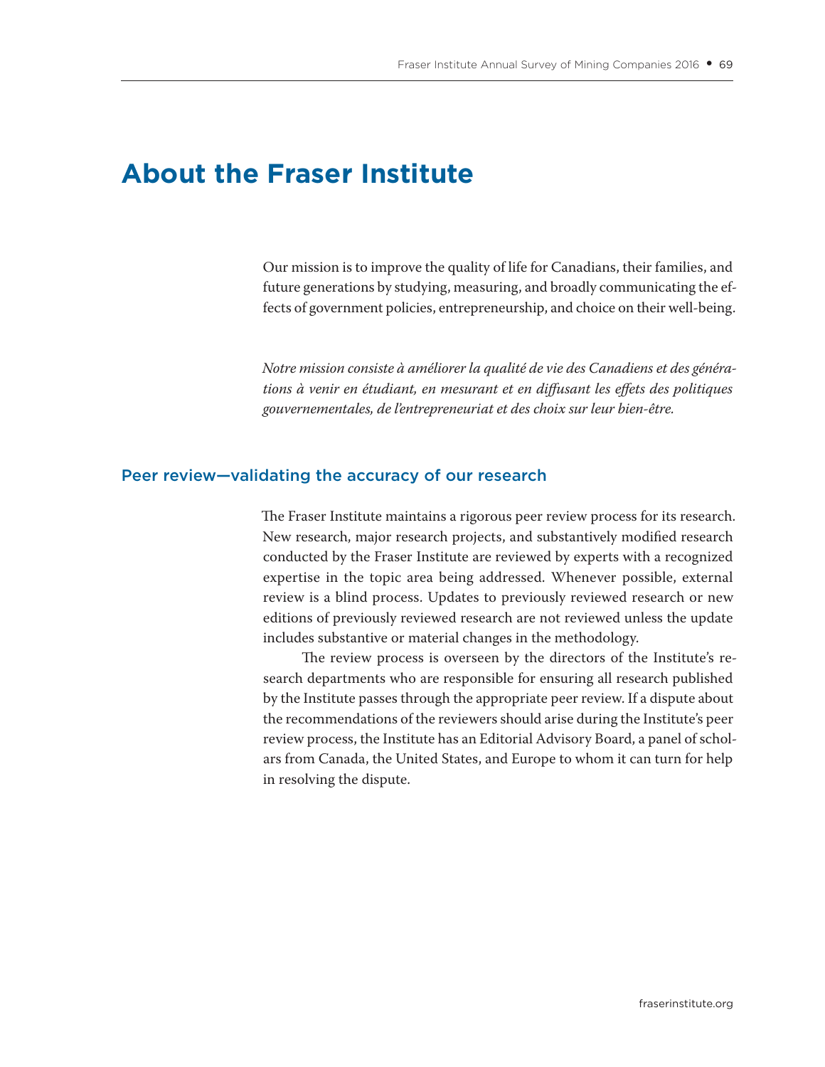# About the Fraser Institute

Our mission is to improve the quality of life for Canadians, their families, and future generations by studying, measuring, and broadly communicating the effects of government policies, entrepreneurship, and choice on their well-being.

*Notre mission consiste à améliorer la qualité de vie des Canadiens et des générations à venir en étudiant, en mesurant et en diffusant les effets des politiques gouvernementales, de l'entrepreneuriat et des choix sur leur bien-être.*

## Peer review—validating the accuracy of our research

The Fraser Institute maintains a rigorous peer review process for its research. New research, major research projects, and substantively modified research conducted by the Fraser Institute are reviewed by experts with a recognized expertise in the topic area being addressed. Whenever possible, external review is a blind process. Updates to previously reviewed research or new editions of previously reviewed research are not reviewed unless the update includes substantive or material changes in the methodology.

The review process is overseen by the directors of the Institute's research departments who are responsible for ensuring all research published by the Institute passes through the appropriate peer review. If a dispute about the recommendations of the reviewers should arise during the Institute's peer review process, the Institute has an Editorial Advisory Board, a panel of scholars from Canada, the United States, and Europe to whom it can turn for help in resolving the dispute.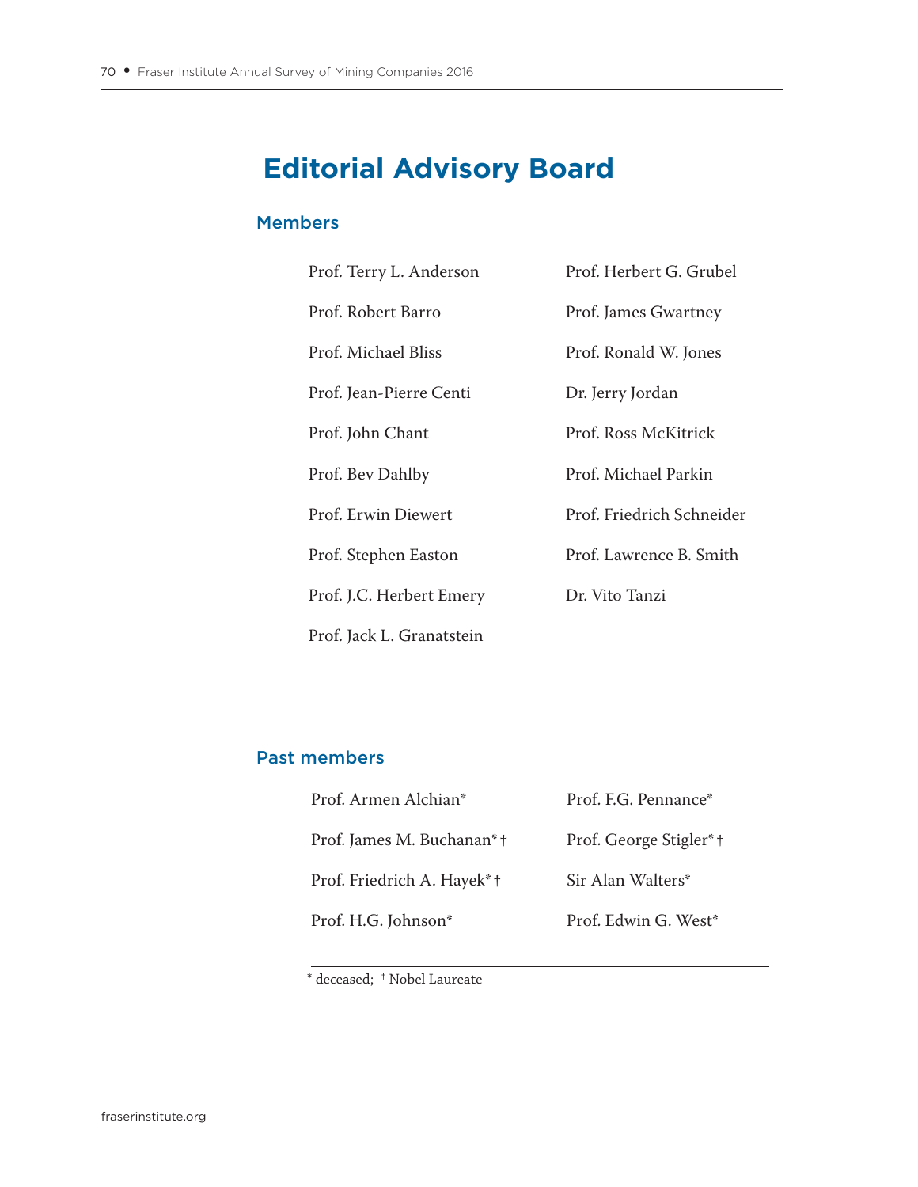# Editorial Advisory Board

## Members

Prof. Terry L. Anderson

Prof. Robert Barro

Prof. Michael Bliss

Prof. Jean-Pierre Centi

Prof. John Chant

Prof. Bev Dahlby

Prof. Erwin Diewert

Prof. Stephen Easton

Prof. J.C. Herbert Emery

Prof. Jack L. Granatstein

Prof. Herbert G. Grubel

Prof. James Gwartney

Prof. Ronald W. Jones

Dr. Jerry Jordan

Prof. Ross McKitrick

Prof. Michael Parkin

Prof. Friedrich Schneider

Prof. Lawrence B. Smith

Dr. Vito Tanzi

## Past members

Prof. Armen Alchian*

Prof. James M. Buchanan* †

Prof. Friedrich A. Hayek* †

Prof. H.G. Johnson*

Prof. F.G. Pennance*

Prof. George Stigler* †

Sir Alan Walters*

Prof. Edwin G. West*

\* deceased; † Nobel Laureate